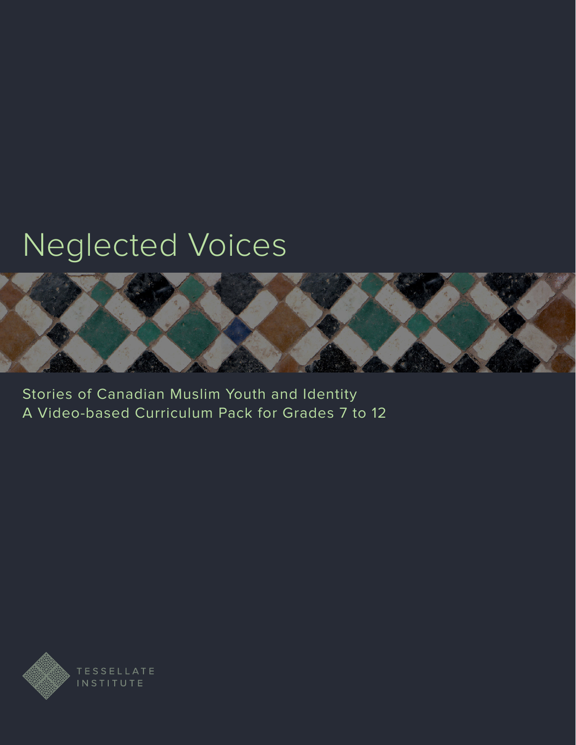# Neglected Voices

Stories of Canadian Muslim Youth and Identity
A Video-based Curriculum Pack for Grades 7 to 12

TESSELLATE INSTITUTE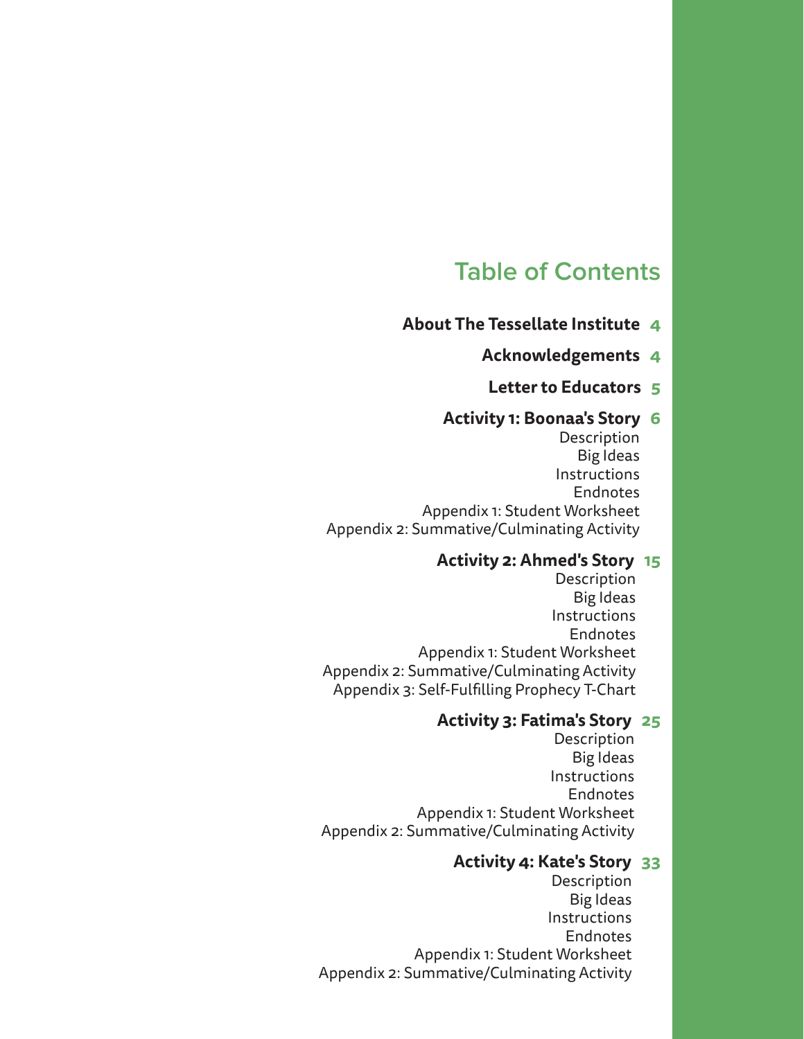# Table of Contents

**About The Tessellate Institute** 4

**Acknowledgements** 4

**Letter to Educators** 5

**Activity 1: Boonaa's Story** 6

- Description
- Big Ideas
- Instructions
- Endnotes
- Appendix 1: Student Worksheet
- Appendix 2: Summative/Culminating Activity

**Activity 2: Ahmed's Story** 15

- Description
- Big Ideas
- Instructions
- Endnotes
- Appendix 1: Student Worksheet
- Appendix 2: Summative/Culminating Activity
- Appendix 3: Self-Fulfilling Prophecy T-Chart

**Activity 3: Fatima's Story** 25

- Description
- Big Ideas
- Instructions
- Endnotes
- Appendix 1: Student Worksheet
- Appendix 2: Summative/Culminating Activity

**Activity 4: Kate's Story** 33

- Description
- Big Ideas
- Instructions
- Endnotes
- Appendix 1: Student Worksheet
- Appendix 2: Summative/Culminating Activity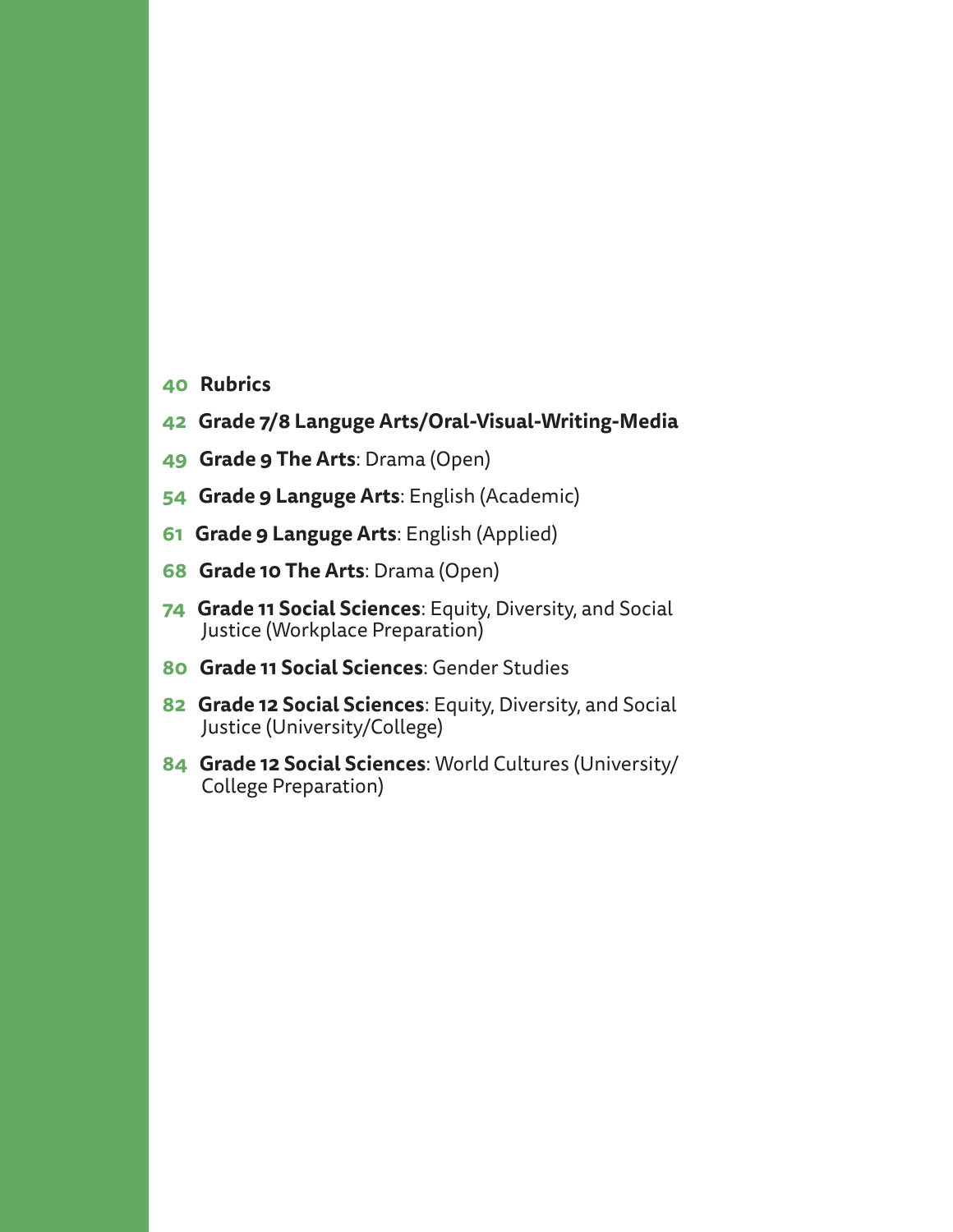40 **Rubrics**

42 **Grade 7/8 Languge Arts/Oral-Visual-Writing-Media**

49 **Grade 9 The Arts**: Drama (Open)

54 **Grade 9 Languge Arts**: English (Academic)

61 **Grade 9 Languge Arts**: English (Applied)

68 **Grade 10 The Arts**: Drama (Open)

74 **Grade 11 Social Sciences**: Equity, Diversity, and Social Justice (Workplace Preparation)

80 **Grade 11 Social Sciences**: Gender Studies

82 **Grade 12 Social Sciences**: Equity, Diversity, and Social Justice (University/College)

84 **Grade 12 Social Sciences**: World Cultures (University/College Preparation)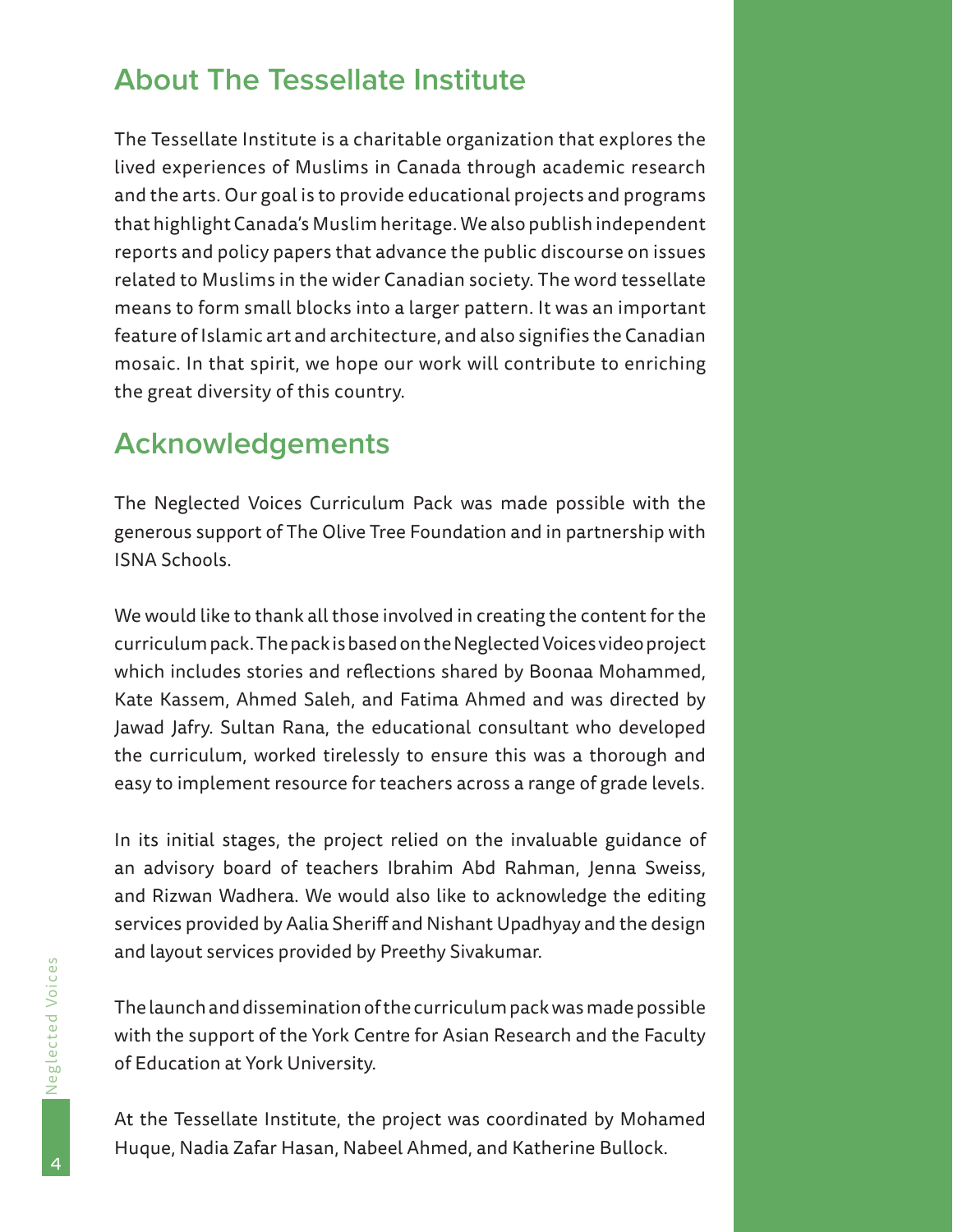## About The Tessellate Institute

The Tessellate Institute is a charitable organization that explores the lived experiences of Muslims in Canada through academic research and the arts. Our goal is to provide educational projects and programs that highlight Canada's Muslim heritage. We also publish independent reports and policy papers that advance the public discourse on issues related to Muslims in the wider Canadian society. The word tessellate means to form small blocks into a larger pattern. It was an important feature of Islamic art and architecture, and also signifies the Canadian mosaic. In that spirit, we hope our work will contribute to enriching the great diversity of this country.

## Acknowledgements

The Neglected Voices Curriculum Pack was made possible with the generous support of The Olive Tree Foundation and in partnership with ISNA Schools.

We would like to thank all those involved in creating the content for the curriculum pack. The pack is based on the Neglected Voices video project which includes stories and reflections shared by Boonaa Mohammed, Kate Kassem, Ahmed Saleh, and Fatima Ahmed and was directed by Jawad Jafry. Sultan Rana, the educational consultant who developed the curriculum, worked tirelessly to ensure this was a thorough and easy to implement resource for teachers across a range of grade levels.

In its initial stages, the project relied on the invaluable guidance of an advisory board of teachers Ibrahim Abd Rahman, Jenna Sweiss, and Rizwan Wadhera. We would also like to acknowledge the editing services provided by Aalia Sheriff and Nishant Upadhyay and the design and layout services provided by Preethy Sivakumar.

The launch and dissemination of the curriculum pack was made possible with the support of the York Centre for Asian Research and the Faculty of Education at York University.

At the Tessellate Institute, the project was coordinated by Mohamed Huque, Nadia Zafar Hasan, Nabeel Ahmed, and Katherine Bullock.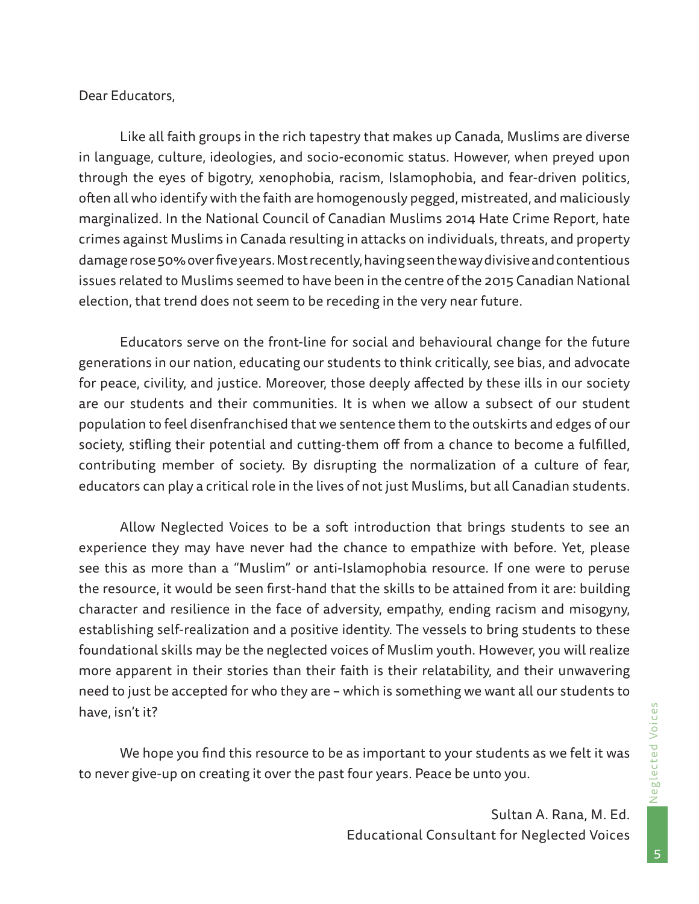Dear Educators,

Like all faith groups in the rich tapestry that makes up Canada, Muslims are diverse in language, culture, ideologies, and socio-economic status. However, when preyed upon through the eyes of bigotry, xenophobia, racism, Islamophobia, and fear-driven politics, often all who identify with the faith are homogenously pegged, mistreated, and maliciously marginalized. In the National Council of Canadian Muslims 2014 Hate Crime Report, hate crimes against Muslims in Canada resulting in attacks on individuals, threats, and property damage rose 50% over five years. Most recently, having seen the way divisive and contentious issues related to Muslims seemed to have been in the centre of the 2015 Canadian National election, that trend does not seem to be receding in the very near future.

Educators serve on the front-line for social and behavioural change for the future generations in our nation, educating our students to think critically, see bias, and advocate for peace, civility, and justice. Moreover, those deeply affected by these ills in our society are our students and their communities. It is when we allow a subsect of our student population to feel disenfranchised that we sentence them to the outskirts and edges of our society, stifling their potential and cutting-them off from a chance to become a fulfilled, contributing member of society. By disrupting the normalization of a culture of fear, educators can play a critical role in the lives of not just Muslims, but all Canadian students.

Allow Neglected Voices to be a soft introduction that brings students to see an experience they may have never had the chance to empathize with before. Yet, please see this as more than a "Muslim" or anti-Islamophobia resource. If one were to peruse the resource, it would be seen first-hand that the skills to be attained from it are: building character and resilience in the face of adversity, empathy, ending racism and misogyny, establishing self-realization and a positive identity. The vessels to bring students to these foundational skills may be the neglected voices of Muslim youth. However, you will realize more apparent in their stories than their faith is their relatability, and their unwavering need to just be accepted for who they are – which is something we want all our students to have, isn't it?

We hope you find this resource to be as important to your students as we felt it was to never give-up on creating it over the past four years. Peace be unto you.

Sultan A. Rana, M. Ed.
Educational Consultant for Neglected Voices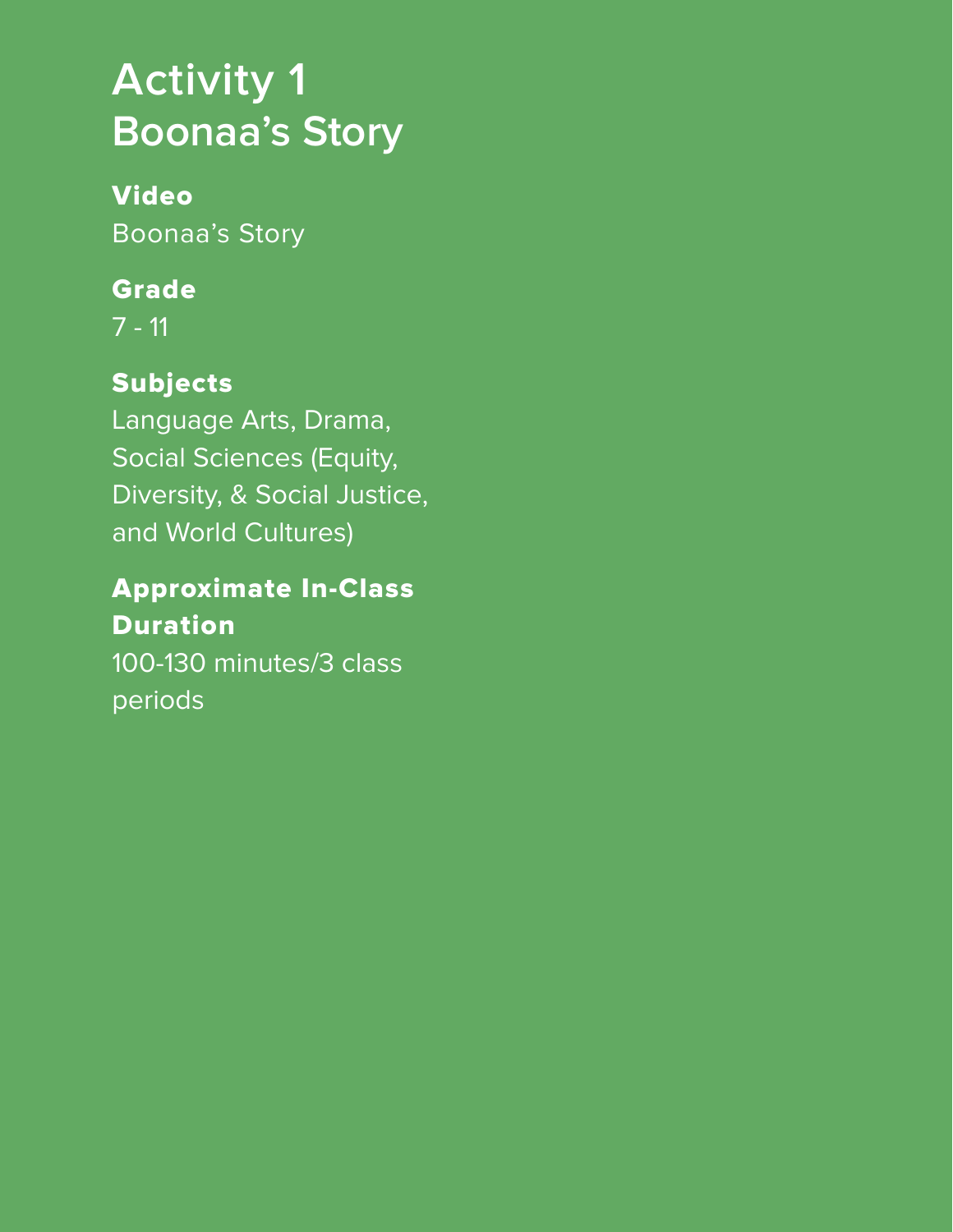# Activity 1
# Boonaa's Story

**Video**
Boonaa's Story

**Grade**
7 - 11

**Subjects**
Language Arts, Drama, Social Sciences (Equity, Diversity, & Social Justice, and World Cultures)

**Approximate In-Class Duration**
100-130 minutes/3 class periods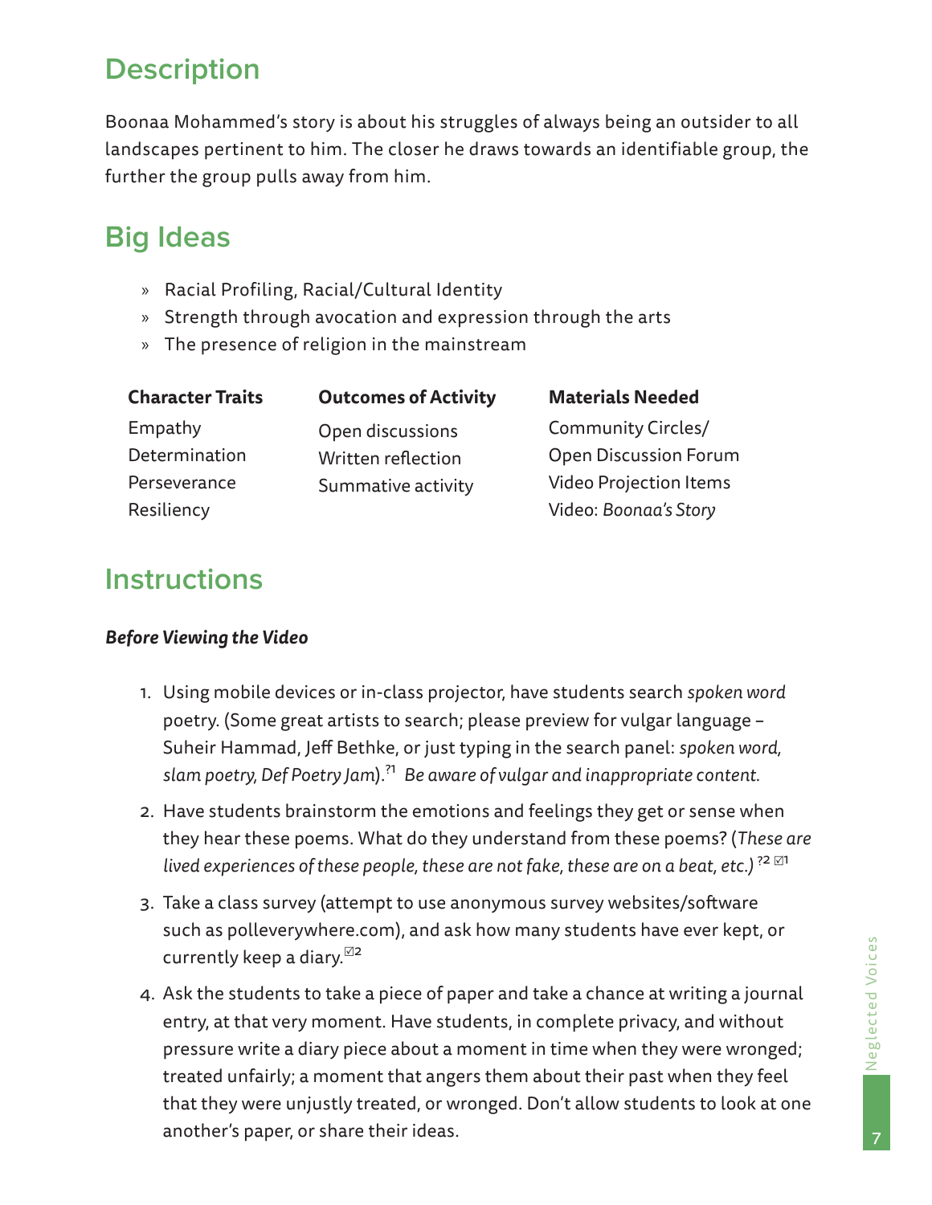## Description

Boonaa Mohammed's story is about his struggles of always being an outsider to all landscapes pertinent to him. The closer he draws towards an identifiable group, the further the group pulls away from him.

## Big Ideas

- Racial Profiling, Racial/Cultural Identity
- Strength through avocation and expression through the arts
- The presence of religion in the mainstream

| Character Traits | Outcomes of Activity | Materials Needed |
|---|---|---|
| Empathy | Open discussions | Community Circles/ Open Discussion Forum |
| Determination | Written reflection | Video Projection Items |
| Perseverance | Summative activity | Video: *Boonaa's Story* |
| Resiliency | | |

## Instructions

***Before Viewing the Video***

1. Using mobile devices or in-class projector, have students search *spoken word* poetry. (Some great artists to search; please preview for vulgar language – Suheir Hammad, Jeff Bethke, or just typing in the search panel: *spoken word, slam poetry, Def Poetry Jam*).?1 *Be aware of vulgar and inappropriate content.*
2. Have students brainstorm the emotions and feelings they get or sense when they hear these poems. What do they understand from these poems? (*These are lived experiences of these people, these are not fake, these are on a beat, etc.)* ?2 ☑1
3. Take a class survey (attempt to use anonymous survey websites/software such as polleverywhere.com), and ask how many students have ever kept, or currently keep a diary.☑2
4. Ask the students to take a piece of paper and take a chance at writing a journal entry, at that very moment. Have students, in complete privacy, and without pressure write a diary piece about a moment in time when they were wronged; treated unfairly; a moment that angers them about their past when they feel that they were unjustly treated, or wronged. Don't allow students to look at one another's paper, or share their ideas.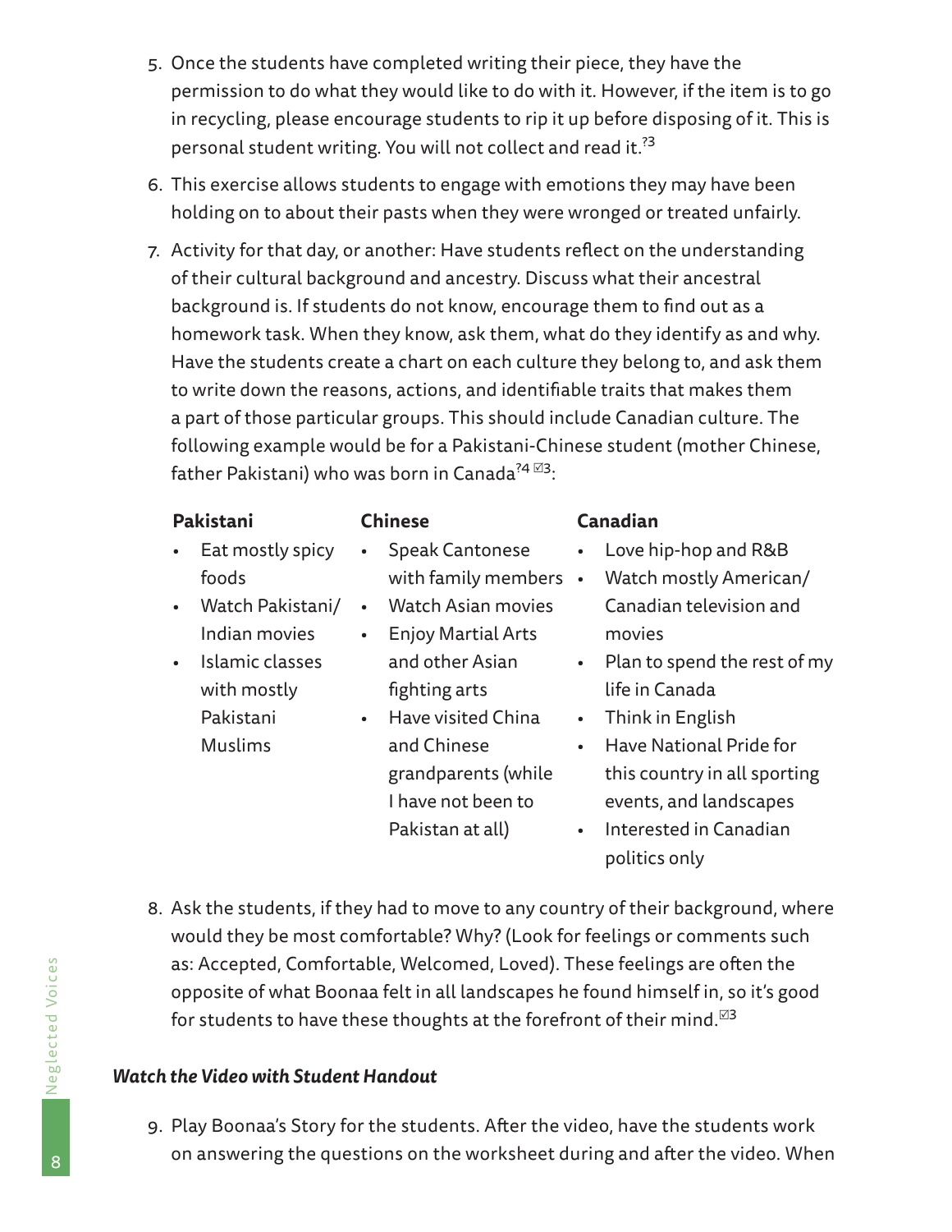5. Once the students have completed writing their piece, they have the permission to do what they would like to do with it. However, if the item is to go in recycling, please encourage students to rip it up before disposing of it. This is personal student writing. You will not collect and read it.[?3]

6. This exercise allows students to engage with emotions they may have been holding on to about their pasts when they were wronged or treated unfairly.

7. Activity for that day, or another: Have students reflect on the understanding of their cultural background and ancestry. Discuss what their ancestral background is. If students do not know, encourage them to find out as a homework task. When they know, ask them, what do they identify as and why. Have the students create a chart on each culture they belong to, and ask them to write down the reasons, actions, and identifiable traits that makes them a part of those particular groups. This should include Canadian culture. The following example would be for a Pakistani-Chinese student (mother Chinese, father Pakistani) who was born in Canada[?4 ☑3]:

| Pakistani | Chinese | Canadian |
| --- | --- | --- |
| • Eat mostly spicy foods<br>• Watch Pakistani/Indian movies<br>• Islamic classes with mostly Pakistani Muslims | • Speak Cantonese with family members<br>• Watch Asian movies<br>• Enjoy Martial Arts and other Asian fighting arts<br>• Have visited China and Chinese grandparents (while I have not been to Pakistan at all) | • Love hip-hop and R&B<br>• Watch mostly American/Canadian television and movies<br>• Plan to spend the rest of my life in Canada<br>• Think in English<br>• Have National Pride for this country in all sporting events, and landscapes<br>• Interested in Canadian politics only |

8. Ask the students, if they had to move to any country of their background, where would they be most comfortable? Why? (Look for feelings or comments such as: Accepted, Comfortable, Welcomed, Loved). These feelings are often the opposite of what Boonaa felt in all landscapes he found himself in, so it's good for students to have these thoughts at the forefront of their mind.[☑3]

***Watch the Video with Student Handout***

9. Play Boonaa's Story for the students. After the video, have the students work on answering the questions on the worksheet during and after the video. When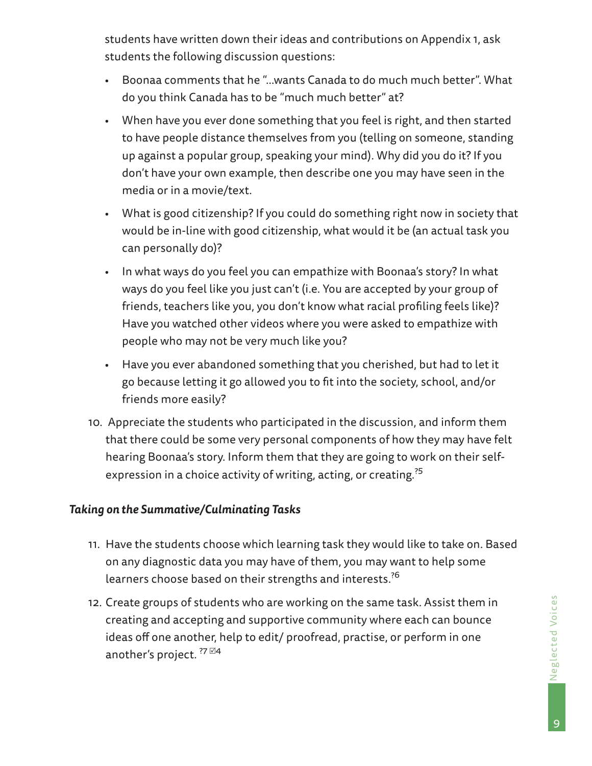students have written down their ideas and contributions on Appendix 1, ask students the following discussion questions:

- Boonaa comments that he "...wants Canada to do much much better". What do you think Canada has to be "much much better" at?
- When have you ever done something that you feel is right, and then started to have people distance themselves from you (telling on someone, standing up against a popular group, speaking your mind). Why did you do it? If you don't have your own example, then describe one you may have seen in the media or in a movie/text.
- What is good citizenship? If you could do something right now in society that would be in-line with good citizenship, what would it be (an actual task you can personally do)?
- In what ways do you feel you can empathize with Boonaa's story? In what ways do you feel like you just can't (i.e. You are accepted by your group of friends, teachers like you, you don't know what racial profiling feels like)? Have you watched other videos where you were asked to empathize with people who may not be very much like you?
- Have you ever abandoned something that you cherished, but had to let it go because letting it go allowed you to fit into the society, school, and/or friends more easily?

10. Appreciate the students who participated in the discussion, and inform them that there could be some very personal components of how they may have felt hearing Boonaa's story. Inform them that they are going to work on their self-expression in a choice activity of writing, acting, or creating. ?5

### *Taking on the Summative/Culminating Tasks*

11. Have the students choose which learning task they would like to take on. Based on any diagnostic data you may have of them, you may want to help some learners choose based on their strengths and interests. ?6
12. Create groups of students who are working on the same task. Assist them in creating and accepting and supportive community where each can bounce ideas off one another, help to edit/ proofread, practise, or perform in one another's project. ?7 ☑4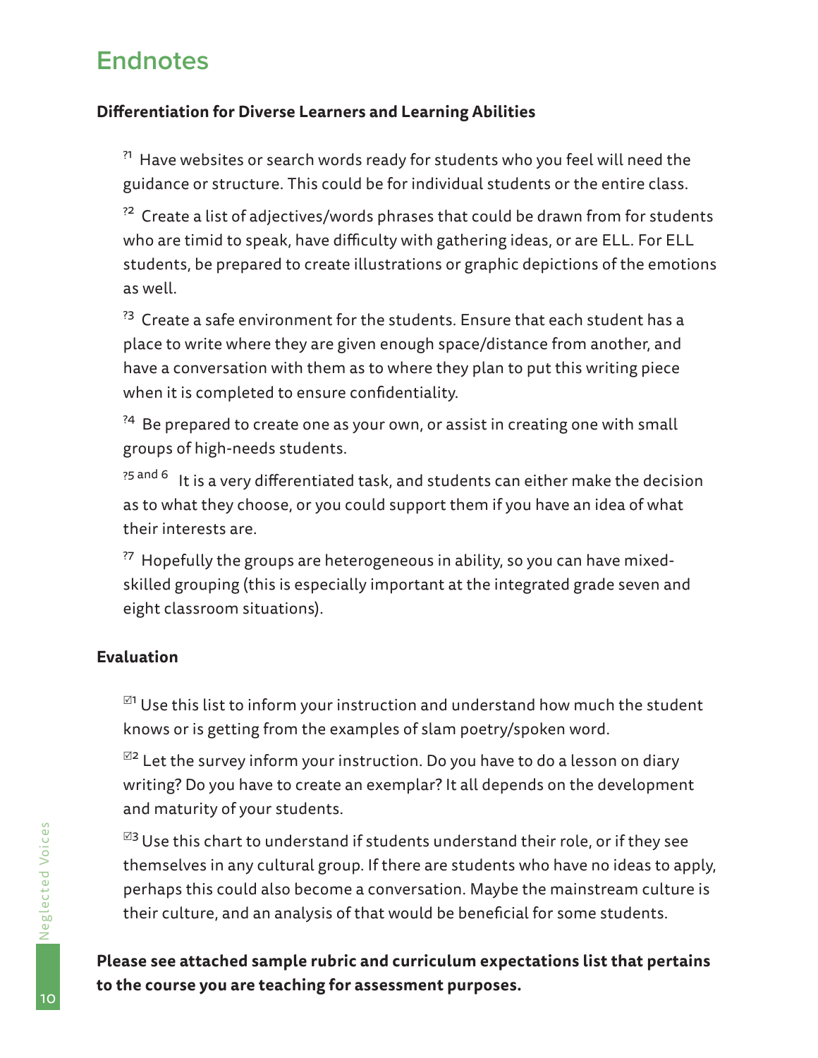# Endnotes

**Differentiation for Diverse Learners and Learning Abilities**

?1 Have websites or search words ready for students who you feel will need the guidance or structure. This could be for individual students or the entire class.

?2 Create a list of adjectives/words phrases that could be drawn from for students who are timid to speak, have difficulty with gathering ideas, or are ELL. For ELL students, be prepared to create illustrations or graphic depictions of the emotions as well.

?3 Create a safe environment for the students. Ensure that each student has a place to write where they are given enough space/distance from another, and have a conversation with them as to where they plan to put this writing piece when it is completed to ensure confidentiality.

?4 Be prepared to create one as your own, or assist in creating one with small groups of high-needs students.

?5 and 6 It is a very differentiated task, and students can either make the decision as to what they choose, or you could support them if you have an idea of what their interests are.

?7 Hopefully the groups are heterogeneous in ability, so you can have mixed-skilled grouping (this is especially important at the integrated grade seven and eight classroom situations).

**Evaluation**

☑1 Use this list to inform your instruction and understand how much the student knows or is getting from the examples of slam poetry/spoken word.

☑2 Let the survey inform your instruction. Do you have to do a lesson on diary writing? Do you have to create an exemplar? It all depends on the development and maturity of your students.

☑3 Use this chart to understand if students understand their role, or if they see themselves in any cultural group. If there are students who have no ideas to apply, perhaps this could also become a conversation. Maybe the mainstream culture is their culture, and an analysis of that would be beneficial for some students.

**Please see attached sample rubric and curriculum expectations list that pertains to the course you are teaching for assessment purposes.**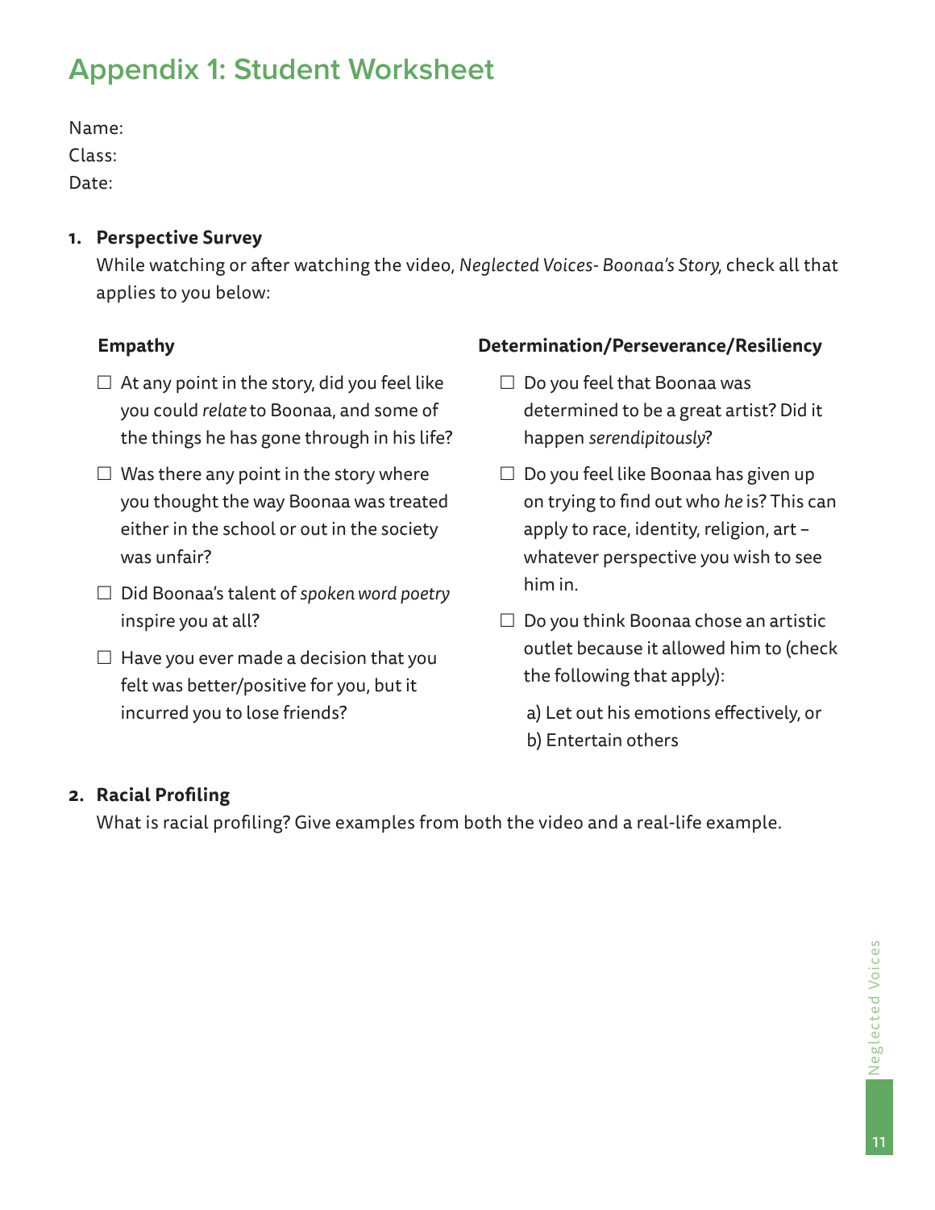# Appendix 1: Student Worksheet

Name:  
Class:  
Date:

1. **Perspective Survey**

   While watching or after watching the video, *Neglected Voices- Boonaa's Story*, check all that applies to you below:

   **Empathy**

   - ☐ At any point in the story, did you feel like you could *relate* to Boonaa, and some of the things he has gone through in his life?
   - ☐ Was there any point in the story where you thought the way Boonaa was treated either in the school or out in the society was unfair?
   - ☐ Did Boonaa's talent of *spoken word poetry* inspire you at all?
   - ☐ Have you ever made a decision that you felt was better/positive for you, but it incurred you to lose friends?

   **Determination/Perseverance/Resiliency**

   - ☐ Do you feel that Boonaa was determined to be a great artist? Did it happen *serendipitously*?
   - ☐ Do you feel like Boonaa has given up on trying to find out who *he* is? This can apply to race, identity, religion, art – whatever perspective you wish to see him in.
   - ☐ Do you think Boonaa chose an artistic outlet because it allowed him to (check the following that apply):

     a) Let out his emotions effectively, or  
     b) Entertain others

2. **Racial Profiling**

   What is racial profiling? Give examples from both the video and a real-life example.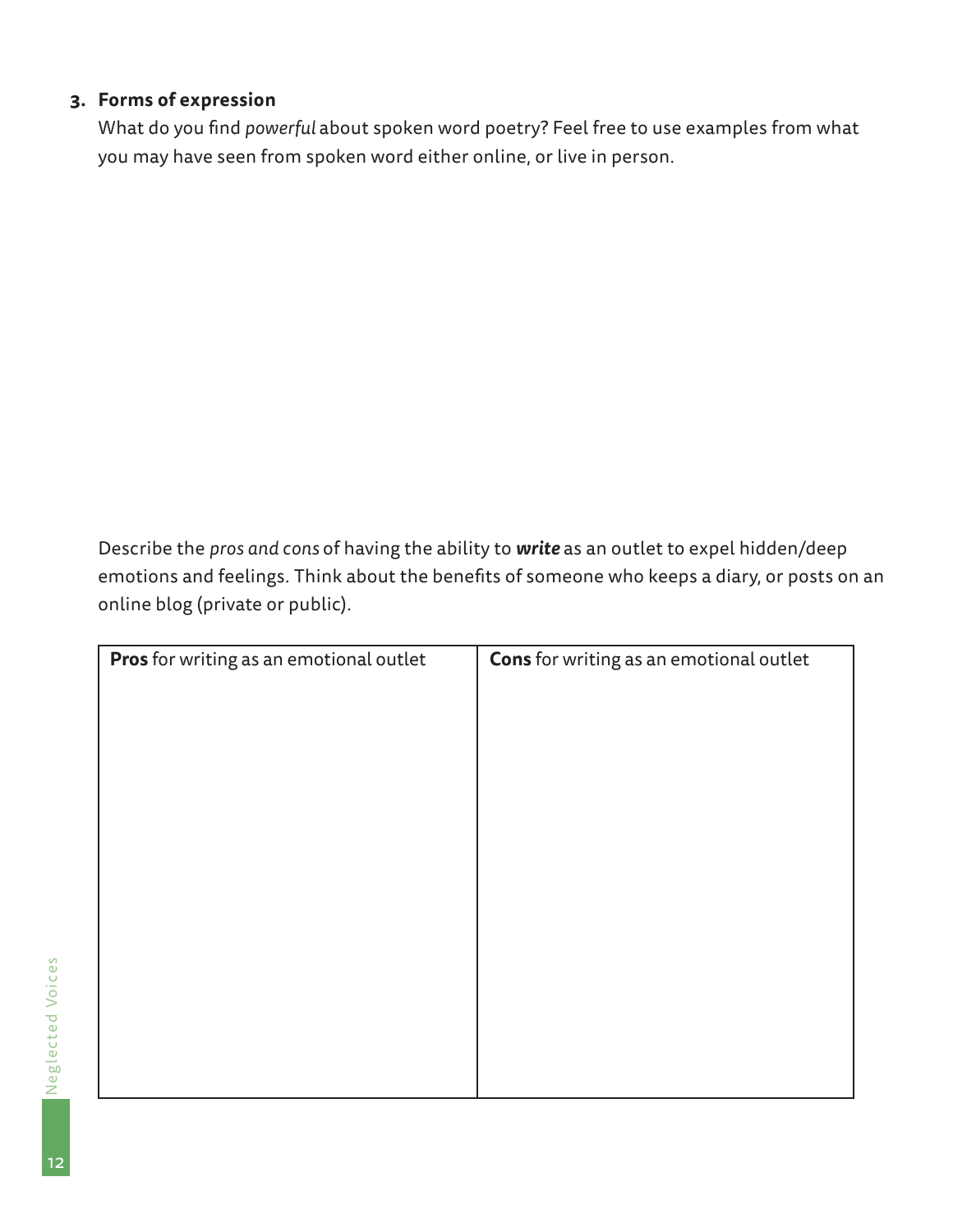3. **Forms of expression**

   What do you find *powerful* about spoken word poetry? Feel free to use examples from what you may have seen from spoken word either online, or live in person.

Describe the *pros and cons* of having the ability to ***write*** as an outlet to expel hidden/deep emotions and feelings. Think about the benefits of someone who keeps a diary, or posts on an online blog (private or public).

| **Pros** for writing as an emotional outlet | **Cons** for writing as an emotional outlet |
| --- | --- |
| | |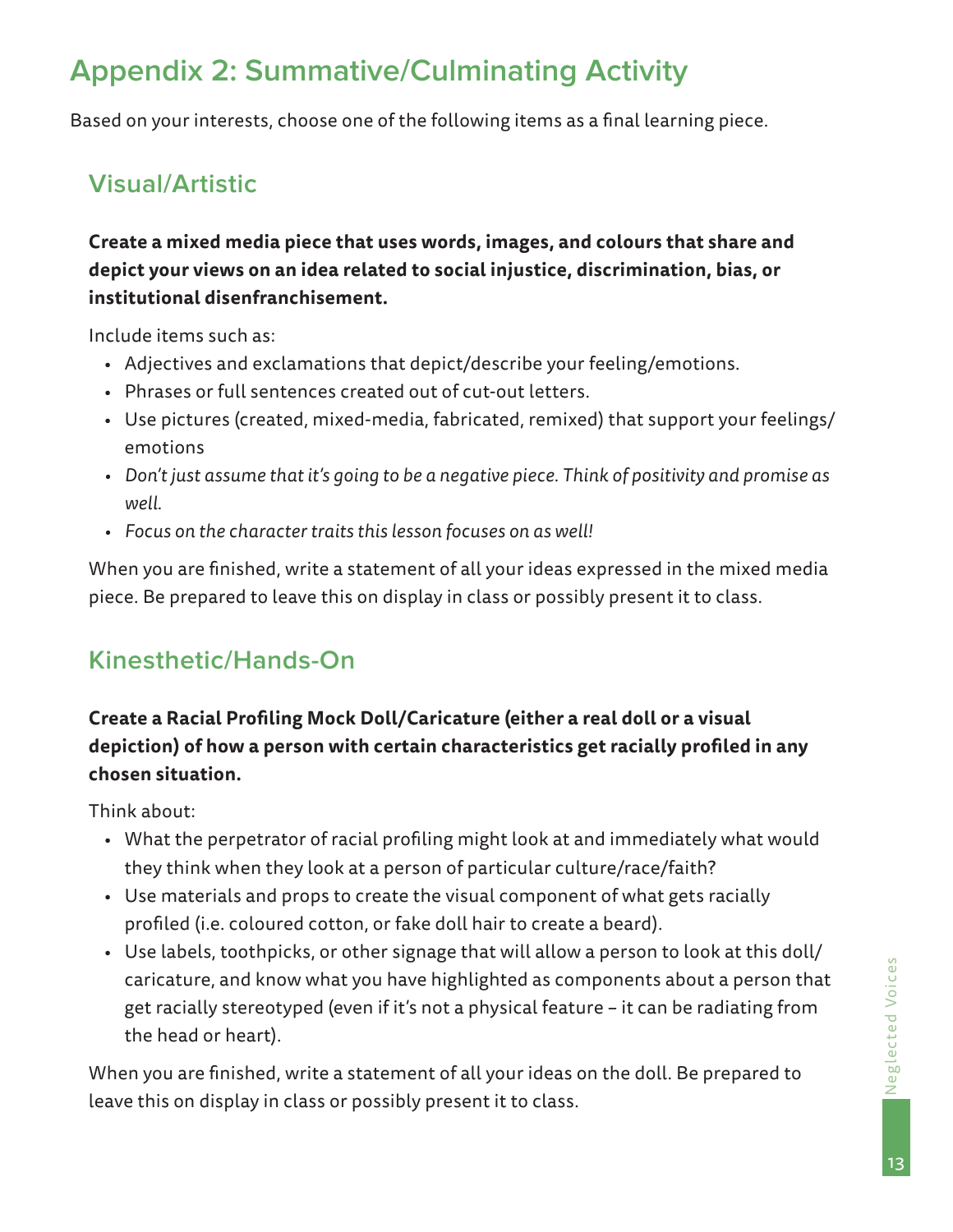# Appendix 2: Summative/Culminating Activity

Based on your interests, choose one of the following items as a final learning piece.

## Visual/Artistic

**Create a mixed media piece that uses words, images, and colours that share and depict your views on an idea related to social injustice, discrimination, bias, or institutional disenfranchisement.**

Include items such as:

- Adjectives and exclamations that depict/describe your feeling/emotions.
- Phrases or full sentences created out of cut-out letters.
- Use pictures (created, mixed-media, fabricated, remixed) that support your feelings/ emotions
- *Don't just assume that it's going to be a negative piece. Think of positivity and promise as well.*
- *Focus on the character traits this lesson focuses on as well!*

When you are finished, write a statement of all your ideas expressed in the mixed media piece. Be prepared to leave this on display in class or possibly present it to class.

## Kinesthetic/Hands-On

**Create a Racial Profiling Mock Doll/Caricature (either a real doll or a visual depiction) of how a person with certain characteristics get racially profiled in any chosen situation.**

Think about:

- What the perpetrator of racial profiling might look at and immediately what would they think when they look at a person of particular culture/race/faith?
- Use materials and props to create the visual component of what gets racially profiled (i.e. coloured cotton, or fake doll hair to create a beard).
- Use labels, toothpicks, or other signage that will allow a person to look at this doll/ caricature, and know what you have highlighted as components about a person that get racially stereotyped (even if it's not a physical feature – it can be radiating from the head or heart).

When you are finished, write a statement of all your ideas on the doll. Be prepared to leave this on display in class or possibly present it to class.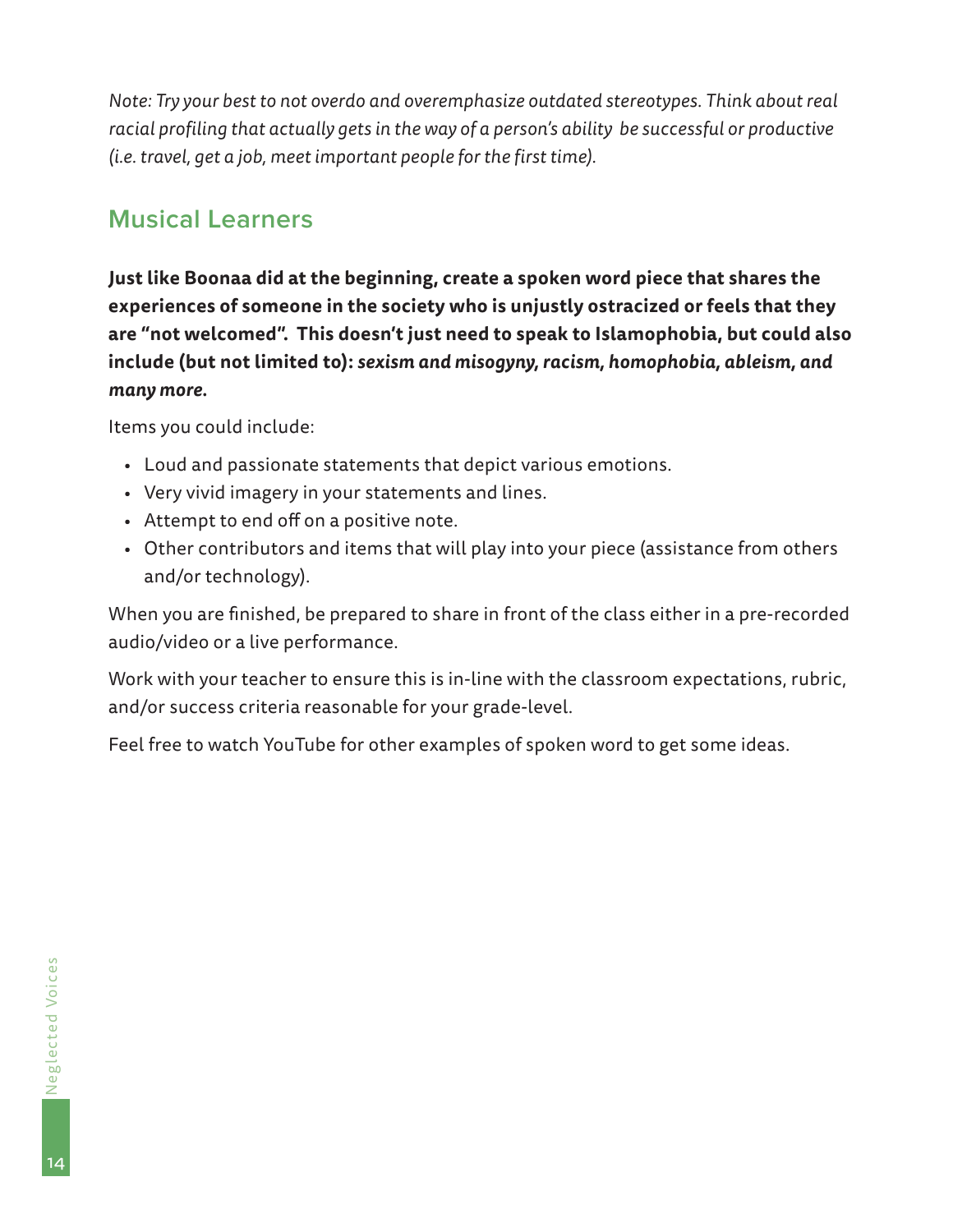*Note: Try your best to not overdo and overemphasize outdated stereotypes. Think about real racial profiling that actually gets in the way of a person's ability be successful or productive (i.e. travel, get a job, meet important people for the first time).*

## Musical Learners

**Just like Boonaa did at the beginning, create a spoken word piece that shares the experiences of someone in the society who is unjustly ostracized or feels that they are "not welcomed". This doesn't just need to speak to Islamophobia, but could also include (but not limited to): *sexism and misogyny, racism, homophobia, ableism, and many more.***

Items you could include:

- Loud and passionate statements that depict various emotions.
- Very vivid imagery in your statements and lines.
- Attempt to end off on a positive note.
- Other contributors and items that will play into your piece (assistance from others and/or technology).

When you are finished, be prepared to share in front of the class either in a pre-recorded audio/video or a live performance.

Work with your teacher to ensure this is in-line with the classroom expectations, rubric, and/or success criteria reasonable for your grade-level.

Feel free to watch YouTube for other examples of spoken word to get some ideas.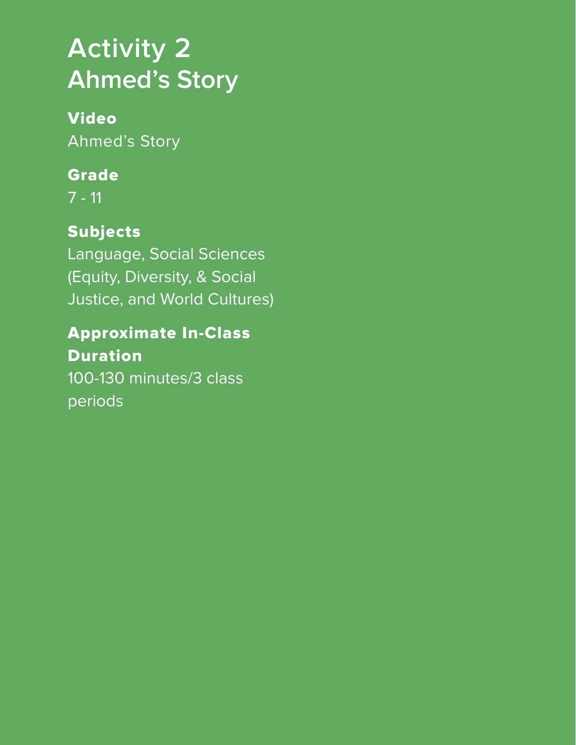# Activity 2
# Ahmed's Story

**Video**

Ahmed's Story

**Grade**

7 - 11

**Subjects**

Language, Social Sciences (Equity, Diversity, & Social Justice, and World Cultures)

**Approximate In-Class Duration**

100-130 minutes/3 class periods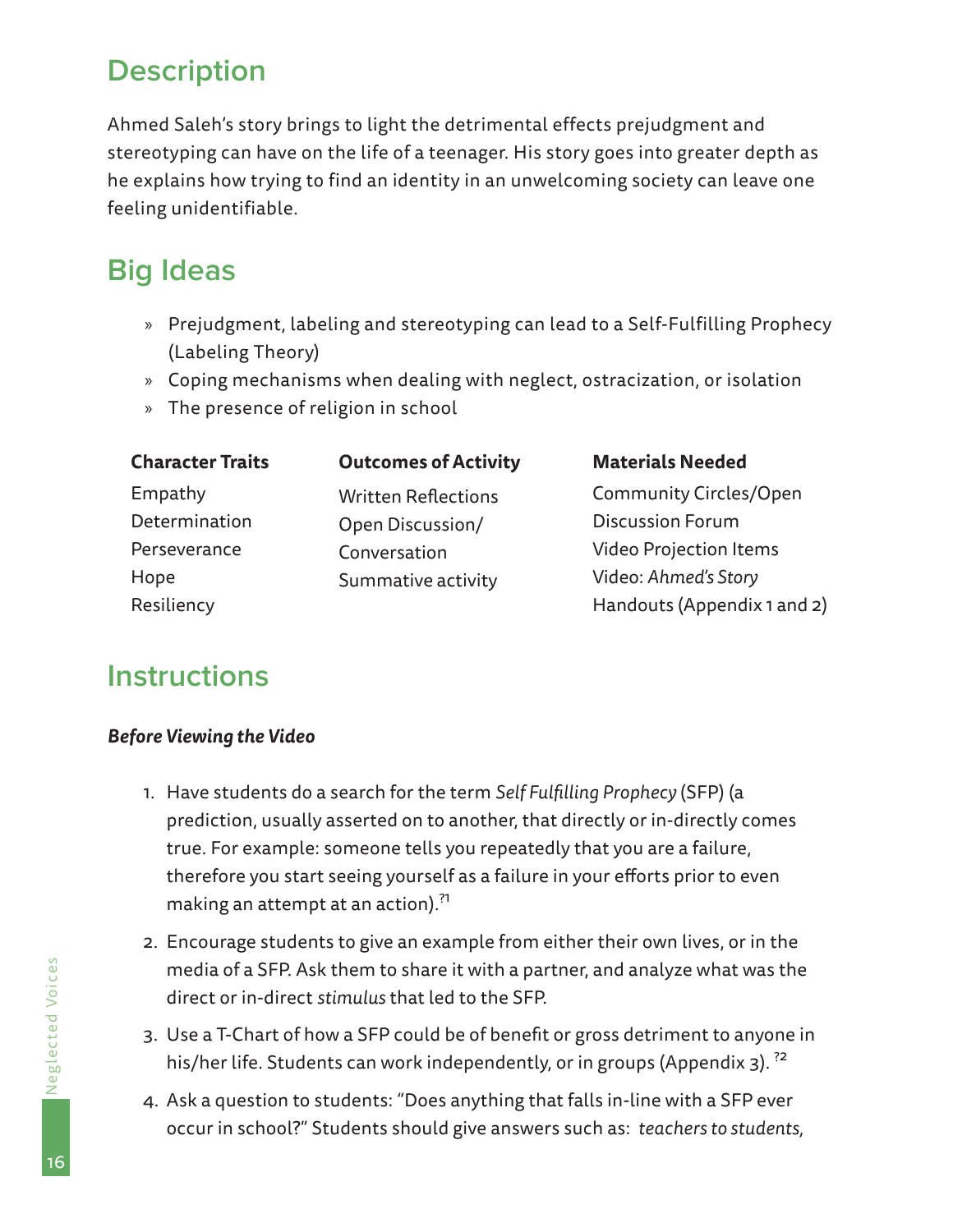## Description

Ahmed Saleh's story brings to light the detrimental effects prejudgment and stereotyping can have on the life of a teenager. His story goes into greater depth as he explains how trying to find an identity in an unwelcoming society can leave one feeling unidentifiable.

## Big Ideas

» Prejudgment, labeling and stereotyping can lead to a Self-Fulfilling Prophecy (Labeling Theory)

» Coping mechanisms when dealing with neglect, ostracization, or isolation

» The presence of religion in school

| Character Traits | Outcomes of Activity | Materials Needed |
|---|---|---|
| Empathy | Written Reflections | Community Circles/Open Discussion Forum |
| Determination | Open Discussion/ Conversation | Video Projection Items |
| Perseverance | Summative activity | Video: *Ahmed's Story* |
| Hope | | Handouts (Appendix 1 and 2) |
| Resiliency | | |

## Instructions

### *Before Viewing the Video*

1. Have students do a search for the term *Self Fulfilling Prophecy* (SFP) (a prediction, usually asserted on to another, that directly or in-directly comes true. For example: someone tells you repeatedly that you are a failure, therefore you start seeing yourself as a failure in your efforts prior to even making an attempt at an action).[?1]

2. Encourage students to give an example from either their own lives, or in the media of a SFP. Ask them to share it with a partner, and analyze what was the direct or in-direct *stimulus* that led to the SFP.

3. Use a T-Chart of how a SFP could be of benefit or gross detriment to anyone in his/her life. Students can work independently, or in groups (Appendix 3). [?2]

4. Ask a question to students: "Does anything that falls in-line with a SFP ever occur in school?" Students should give answers such as: *teachers to students,*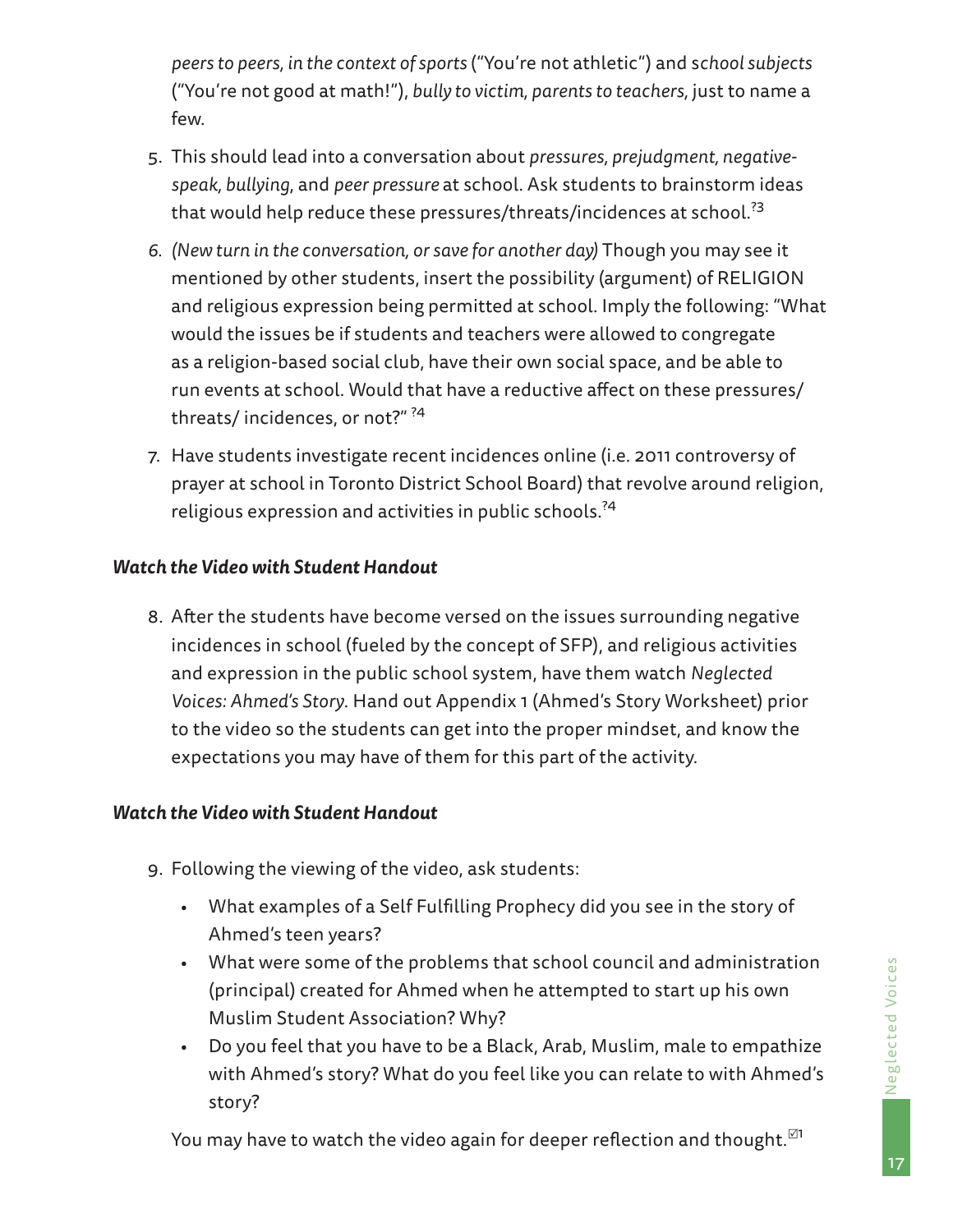*peers to peers, in the context of sports* ("You're not athletic") and *school subjects* ("You're not good at math!"), *bully to victim, parents to teachers*, just to name a few.

5. This should lead into a conversation about *pressures, prejudgment, negative-speak, bullying*, and *peer pressure* at school. Ask students to brainstorm ideas that would help reduce these pressures/threats/incidences at school.?3

6. *(New turn in the conversation, or save for another day)* Though you may see it mentioned by other students, insert the possibility (argument) of RELIGION and religious expression being permitted at school. Imply the following: "What would the issues be if students and teachers were allowed to congregate as a religion-based social club, have their own social space, and be able to run events at school. Would that have a reductive affect on these pressures/ threats/ incidences, or not?" ?4

7. Have students investigate recent incidences online (i.e. 2011 controversy of prayer at school in Toronto District School Board) that revolve around religion, religious expression and activities in public schools.?4

***Watch the Video with Student Handout***

8. After the students have become versed on the issues surrounding negative incidences in school (fueled by the concept of SFP), and religious activities and expression in the public school system, have them watch *Neglected Voices: Ahmed's Story*. Hand out Appendix 1 (Ahmed's Story Worksheet) prior to the video so the students can get into the proper mindset, and know the expectations you may have of them for this part of the activity.

***Watch the Video with Student Handout***

9. Following the viewing of the video, ask students:
   - What examples of a Self Fulfilling Prophecy did you see in the story of Ahmed's teen years?
   - What were some of the problems that school council and administration (principal) created for Ahmed when he attempted to start up his own Muslim Student Association? Why?
   - Do you feel that you have to be a Black, Arab, Muslim, male to empathize with Ahmed's story? What do you feel like you can relate to with Ahmed's story?

   You may have to watch the video again for deeper reflection and thought.☑1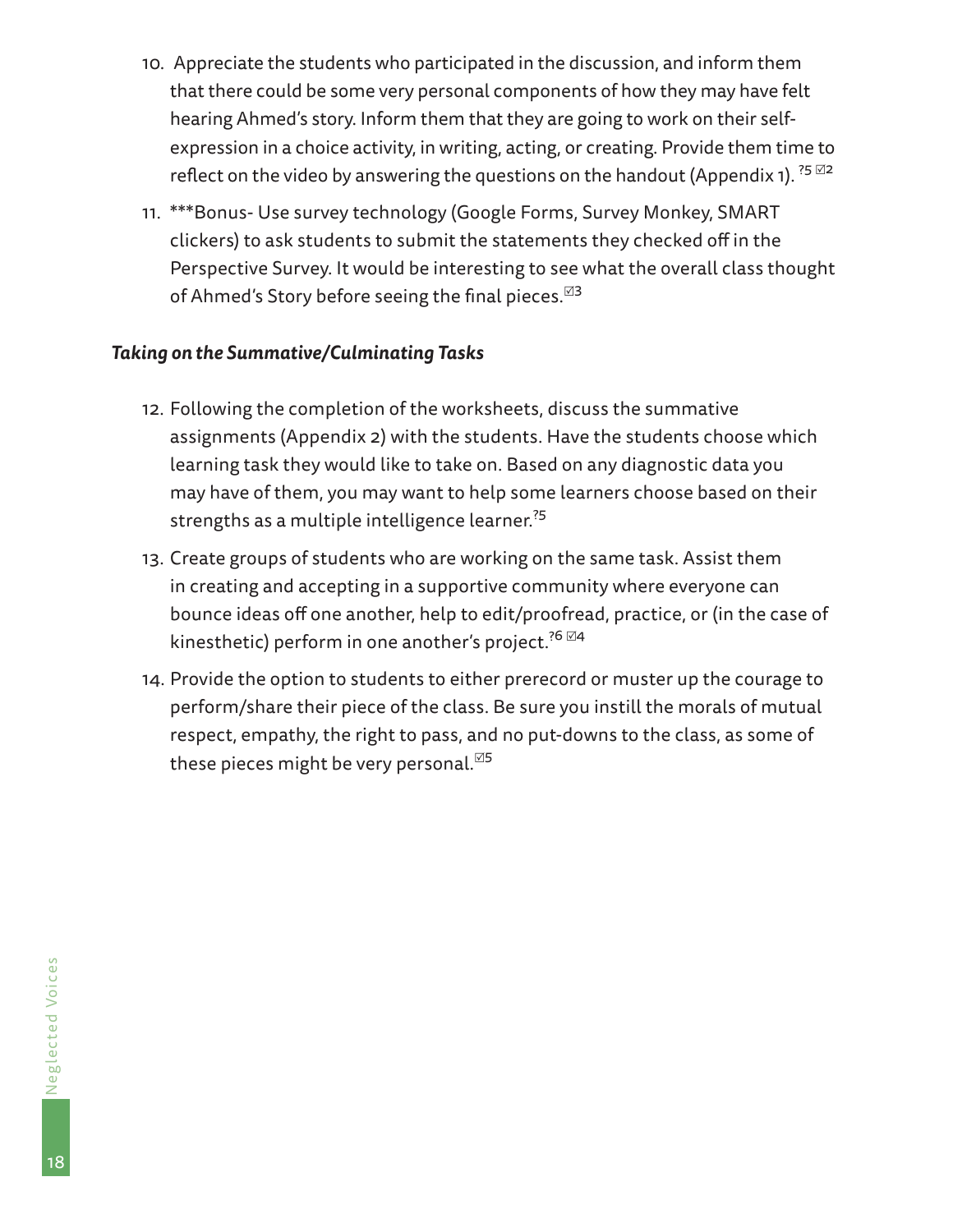10. Appreciate the students who participated in the discussion, and inform them that there could be some very personal components of how they may have felt hearing Ahmed's story. Inform them that they are going to work on their self-expression in a choice activity, in writing, acting, or creating. Provide them time to reflect on the video by answering the questions on the handout (Appendix 1). ?5 ☑2

11. ***Bonus- Use survey technology (Google Forms, Survey Monkey, SMART clickers) to ask students to submit the statements they checked off in the Perspective Survey. It would be interesting to see what the overall class thought of Ahmed's Story before seeing the final pieces.☑3

*Taking on the Summative/Culminating Tasks*

12. Following the completion of the worksheets, discuss the summative assignments (Appendix 2) with the students. Have the students choose which learning task they would like to take on. Based on any diagnostic data you may have of them, you may want to help some learners choose based on their strengths as a multiple intelligence learner.?5

13. Create groups of students who are working on the same task. Assist them in creating and accepting in a supportive community where everyone can bounce ideas off one another, help to edit/proofread, practice, or (in the case of kinesthetic) perform in one another's project.?6 ☑4

14. Provide the option to students to either prerecord or muster up the courage to perform/share their piece of the class. Be sure you instill the morals of mutual respect, empathy, the right to pass, and no put-downs to the class, as some of these pieces might be very personal.☑5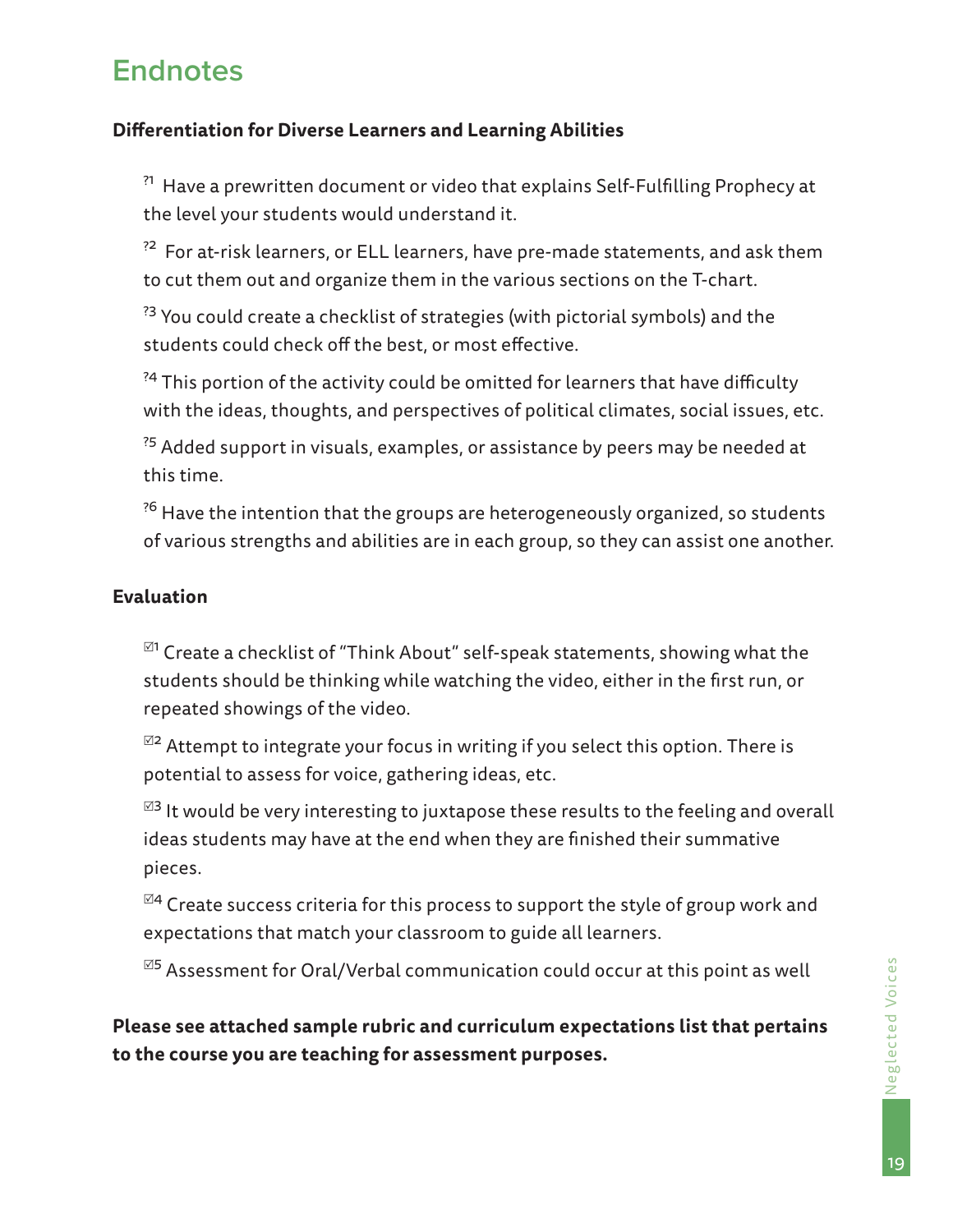# Endnotes

**Differentiation for Diverse Learners and Learning Abilities**

?[1] Have a prewritten document or video that explains Self-Fulfilling Prophecy at the level your students would understand it.

?[2] For at-risk learners, or ELL learners, have pre-made statements, and ask them to cut them out and organize them in the various sections on the T-chart.

?[3] You could create a checklist of strategies (with pictorial symbols) and the students could check off the best, or most effective.

?[4] This portion of the activity could be omitted for learners that have difficulty with the ideas, thoughts, and perspectives of political climates, social issues, etc.

?[5] Added support in visuals, examples, or assistance by peers may be needed at this time.

?[6] Have the intention that the groups are heterogeneously organized, so students of various strengths and abilities are in each group, so they can assist one another.

**Evaluation**

☑[1] Create a checklist of "Think About" self-speak statements, showing what the students should be thinking while watching the video, either in the first run, or repeated showings of the video.

☑[2] Attempt to integrate your focus in writing if you select this option. There is potential to assess for voice, gathering ideas, etc.

☑[3] It would be very interesting to juxtapose these results to the feeling and overall ideas students may have at the end when they are finished their summative pieces.

☑[4] Create success criteria for this process to support the style of group work and expectations that match your classroom to guide all learners.

☑[5] Assessment for Oral/Verbal communication could occur at this point as well

**Please see attached sample rubric and curriculum expectations list that pertains to the course you are teaching for assessment purposes.**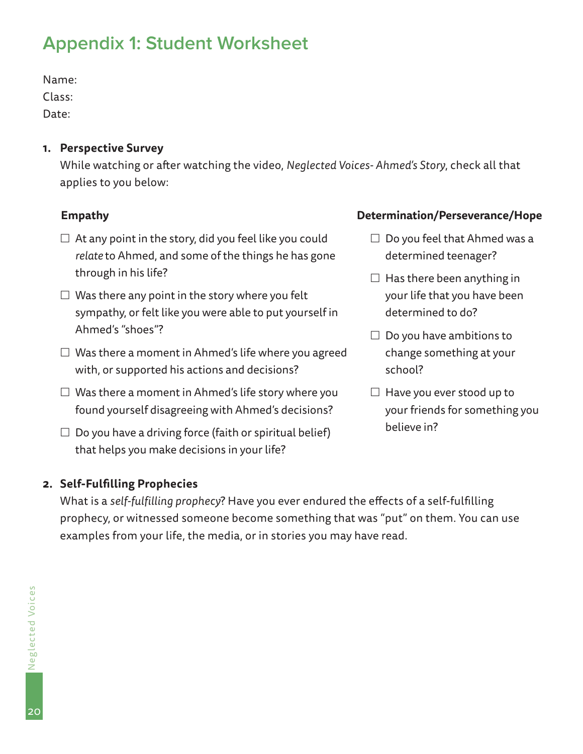# Appendix 1: Student Worksheet

Name:

Class:

Date:

1. **Perspective Survey**

   While watching or after watching the video, *Neglected Voices- Ahmed's Story*, check all that applies to you below:

   **Empathy**

   - ☐ At any point in the story, did you feel like you could *relate* to Ahmed, and some of the things he has gone through in his life?
   - ☐ Was there any point in the story where you felt sympathy, or felt like you were able to put yourself in Ahmed's "shoes"?
   - ☐ Was there a moment in Ahmed's life where you agreed with, or supported his actions and decisions?
   - ☐ Was there a moment in Ahmed's life story where you found yourself disagreeing with Ahmed's decisions?
   - ☐ Do you have a driving force (faith or spiritual belief) that helps you make decisions in your life?

   **Determination/Perseverance/Hope**

   - ☐ Do you feel that Ahmed was a determined teenager?
   - ☐ Has there been anything in your life that you have been determined to do?
   - ☐ Do you have ambitions to change something at your school?
   - ☐ Have you ever stood up to your friends for something you believe in?

2. **Self-Fulfilling Prophecies**

   What is a *self-fulfilling prophecy*? Have you ever endured the effects of a self-fulfilling prophecy, or witnessed someone become something that was "put" on them. You can use examples from your life, the media, or in stories you may have read.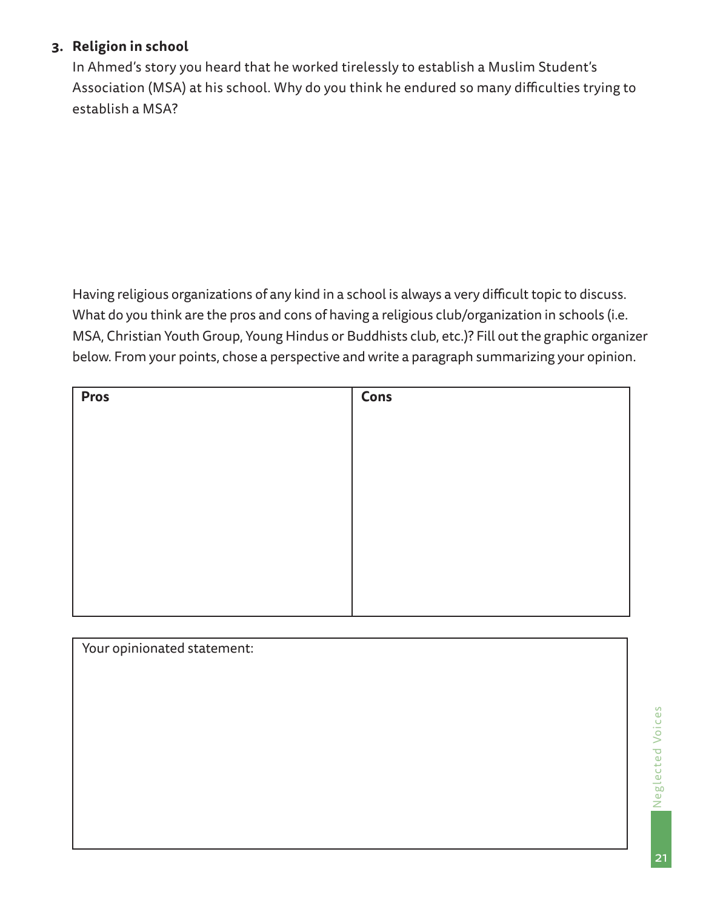3. **Religion in school**

   In Ahmed's story you heard that he worked tirelessly to establish a Muslim Student's Association (MSA) at his school. Why do you think he endured so many difficulties trying to establish a MSA?

Having religious organizations of any kind in a school is always a very difficult topic to discuss. What do you think are the pros and cons of having a religious club/organization in schools (i.e. MSA, Christian Youth Group, Young Hindus or Buddhists club, etc.)? Fill out the graphic organizer below. From your points, chose a perspective and write a paragraph summarizing your opinion.

| **Pros** | **Cons** |
| --- | --- |
| | |

Your opinionated statement: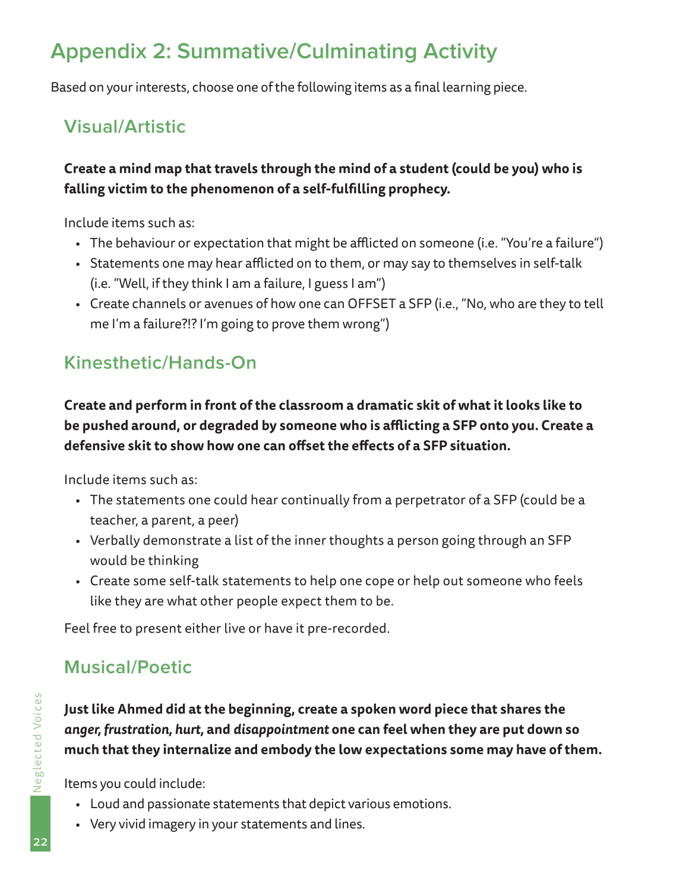# Appendix 2: Summative/Culminating Activity

Based on your interests, choose one of the following items as a final learning piece.

## Visual/Artistic

**Create a mind map that travels through the mind of a student (could be you) who is falling victim to the phenomenon of a self-fulfilling prophecy.**

Include items such as:

- The behaviour or expectation that might be afflicted on someone (i.e. "You're a failure")
- Statements one may hear afflicted on to them, or may say to themselves in self-talk (i.e. "Well, if they think I am a failure, I guess I am")
- Create channels or avenues of how one can OFFSET a SFP (i.e., "No, who are they to tell me I'm a failure?!? I'm going to prove them wrong")

## Kinesthetic/Hands-On

**Create and perform in front of the classroom a dramatic skit of what it looks like to be pushed around, or degraded by someone who is afflicting a SFP onto you. Create a defensive skit to show how one can offset the effects of a SFP situation.**

Include items such as:

- The statements one could hear continually from a perpetrator of a SFP (could be a teacher, a parent, a peer)
- Verbally demonstrate a list of the inner thoughts a person going through an SFP would be thinking
- Create some self-talk statements to help one cope or help out someone who feels like they are what other people expect them to be.

Feel free to present either live or have it pre-recorded.

## Musical/Poetic

**Just like Ahmed did at the beginning, create a spoken word piece that shares the *anger, frustration, hurt,* and *disappointment* one can feel when they are put down so much that they internalize and embody the low expectations some may have of them.**

Items you could include:

- Loud and passionate statements that depict various emotions.
- Very vivid imagery in your statements and lines.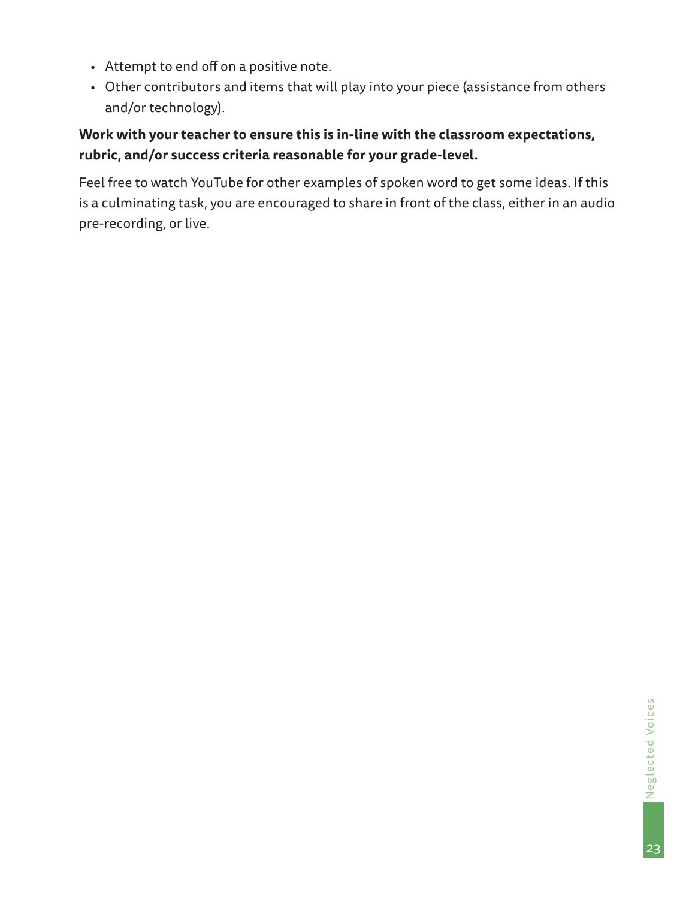- Attempt to end off on a positive note.
- Other contributors and items that will play into your piece (assistance from others and/or technology).

**Work with your teacher to ensure this is in-line with the classroom expectations, rubric, and/or success criteria reasonable for your grade-level.**

Feel free to watch YouTube for other examples of spoken word to get some ideas. If this is a culminating task, you are encouraged to share in front of the class, either in an audio pre-recording, or live.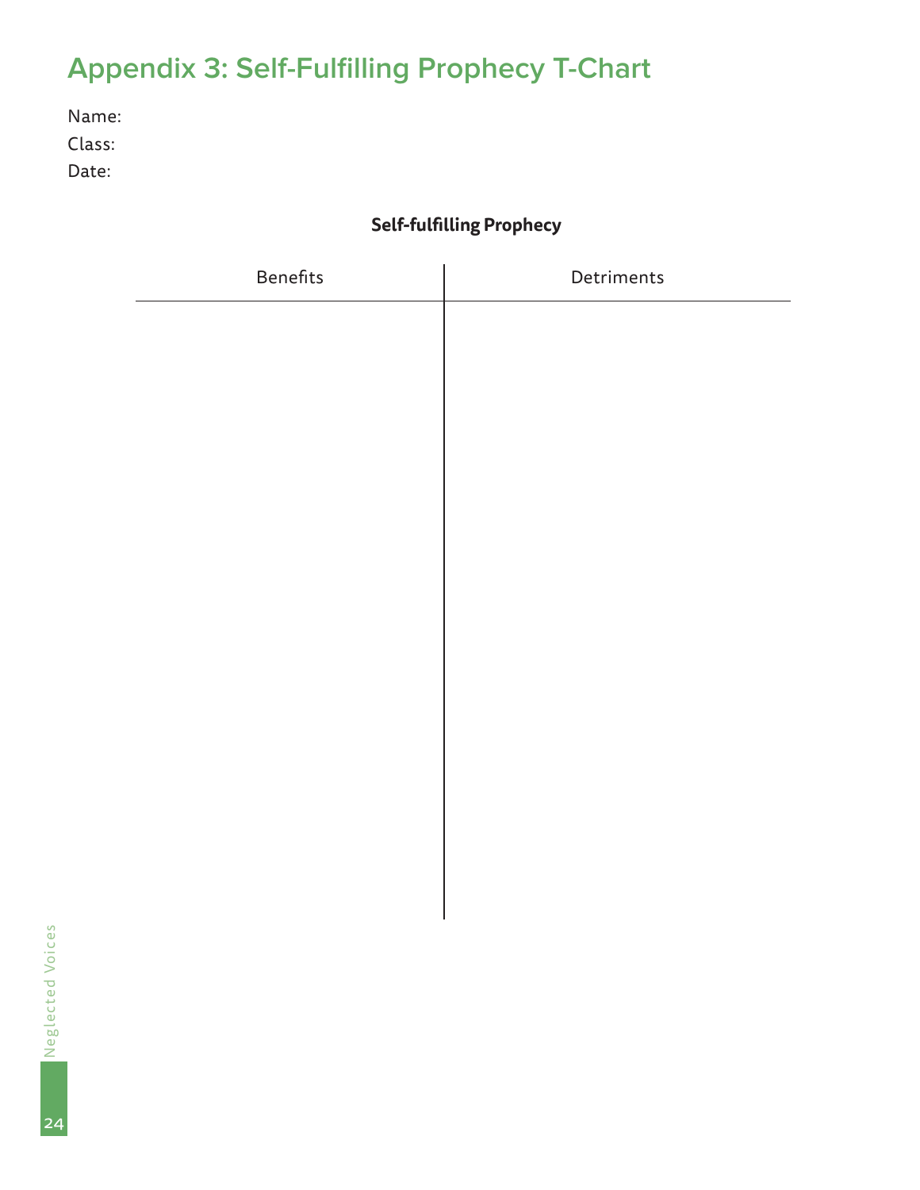# Appendix 3: Self-Fulfilling Prophecy T-Chart

Name:

Class:

Date:

**Self-fulfilling Prophecy**

| Benefits | Detriments |
|---|---|
| | |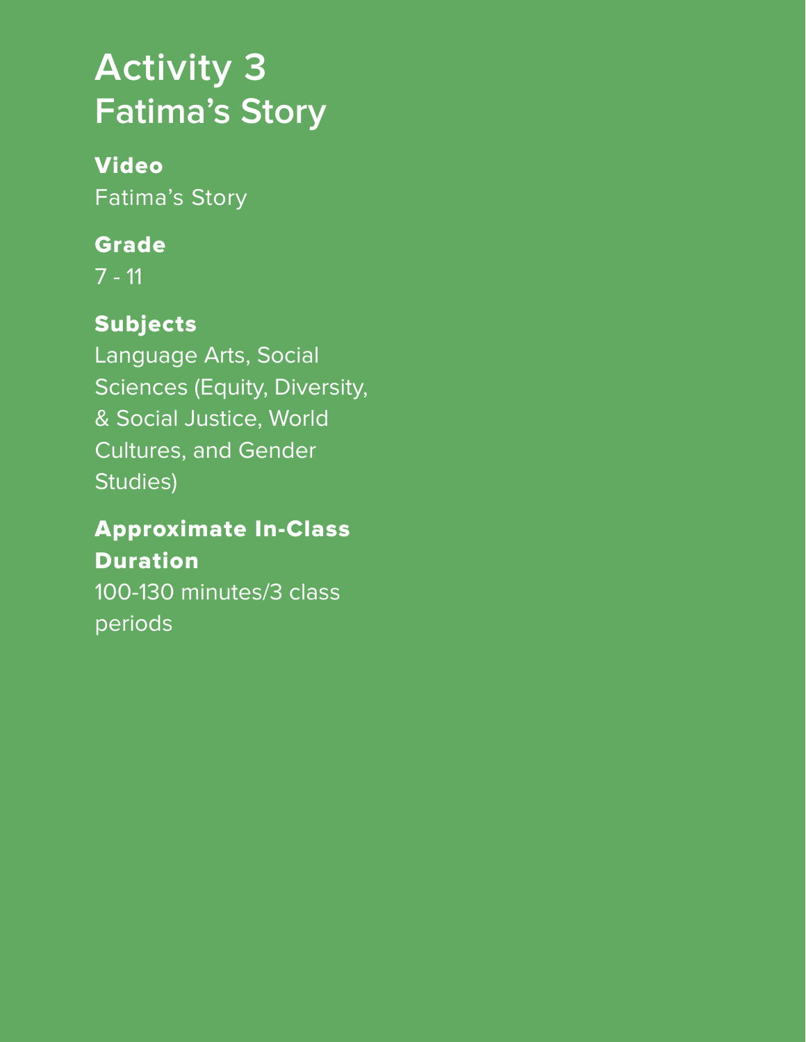# Activity 3
# Fatima's Story

**Video**

Fatima's Story

**Grade**

7 - 11

**Subjects**

Language Arts, Social Sciences (Equity, Diversity, & Social Justice, World Cultures, and Gender Studies)

**Approximate In-Class Duration**

100-130 minutes/3 class periods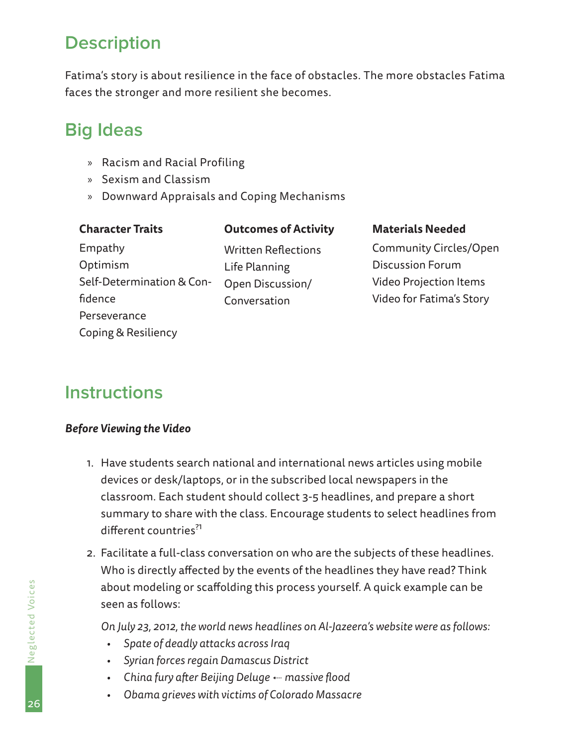## Description

Fatima's story is about resilience in the face of obstacles. The more obstacles Fatima faces the stronger and more resilient she becomes.

## Big Ideas

- Racism and Racial Profiling
- Sexism and Classism
- Downward Appraisals and Coping Mechanisms

| Character Traits | Outcomes of Activity | Materials Needed |
|---|---|---|
| Empathy | Written Reflections | Community Circles/Open Discussion Forum |
| Optimism | Life Planning | Video Projection Items |
| Self-Determination & Confidence | Open Discussion/ Conversation | Video for Fatima's Story |
| Perseverance | | |
| Coping & Resiliency | | |

## Instructions

***Before Viewing the Video***

1. Have students search national and international news articles using mobile devices or desk/laptops, or in the subscribed local newspapers in the classroom. Each student should collect 3-5 headlines, and prepare a short summary to share with the class. Encourage students to select headlines from different countries[71]
2. Facilitate a full-class conversation on who are the subjects of these headlines. Who is directly affected by the events of the headlines they have read? Think about modeling or scaffolding this process yourself. A quick example can be seen as follows:

   *On July 23, 2012, the world news headlines on Al-Jazeera's website were as follows:*
   - *Spate of deadly attacks across Iraq*
   - *Syrian forces regain Damascus District*
   - *China fury after Beijing Deluge ← massive flood*
   - *Obama grieves with victims of Colorado Massacre*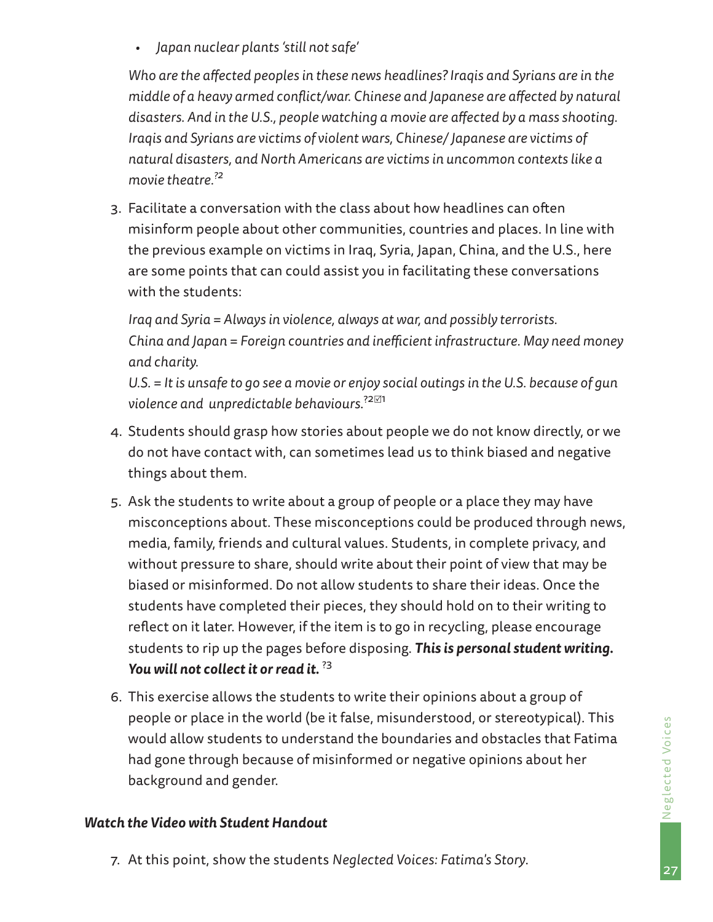- *Japan nuclear plants 'still not safe'*

*Who are the affected peoples in these news headlines? Iraqis and Syrians are in the middle of a heavy armed conflict/war. Chinese and Japanese are affected by natural disasters. And in the U.S., people watching a movie are affected by a mass shooting. Iraqis and Syrians are victims of violent wars, Chinese/ Japanese are victims of natural disasters, and North Americans are victims in uncommon contexts like a movie theatre.*[?2]

3. Facilitate a conversation with the class about how headlines can often misinform people about other communities, countries and places. In line with the previous example on victims in Iraq, Syria, Japan, China, and the U.S., here are some points that can could assist you in facilitating these conversations with the students:

   *Iraq and Syria = Always in violence, always at war, and possibly terrorists.*
   *China and Japan = Foreign countries and inefficient infrastructure. May need money and charity.*
   *U.S. = It is unsafe to go see a movie or enjoy social outings in the U.S. because of gun violence and unpredictable behaviours.*[?2☑1]

4. Students should grasp how stories about people we do not know directly, or we do not have contact with, can sometimes lead us to think biased and negative things about them.

5. Ask the students to write about a group of people or a place they may have misconceptions about. These misconceptions could be produced through news, media, family, friends and cultural values. Students, in complete privacy, and without pressure to share, should write about their point of view that may be biased or misinformed. Do not allow students to share their ideas. Once the students have completed their pieces, they should hold on to their writing to reflect on it later. However, if the item is to go in recycling, please encourage students to rip up the pages before disposing. ***This is personal student writing. You will not collect it or read it.*** [?3]

6. This exercise allows the students to write their opinions about a group of people or place in the world (be it false, misunderstood, or stereotypical). This would allow students to understand the boundaries and obstacles that Fatima had gone through because of misinformed or negative opinions about her background and gender.

***Watch the Video with Student Handout***

7. At this point, show the students *Neglected Voices: Fatima's Story*.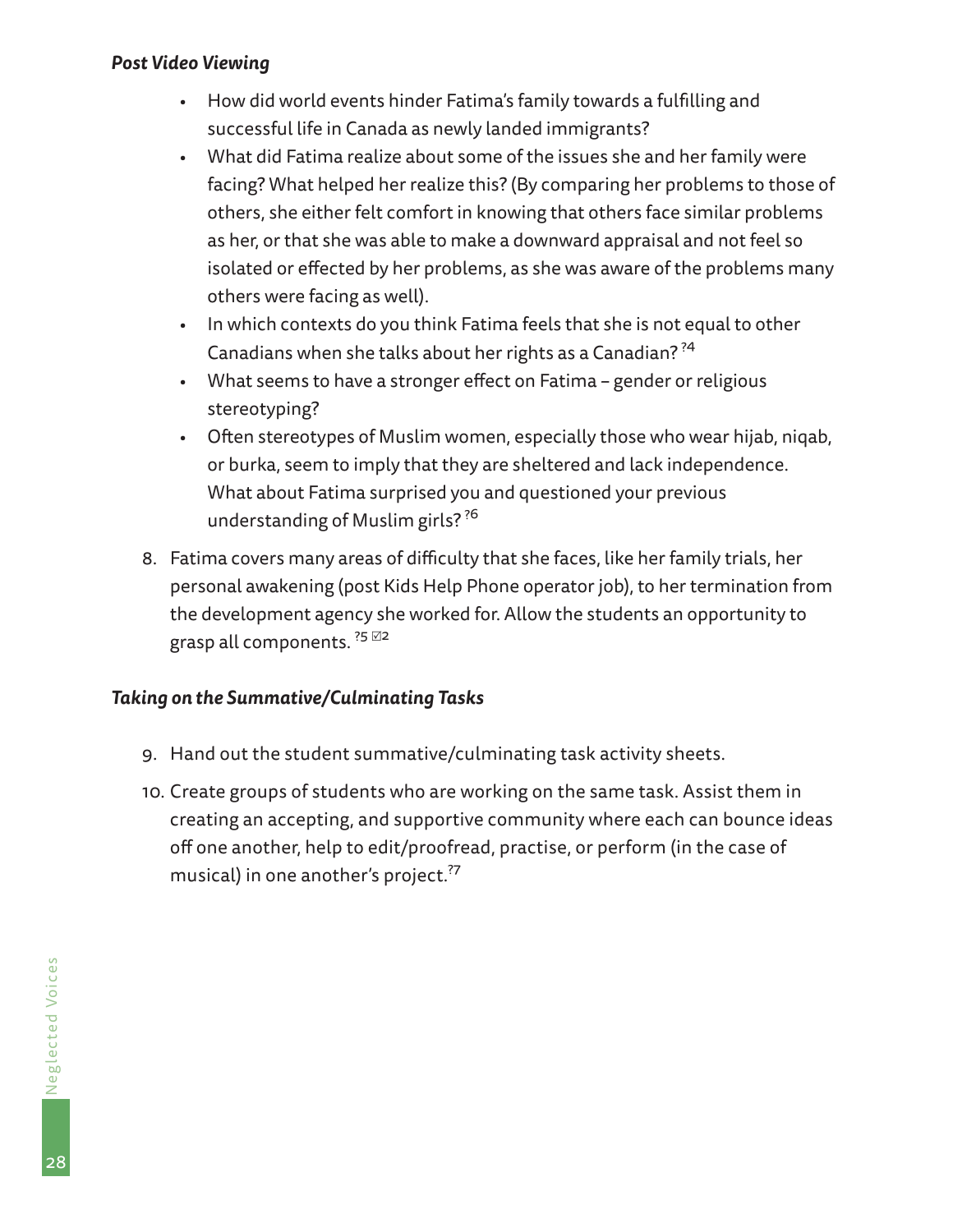***Post Video Viewing***

- How did world events hinder Fatima's family towards a fulfilling and successful life in Canada as newly landed immigrants?
- What did Fatima realize about some of the issues she and her family were facing? What helped her realize this? (By comparing her problems to those of others, she either felt comfort in knowing that others face similar problems as her, or that she was able to make a downward appraisal and not feel so isolated or effected by her problems, as she was aware of the problems many others were facing as well).
- In which contexts do you think Fatima feels that she is not equal to other Canadians when she talks about her rights as a Canadian? ?4
- What seems to have a stronger effect on Fatima – gender or religious stereotyping?
- Often stereotypes of Muslim women, especially those who wear hijab, niqab, or burka, seem to imply that they are sheltered and lack independence. What about Fatima surprised you and questioned your previous understanding of Muslim girls? ?6

8. Fatima covers many areas of difficulty that she faces, like her family trials, her personal awakening (post Kids Help Phone operator job), to her termination from the development agency she worked for. Allow the students an opportunity to grasp all components. ?5 ☑2

***Taking on the Summative/Culminating Tasks***

9. Hand out the student summative/culminating task activity sheets.
10. Create groups of students who are working on the same task. Assist them in creating an accepting, and supportive community where each can bounce ideas off one another, help to edit/proofread, practise, or perform (in the case of musical) in one another's project. ?7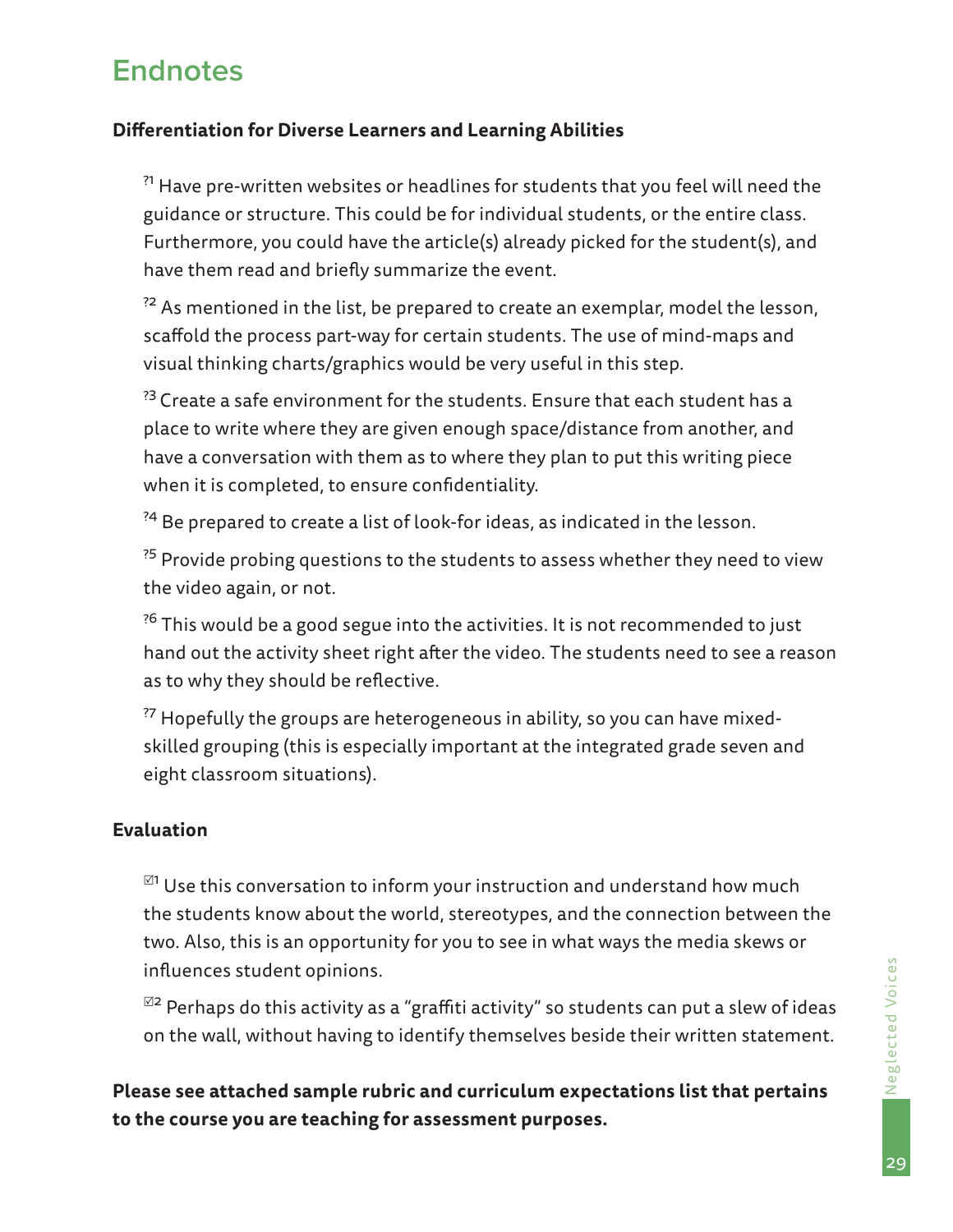# Endnotes

**Differentiation for Diverse Learners and Learning Abilities**

?1 Have pre-written websites or headlines for students that you feel will need the guidance or structure. This could be for individual students, or the entire class. Furthermore, you could have the article(s) already picked for the student(s), and have them read and briefly summarize the event.

?2 As mentioned in the list, be prepared to create an exemplar, model the lesson, scaffold the process part-way for certain students. The use of mind-maps and visual thinking charts/graphics would be very useful in this step.

?3 Create a safe environment for the students. Ensure that each student has a place to write where they are given enough space/distance from another, and have a conversation with them as to where they plan to put this writing piece when it is completed, to ensure confidentiality.

?4 Be prepared to create a list of look-for ideas, as indicated in the lesson.

?5 Provide probing questions to the students to assess whether they need to view the video again, or not.

?6 This would be a good segue into the activities. It is not recommended to just hand out the activity sheet right after the video. The students need to see a reason as to why they should be reflective.

?7 Hopefully the groups are heterogeneous in ability, so you can have mixed-skilled grouping (this is especially important at the integrated grade seven and eight classroom situations).

**Evaluation**

☑1 Use this conversation to inform your instruction and understand how much the students know about the world, stereotypes, and the connection between the two. Also, this is an opportunity for you to see in what ways the media skews or influences student opinions.

☑2 Perhaps do this activity as a "graffiti activity" so students can put a slew of ideas on the wall, without having to identify themselves beside their written statement.

**Please see attached sample rubric and curriculum expectations list that pertains to the course you are teaching for assessment purposes.**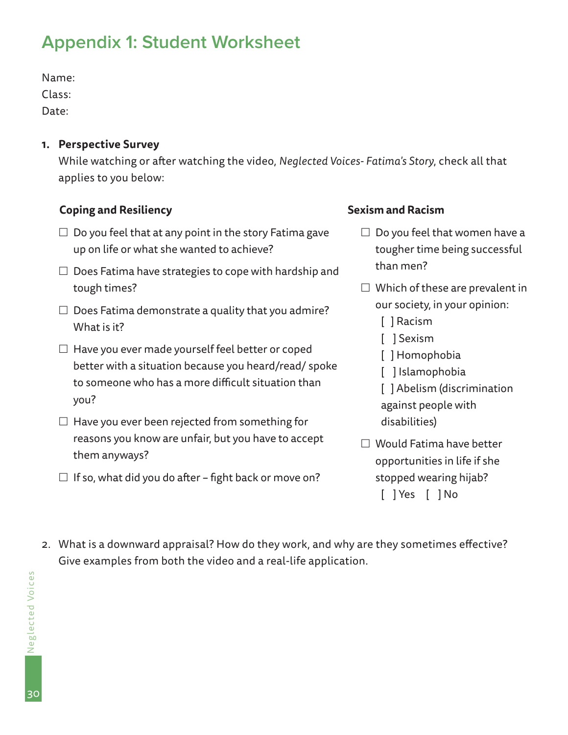# Appendix 1: Student Worksheet

Name:
Class:
Date:

1. **Perspective Survey**
   While watching or after watching the video, *Neglected Voices- Fatima's Story*, check all that applies to you below:

**Coping and Resiliency**

- ☐ Do you feel that at any point in the story Fatima gave up on life or what she wanted to achieve?
- ☐ Does Fatima have strategies to cope with hardship and tough times?
- ☐ Does Fatima demonstrate a quality that you admire? What is it?
- ☐ Have you ever made yourself feel better or coped better with a situation because you heard/read/ spoke to someone who has a more difficult situation than you?
- ☐ Have you ever been rejected from something for reasons you know are unfair, but you have to accept them anyways?
- ☐ If so, what did you do after – fight back or move on?

**Sexism and Racism**

- ☐ Do you feel that women have a tougher time being successful than men?
- ☐ Which of these are prevalent in our society, in your opinion:
  [ ] Racism
  [ ] Sexism
  [ ] Homophobia
  [ ] Islamophobia
  [ ] Abelism (discrimination against people with disabilities)
- ☐ Would Fatima have better opportunities in life if she stopped wearing hijab?
  [ ] Yes [ ] No

2. What is a downward appraisal? How do they work, and why are they sometimes effective? Give examples from both the video and a real-life application.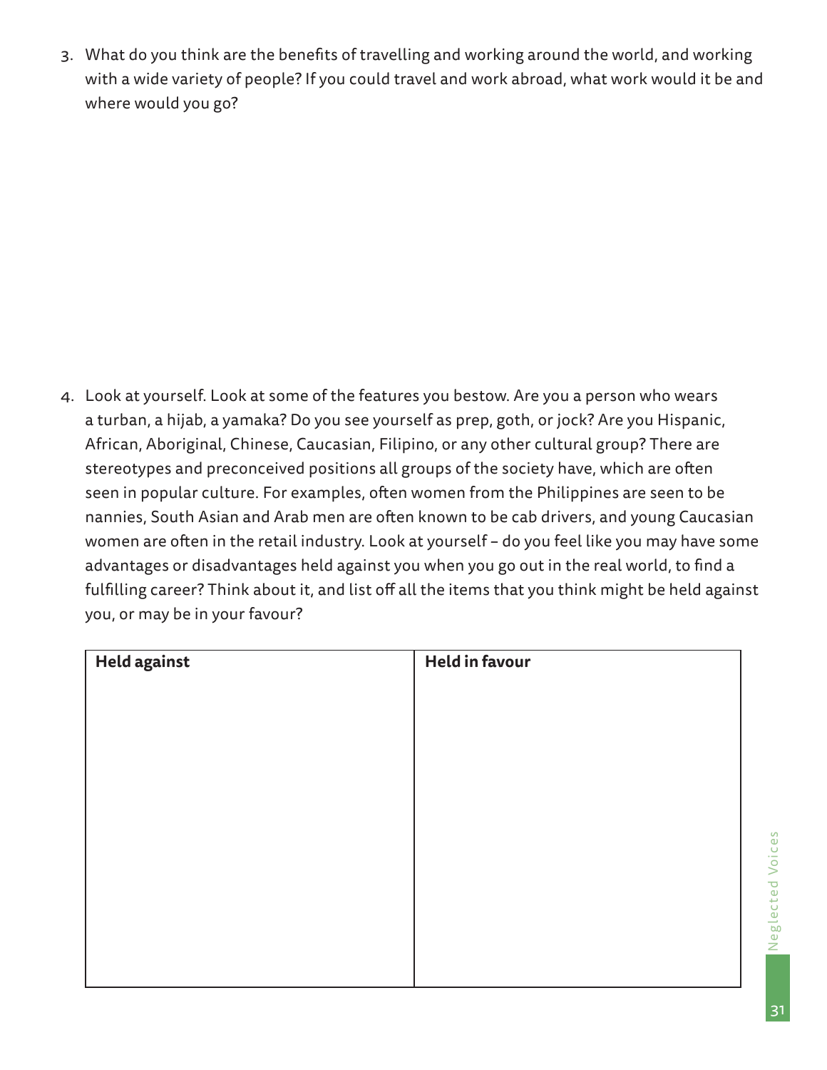3. What do you think are the benefits of travelling and working around the world, and working with a wide variety of people? If you could travel and work abroad, what work would it be and where would you go?

4. Look at yourself. Look at some of the features you bestow. Are you a person who wears a turban, a hijab, a yamaka? Do you see yourself as prep, goth, or jock? Are you Hispanic, African, Aboriginal, Chinese, Caucasian, Filipino, or any other cultural group? There are stereotypes and preconceived positions all groups of the society have, which are often seen in popular culture. For examples, often women from the Philippines are seen to be nannies, South Asian and Arab men are often known to be cab drivers, and young Caucasian women are often in the retail industry. Look at yourself – do you feel like you may have some advantages or disadvantages held against you when you go out in the real world, to find a fulfilling career? Think about it, and list off all the items that you think might be held against you, or may be in your favour?

| **Held against** | **Held in favour** |
| --- | --- |
| | |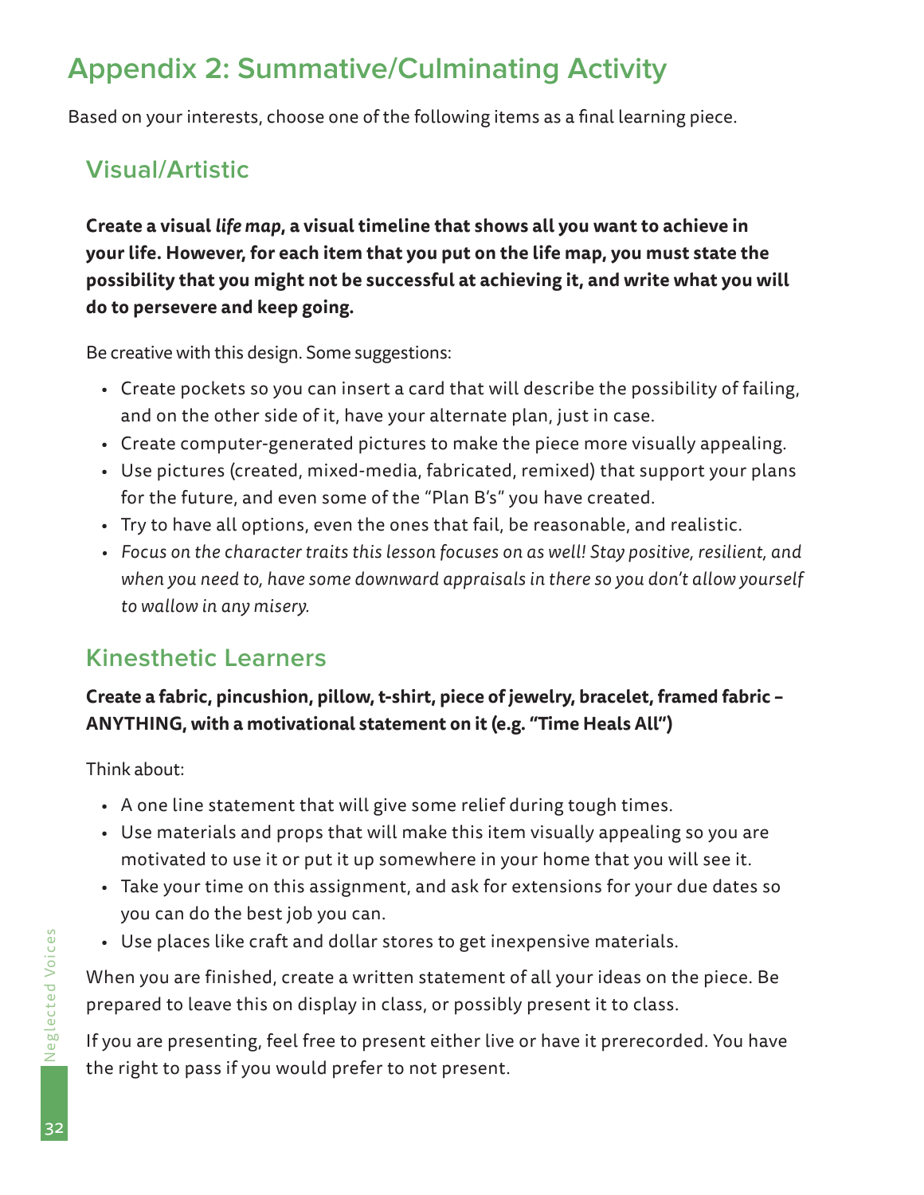# Appendix 2: Summative/Culminating Activity

Based on your interests, choose one of the following items as a final learning piece.

## Visual/Artistic

**Create a visual *life map*, a visual timeline that shows all you want to achieve in your life. However, for each item that you put on the life map, you must state the possibility that you might not be successful at achieving it, and write what you will do to persevere and keep going.**

Be creative with this design. Some suggestions:

- Create pockets so you can insert a card that will describe the possibility of failing, and on the other side of it, have your alternate plan, just in case.
- Create computer-generated pictures to make the piece more visually appealing.
- Use pictures (created, mixed-media, fabricated, remixed) that support your plans for the future, and even some of the "Plan B's" you have created.
- Try to have all options, even the ones that fail, be reasonable, and realistic.
- *Focus on the character traits this lesson focuses on as well! Stay positive, resilient, and when you need to, have some downward appraisals in there so you don't allow yourself to wallow in any misery.*

## Kinesthetic Learners

**Create a fabric, pincushion, pillow, t-shirt, piece of jewelry, bracelet, framed fabric – ANYTHING, with a motivational statement on it (e.g. "Time Heals All")**

Think about:

- A one line statement that will give some relief during tough times.
- Use materials and props that will make this item visually appealing so you are motivated to use it or put it up somewhere in your home that you will see it.
- Take your time on this assignment, and ask for extensions for your due dates so you can do the best job you can.
- Use places like craft and dollar stores to get inexpensive materials.

When you are finished, create a written statement of all your ideas on the piece. Be prepared to leave this on display in class, or possibly present it to class.

If you are presenting, feel free to present either live or have it prerecorded. You have the right to pass if you would prefer to not present.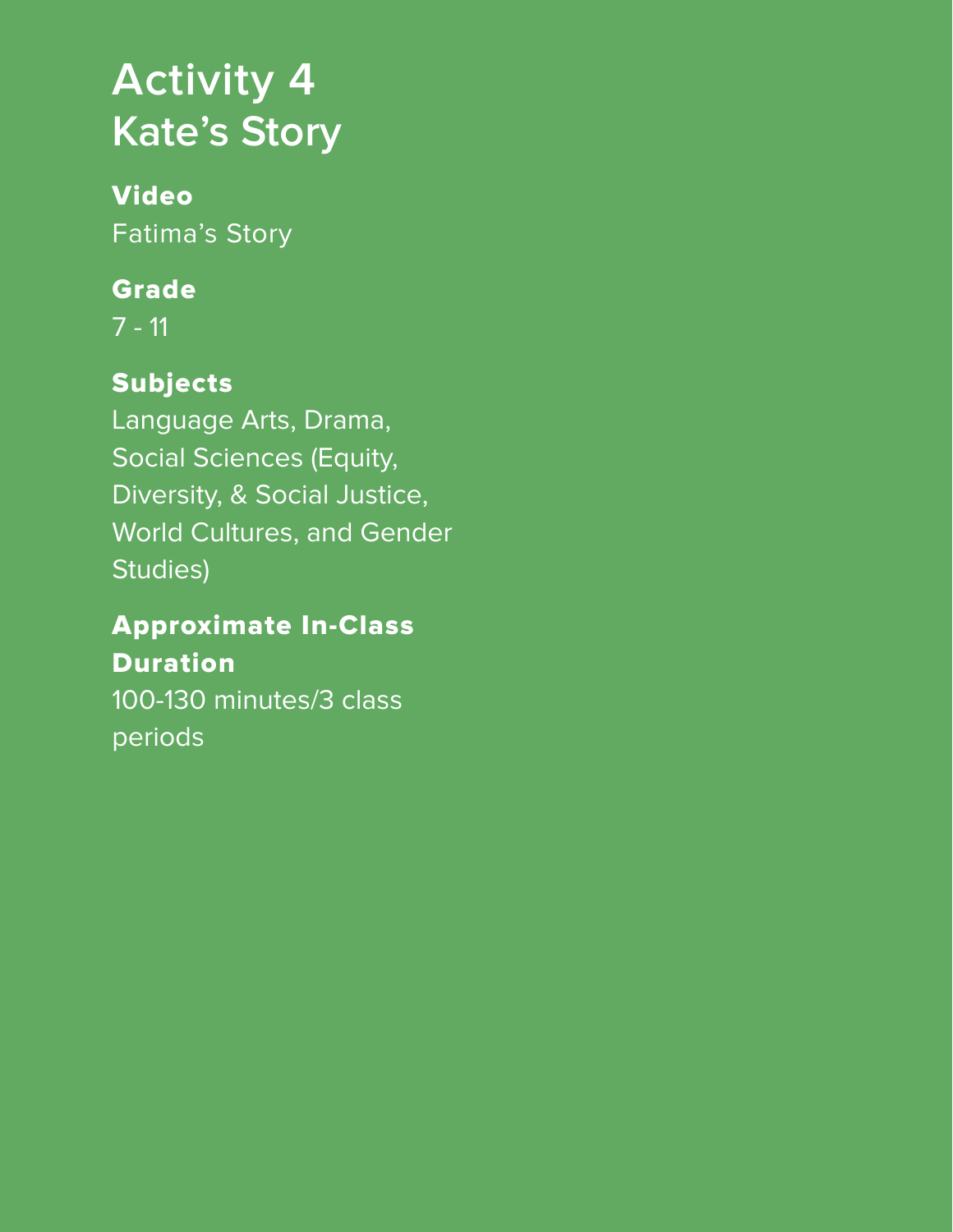# Activity 4
# Kate's Story

**Video**
Fatima's Story

**Grade**
7 - 11

**Subjects**
Language Arts, Drama, Social Sciences (Equity, Diversity, & Social Justice, World Cultures, and Gender Studies)

**Approximate In-Class Duration**
100-130 minutes/3 class periods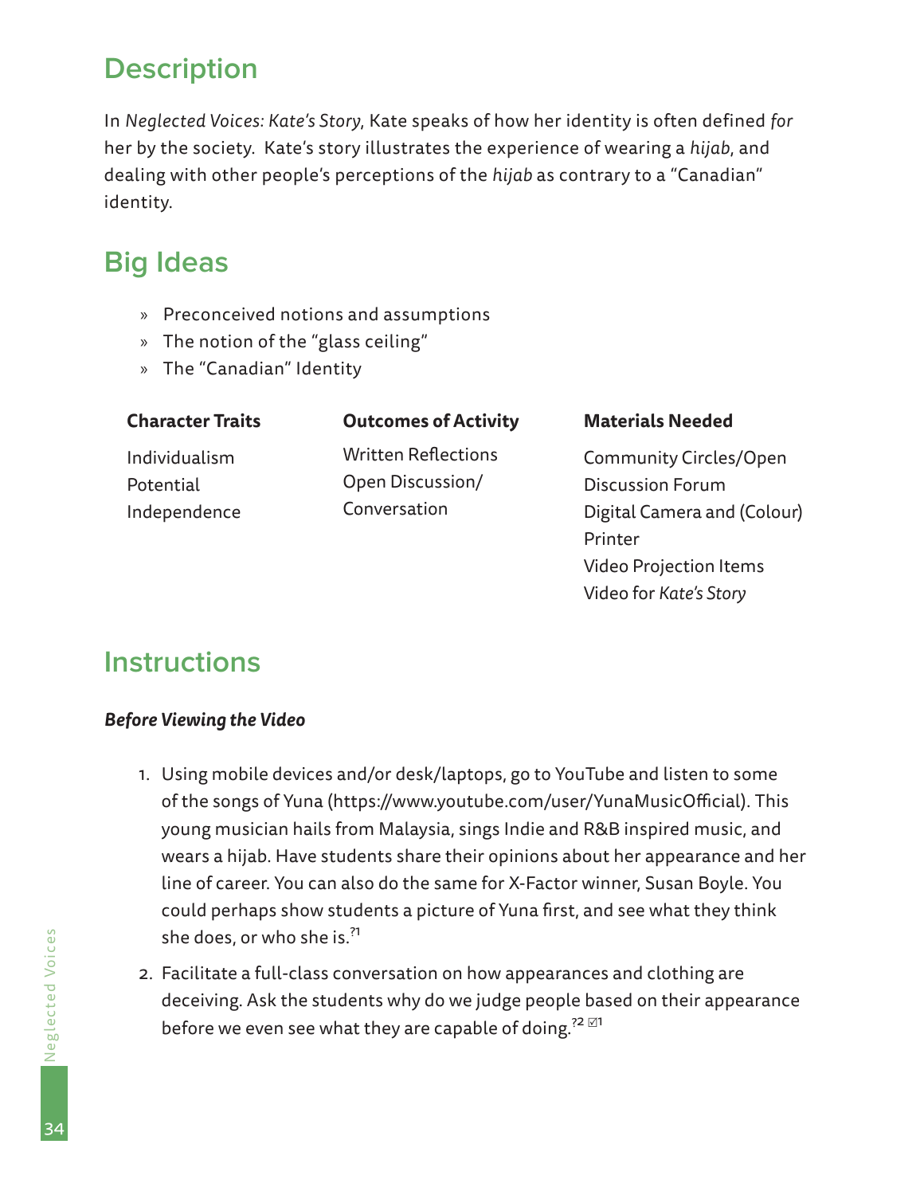## Description

In *Neglected Voices: Kate's Story*, Kate speaks of how her identity is often defined *for* her by the society. Kate's story illustrates the experience of wearing a *hijab*, and dealing with other people's perceptions of the *hijab* as contrary to a "Canadian" identity.

## Big Ideas

- Preconceived notions and assumptions
- The notion of the "glass ceiling"
- The "Canadian" Identity

| **Character Traits** | **Outcomes of Activity** | **Materials Needed** |
|---|---|---|
| Individualism<br>Potential<br>Independence | Written Reflections<br>Open Discussion/ Conversation | Community Circles/Open Discussion Forum<br>Digital Camera and (Colour) Printer<br>Video Projection Items<br>Video for *Kate's Story* |

## Instructions

***Before Viewing the Video***

1. Using mobile devices and/or desk/laptops, go to YouTube and listen to some of the songs of Yuna (https://www.youtube.com/user/YunaMusicOfficial). This young musician hails from Malaysia, sings Indie and R&B inspired music, and wears a hijab. Have students share their opinions about her appearance and her line of career. You can also do the same for X-Factor winner, Susan Boyle. You could perhaps show students a picture of Yuna first, and see what they think she does, or who she is.[?1]
2. Facilitate a full-class conversation on how appearances and clothing are deceiving. Ask the students why do we judge people based on their appearance before we even see what they are capable of doing.[?2 ☑1]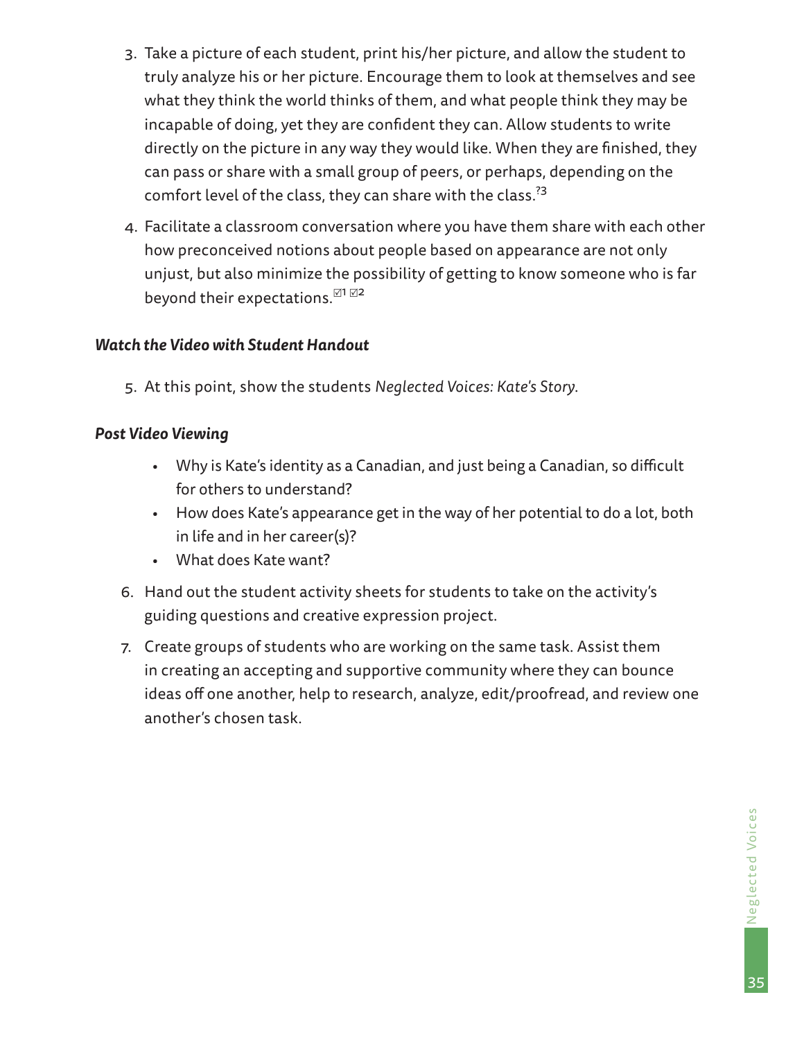3. Take a picture of each student, print his/her picture, and allow the student to truly analyze his or her picture. Encourage them to look at themselves and see what they think the world thinks of them, and what people think they may be incapable of doing, yet they are confident they can. Allow students to write directly on the picture in any way they would like. When they are finished, they can pass or share with a small group of peers, or perhaps, depending on the comfort level of the class, they can share with the class.?3

4. Facilitate a classroom conversation where you have them share with each other how preconceived notions about people based on appearance are not only unjust, but also minimize the possibility of getting to know someone who is far beyond their expectations.☑1 ☑2

***Watch the Video with Student Handout***

5. At this point, show the students *Neglected Voices: Kate's Story*.

***Post Video Viewing***

- Why is Kate's identity as a Canadian, and just being a Canadian, so difficult for others to understand?
- How does Kate's appearance get in the way of her potential to do a lot, both in life and in her career(s)?
- What does Kate want?

6. Hand out the student activity sheets for students to take on the activity's guiding questions and creative expression project.

7. Create groups of students who are working on the same task. Assist them in creating an accepting and supportive community where they can bounce ideas off one another, help to research, analyze, edit/proofread, and review one another's chosen task.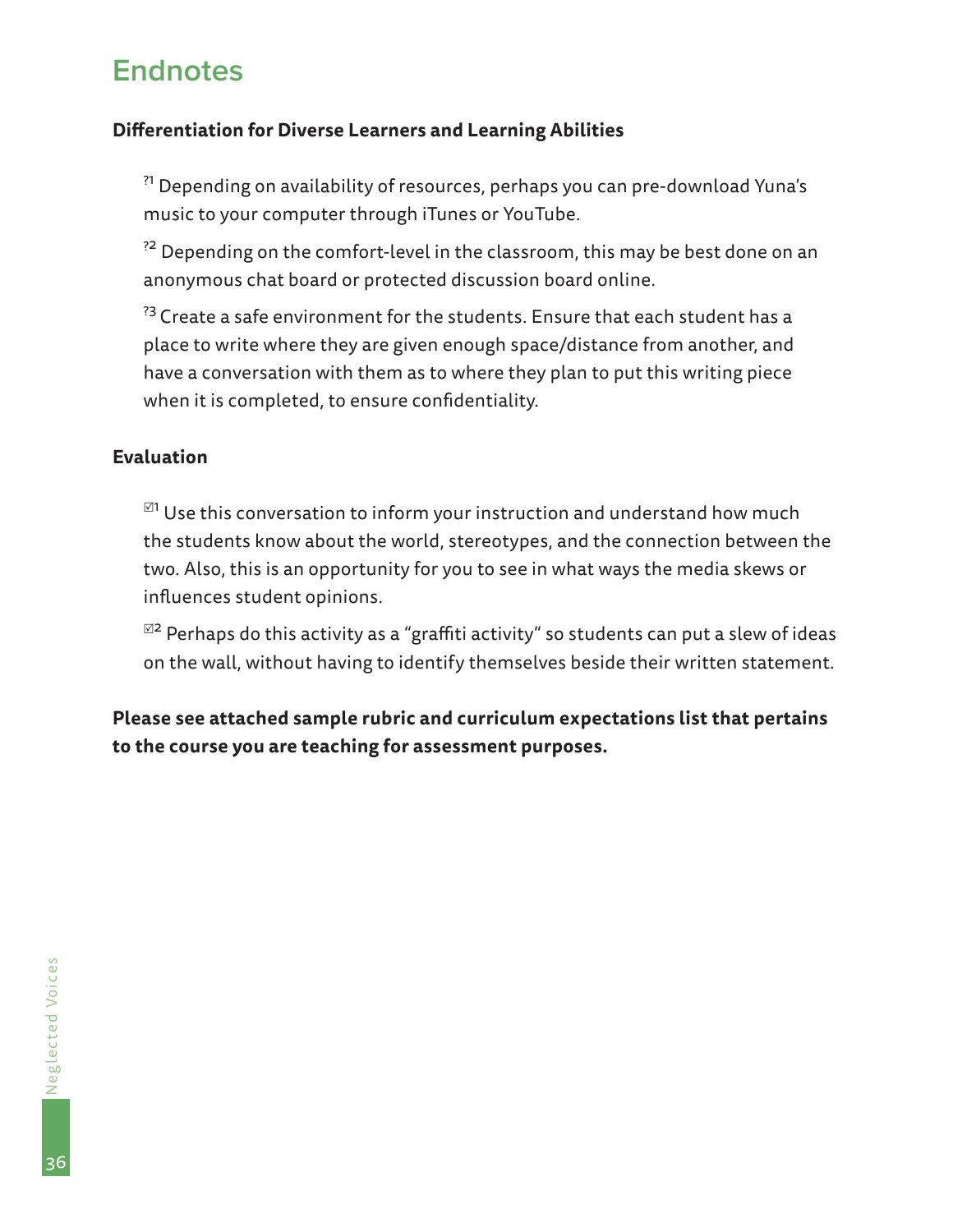# Endnotes

**Differentiation for Diverse Learners and Learning Abilities**

?1 Depending on availability of resources, perhaps you can pre-download Yuna's music to your computer through iTunes or YouTube.

?2 Depending on the comfort-level in the classroom, this may be best done on an anonymous chat board or protected discussion board online.

?3 Create a safe environment for the students. Ensure that each student has a place to write where they are given enough space/distance from another, and have a conversation with them as to where they plan to put this writing piece when it is completed, to ensure confidentiality.

**Evaluation**

☑1 Use this conversation to inform your instruction and understand how much the students know about the world, stereotypes, and the connection between the two. Also, this is an opportunity for you to see in what ways the media skews or influences student opinions.

☑2 Perhaps do this activity as a "graffiti activity" so students can put a slew of ideas on the wall, without having to identify themselves beside their written statement.

**Please see attached sample rubric and curriculum expectations list that pertains to the course you are teaching for assessment purposes.**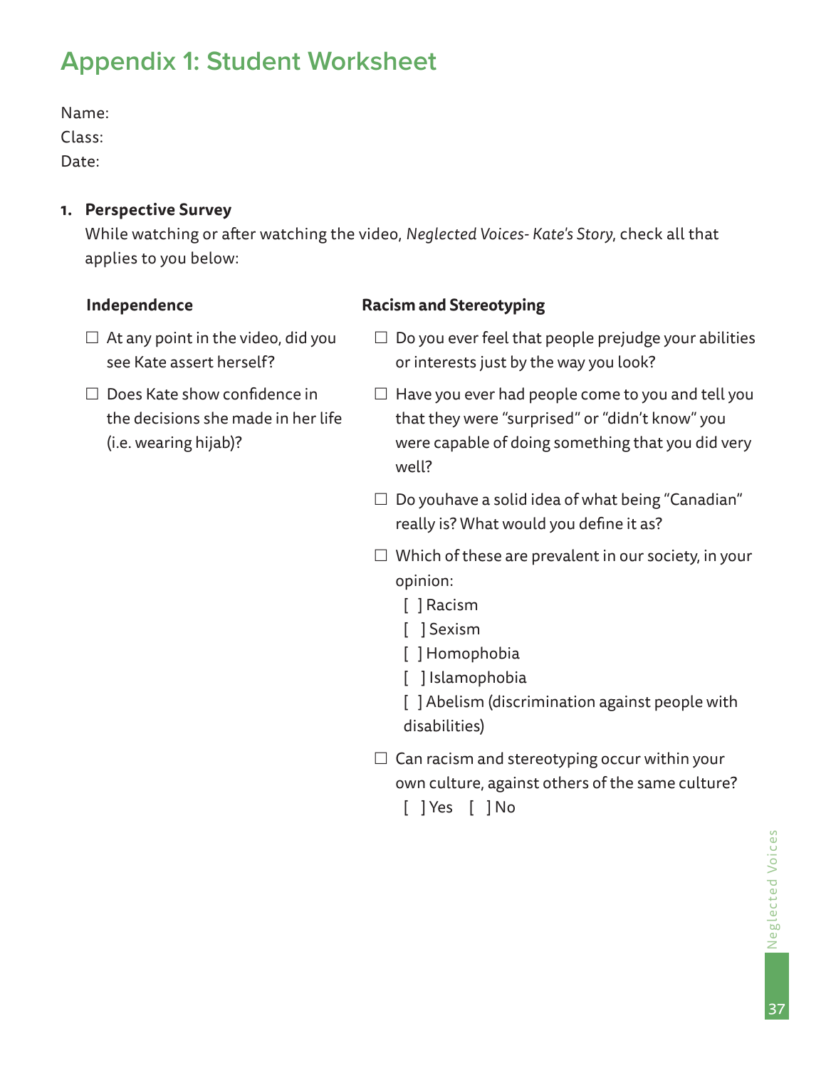# Appendix 1: Student Worksheet

Name:
Class:
Date:

1. **Perspective Survey**
   While watching or after watching the video, *Neglected Voices- Kate's Story*, check all that applies to you below:

**Independence**

- ☐ At any point in the video, did you see Kate assert herself?
- ☐ Does Kate show confidence in the decisions she made in her life (i.e. wearing hijab)?

**Racism and Stereotyping**

- ☐ Do you ever feel that people prejudge your abilities or interests just by the way you look?
- ☐ Have you ever had people come to you and tell you that they were "surprised" or "didn't know" you were capable of doing something that you did very well?
- ☐ Do youhave a solid idea of what being "Canadian" really is? What would you define it as?
- ☐ Which of these are prevalent in our society, in your opinion:
  - [ ] Racism
  - [ ] Sexism
  - [ ] Homophobia
  - [ ] Islamophobia
  - [ ] Abelism (discrimination against people with disabilities)
- ☐ Can racism and stereotyping occur within your own culture, against others of the same culture?
  [ ] Yes [ ] No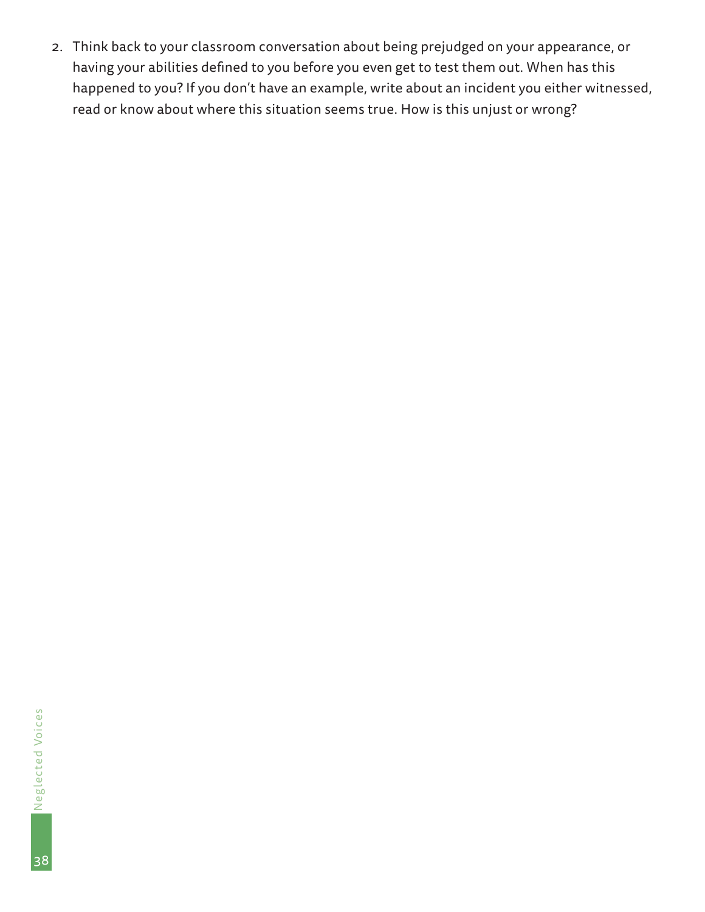2. Think back to your classroom conversation about being prejudged on your appearance, or having your abilities defined to you before you even get to test them out. When has this happened to you? If you don't have an example, write about an incident you either witnessed, read or know about where this situation seems true. How is this unjust or wrong?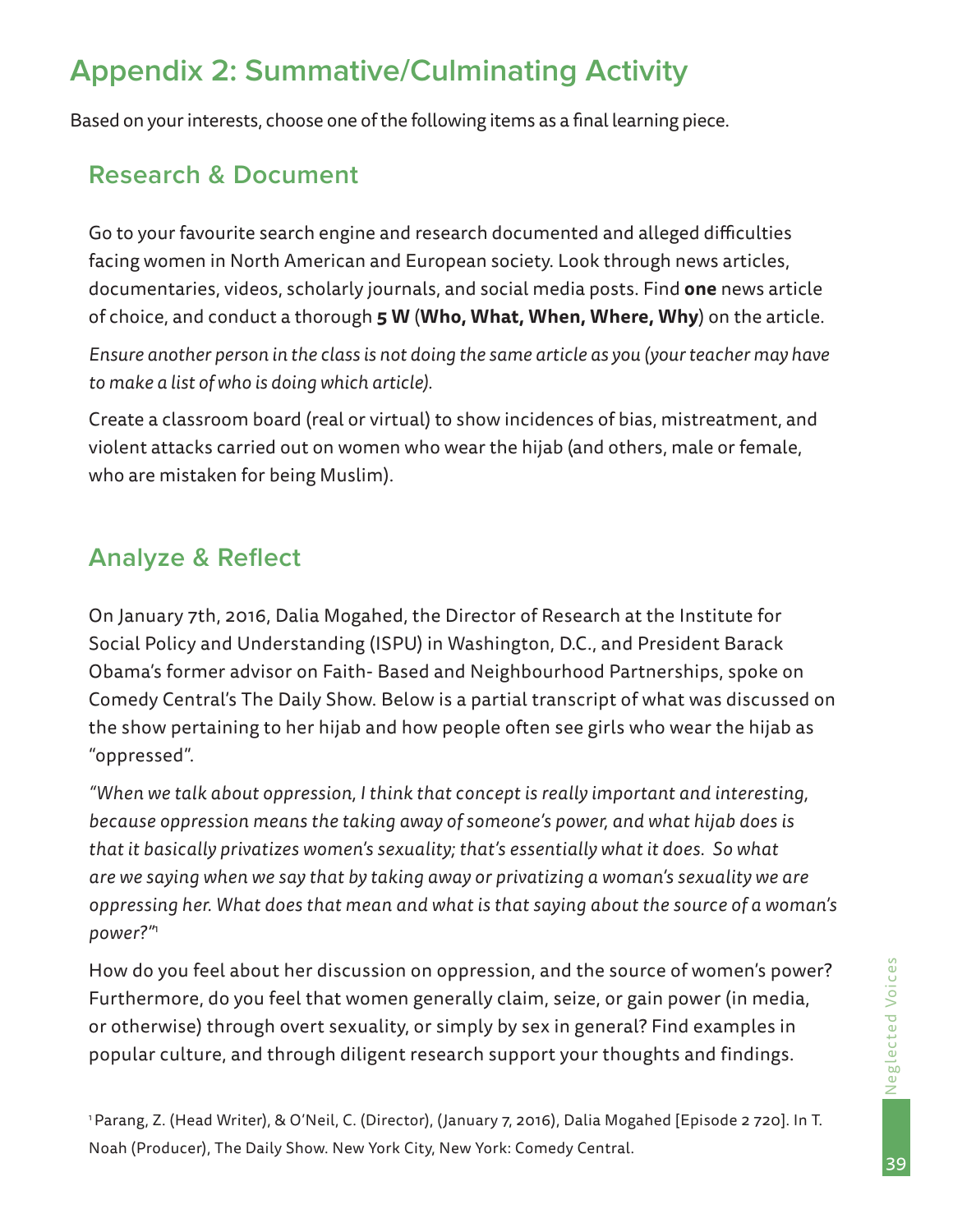# Appendix 2: Summative/Culminating Activity

Based on your interests, choose one of the following items as a final learning piece.

## Research & Document

Go to your favourite search engine and research documented and alleged difficulties facing women in North American and European society. Look through news articles, documentaries, videos, scholarly journals, and social media posts. Find **one** news article of choice, and conduct a thorough **5 W** (**Who, What, When, Where, Why**) on the article.

*Ensure another person in the class is not doing the same article as you (your teacher may have to make a list of who is doing which article).*

Create a classroom board (real or virtual) to show incidences of bias, mistreatment, and violent attacks carried out on women who wear the hijab (and others, male or female, who are mistaken for being Muslim).

## Analyze & Reflect

On January 7th, 2016, Dalia Mogahed, the Director of Research at the Institute for Social Policy and Understanding (ISPU) in Washington, D.C., and President Barack Obama's former advisor on Faith- Based and Neighbourhood Partnerships, spoke on Comedy Central's The Daily Show. Below is a partial transcript of what was discussed on the show pertaining to her hijab and how people often see girls who wear the hijab as "oppressed".

*"When we talk about oppression, I think that concept is really important and interesting, because oppression means the taking away of someone's power, and what hijab does is that it basically privatizes women's sexuality; that's essentially what it does. So what are we saying when we say that by taking away or privatizing a woman's sexuality we are oppressing her. What does that mean and what is that saying about the source of a woman's power?"*[1]

How do you feel about her discussion on oppression, and the source of women's power? Furthermore, do you feel that women generally claim, seize, or gain power (in media, or otherwise) through overt sexuality, or simply by sex in general? Find examples in popular culture, and through diligent research support your thoughts and findings.

[1] Parang, Z. (Head Writer), & O'Neil, C. (Director), (January 7, 2016), Dalia Mogahed [Episode 2 720]. In T. Noah (Producer), The Daily Show. New York City, New York: Comedy Central.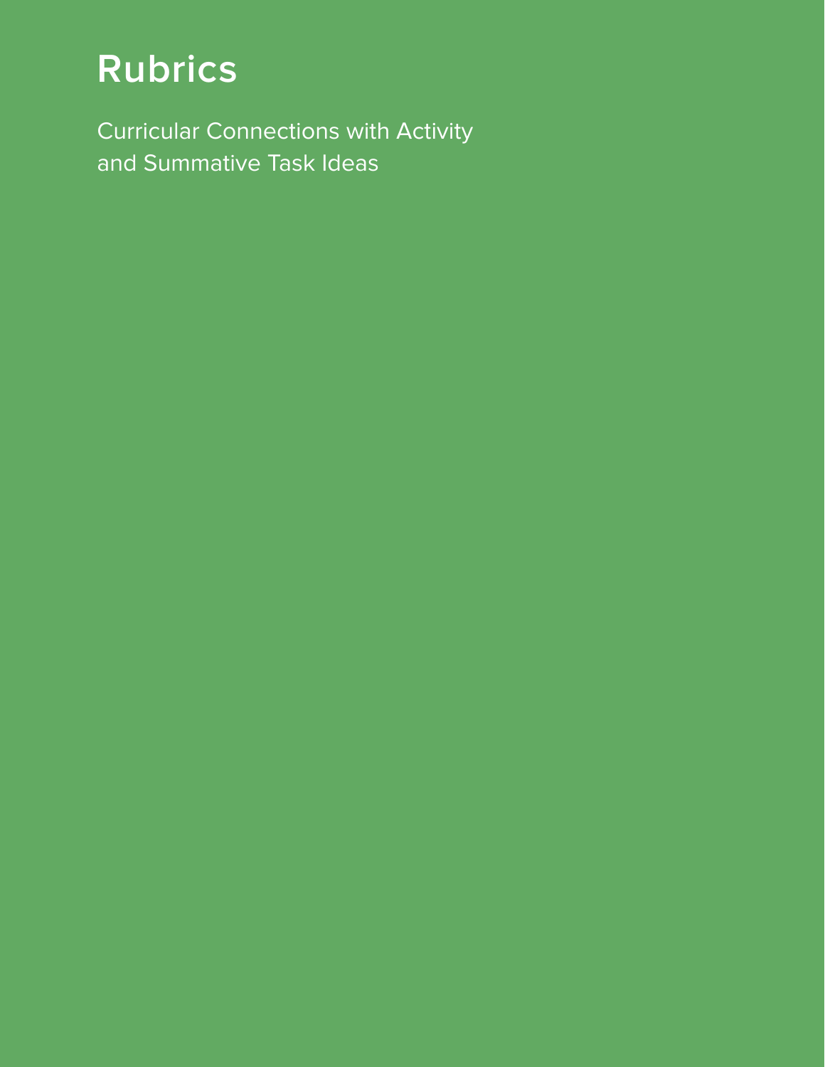# Rubrics

Curricular Connections with Activity and Summative Task Ideas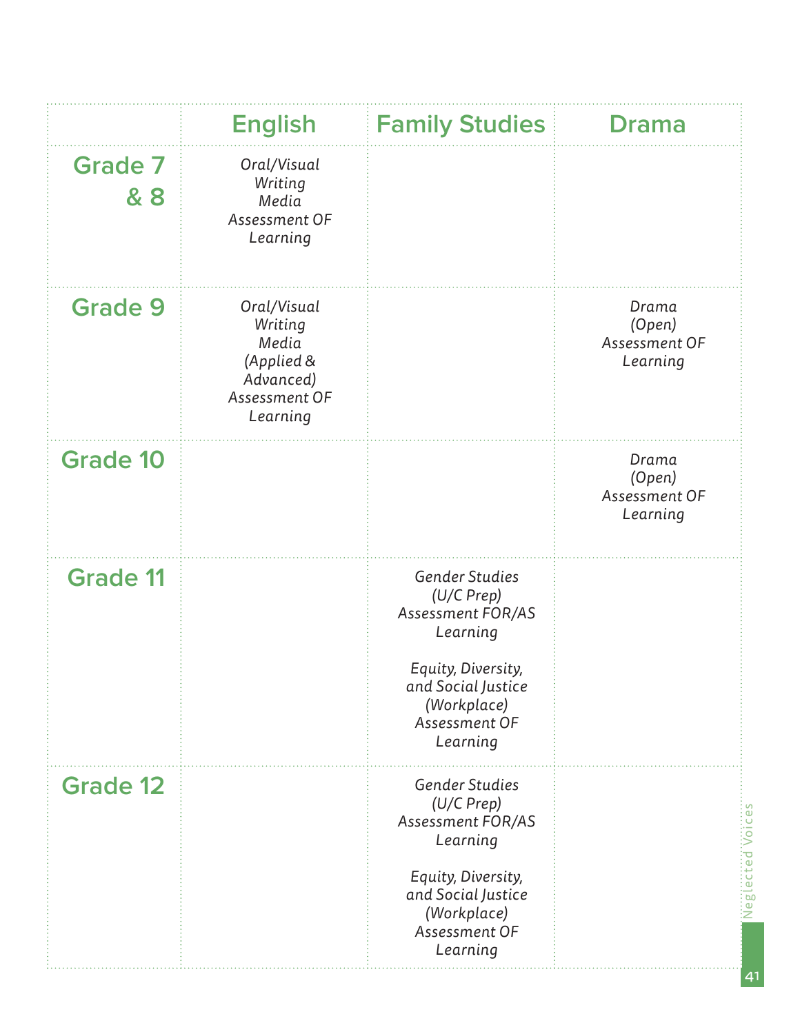| | English | Family Studies | Drama |
|---|---|---|---|
| Grade 7 & 8 | *Oral/Visual Writing Media Assessment OF Learning* | | |
| Grade 9 | *Oral/Visual Writing Media (Applied & Advanced) Assessment OF Learning* | | *Drama (Open) Assessment OF Learning* |
| Grade 10 | | | *Drama (Open) Assessment OF Learning* |
| Grade 11 | | *Gender Studies (U/C Prep) Assessment FOR/AS Learning*<br><br>*Equity, Diversity, and Social Justice (Workplace) Assessment OF Learning* | |
| Grade 12 | | *Gender Studies (U/C Prep) Assessment FOR/AS Learning*<br><br>*Equity, Diversity, and Social Justice (Workplace) Assessment OF Learning* | |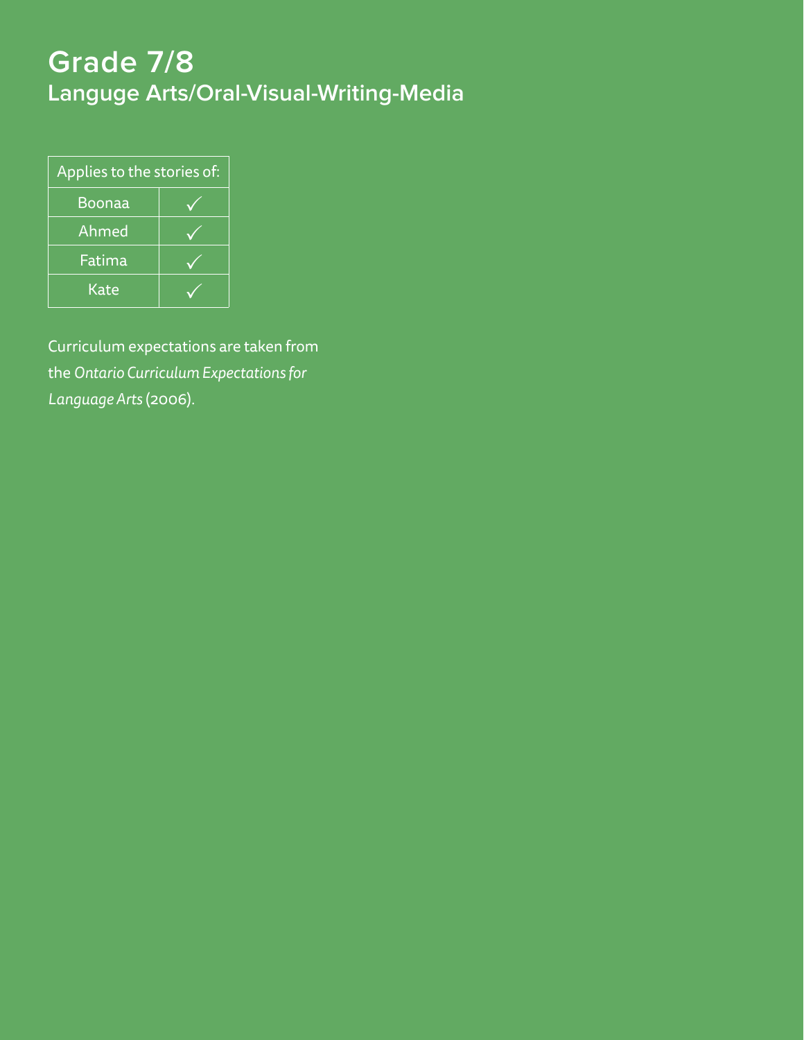# Grade 7/8

## Languge Arts/Oral-Visual-Writing-Media

| Applies to the stories of: | |
|---|---|
| Boonaa | ✓ |
| Ahmed | ✓ |
| Fatima | ✓ |
| Kate | ✓ |

Curriculum expectations are taken from the *Ontario Curriculum Expectations for Language Arts* (2006).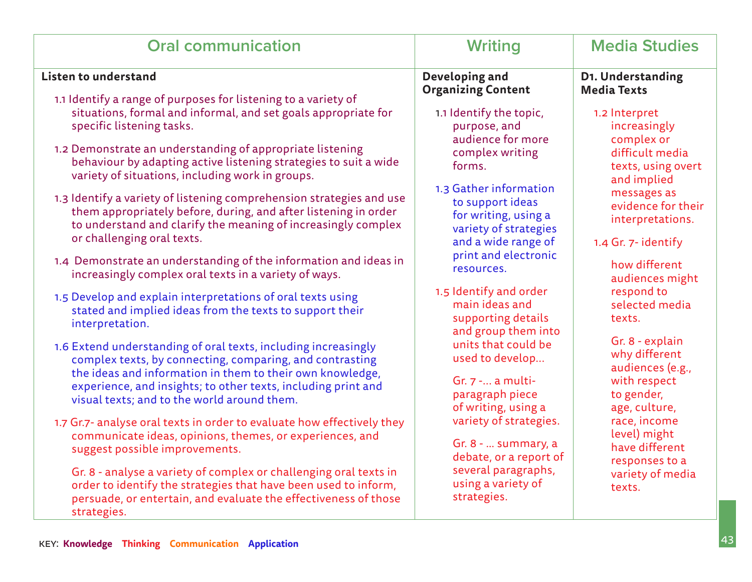| Oral communication | Writing | Media Studies |
|---|---|---|
| **Listen to understand**<br><br>1.1 Identify a range of purposes for listening to a variety of situations, formal and informal, and set goals appropriate for specific listening tasks.<br><br>1.2 Demonstrate an understanding of appropriate listening behaviour by adapting active listening strategies to suit a wide variety of situations, including work in groups.<br><br>1.3 Identify a variety of listening comprehension strategies and use them appropriately before, during, and after listening in order to understand and clarify the meaning of increasingly complex or challenging oral texts.<br><br>1.4 Demonstrate an understanding of the information and ideas in increasingly complex oral texts in a variety of ways.<br><br>1.5 Develop and explain interpretations of oral texts using stated and implied ideas from the texts to support their interpretation.<br><br>1.6 Extend understanding of oral texts, including increasingly complex texts, by connecting, comparing, and contrasting the ideas and information in them to their own knowledge, experience, and insights; to other texts, including print and visual texts; and to the world around them.<br><br>1.7 Gr.7- analyse oral texts in order to evaluate how effectively they communicate ideas, opinions, themes, or experiences, and suggest possible improvements.<br><br>Gr. 8 - analyse a variety of complex or challenging oral texts in order to identify the strategies that have been used to inform, persuade, or entertain, and evaluate the effectiveness of those strategies. | **Developing and Organizing Content**<br><br>1.1 Identify the topic, purpose, and audience for more complex writing forms.<br><br>1.3 Gather information to support ideas for writing, using a variety of strategies and a wide range of print and electronic resources.<br><br>1.5 Identify and order main ideas and supporting details and group them into units that could be used to develop...<br><br>Gr. 7 -... a multi-paragraph piece of writing, using a variety of strategies.<br><br>Gr. 8 - ... summary, a debate, or a report of several paragraphs, using a variety of strategies. | **D1. Understanding Media Texts**<br><br>1.2 Interpret increasingly complex or difficult media texts, using overt and implied messages as evidence for their interpretations.<br><br>1.4 Gr. 7- identify<br><br>how different audiences might respond to selected media texts.<br><br>Gr. 8 - explain why different audiences (e.g., with respect to gender, age, culture, race, income level) might have different responses to a variety of media texts. |

KEY: **Knowledge** **Thinking** **Communication** **Application**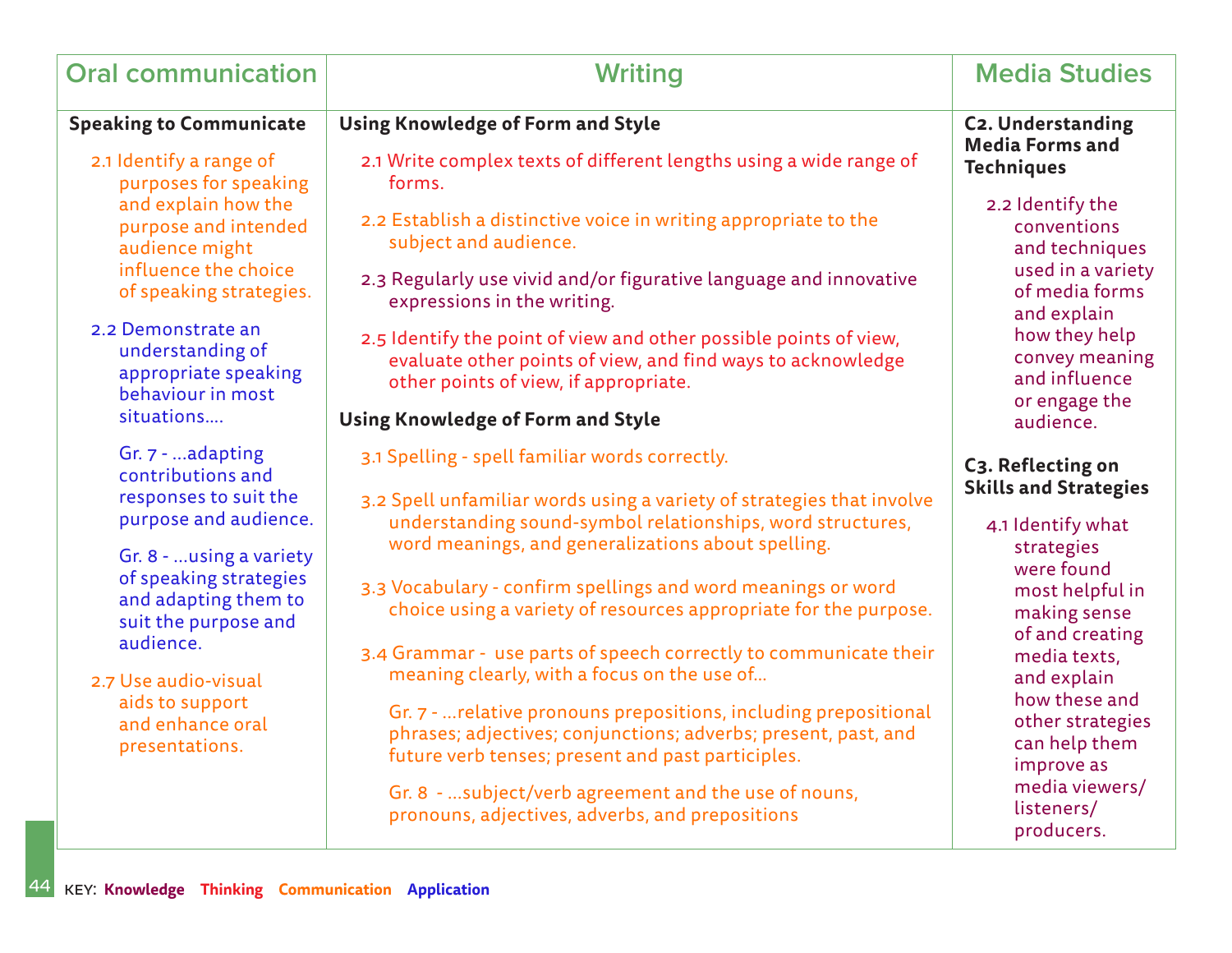| Oral communication | Writing | Media Studies |
|---|---|---|
| **Speaking to Communicate**<br><br>2.1 Identify a range of purposes for speaking and explain how the purpose and intended audience might influence the choice of speaking strategies.<br><br>2.2 Demonstrate an understanding of appropriate speaking behaviour in most situations....<br><br>Gr. 7 - ...adapting contributions and responses to suit the purpose and audience.<br><br>Gr. 8 - ...using a variety of speaking strategies and adapting them to suit the purpose and audience.<br><br>2.7 Use audio-visual aids to support and enhance oral presentations. | **Using Knowledge of Form and Style**<br><br>2.1 Write complex texts of different lengths using a wide range of forms.<br><br>2.2 Establish a distinctive voice in writing appropriate to the subject and audience.<br><br>2.3 Regularly use vivid and/or figurative language and innovative expressions in the writing.<br><br>2.5 Identify the point of view and other possible points of view, evaluate other points of view, and find ways to acknowledge other points of view, if appropriate.<br><br>**Using Knowledge of Form and Style**<br><br>3.1 Spelling - spell familiar words correctly.<br><br>3.2 Spell unfamiliar words using a variety of strategies that involve understanding sound-symbol relationships, word structures, word meanings, and generalizations about spelling.<br><br>3.3 Vocabulary - confirm spellings and word meanings or word choice using a variety of resources appropriate for the purpose.<br><br>3.4 Grammar - use parts of speech correctly to communicate their meaning clearly, with a focus on the use of...<br><br>Gr. 7 - ...relative pronouns prepositions, including prepositional phrases; adjectives; conjunctions; adverbs; present, past, and future verb tenses; present and past participles.<br><br>Gr. 8 - ...subject/verb agreement and the use of nouns, pronouns, adjectives, adverbs, and prepositions | **C2. Understanding Media Forms and Techniques**<br><br>2.2 Identify the conventions and techniques used in a variety of media forms and explain how they help convey meaning and influence or engage the audience.<br><br>**C3. Reflecting on Skills and Strategies**<br><br>4.1 Identify what strategies were found most helpful in making sense of and creating media texts, and explain how these and other strategies can help them improve as media viewers/ listeners/ producers. |

KEY: Knowledge Thinking Communication Application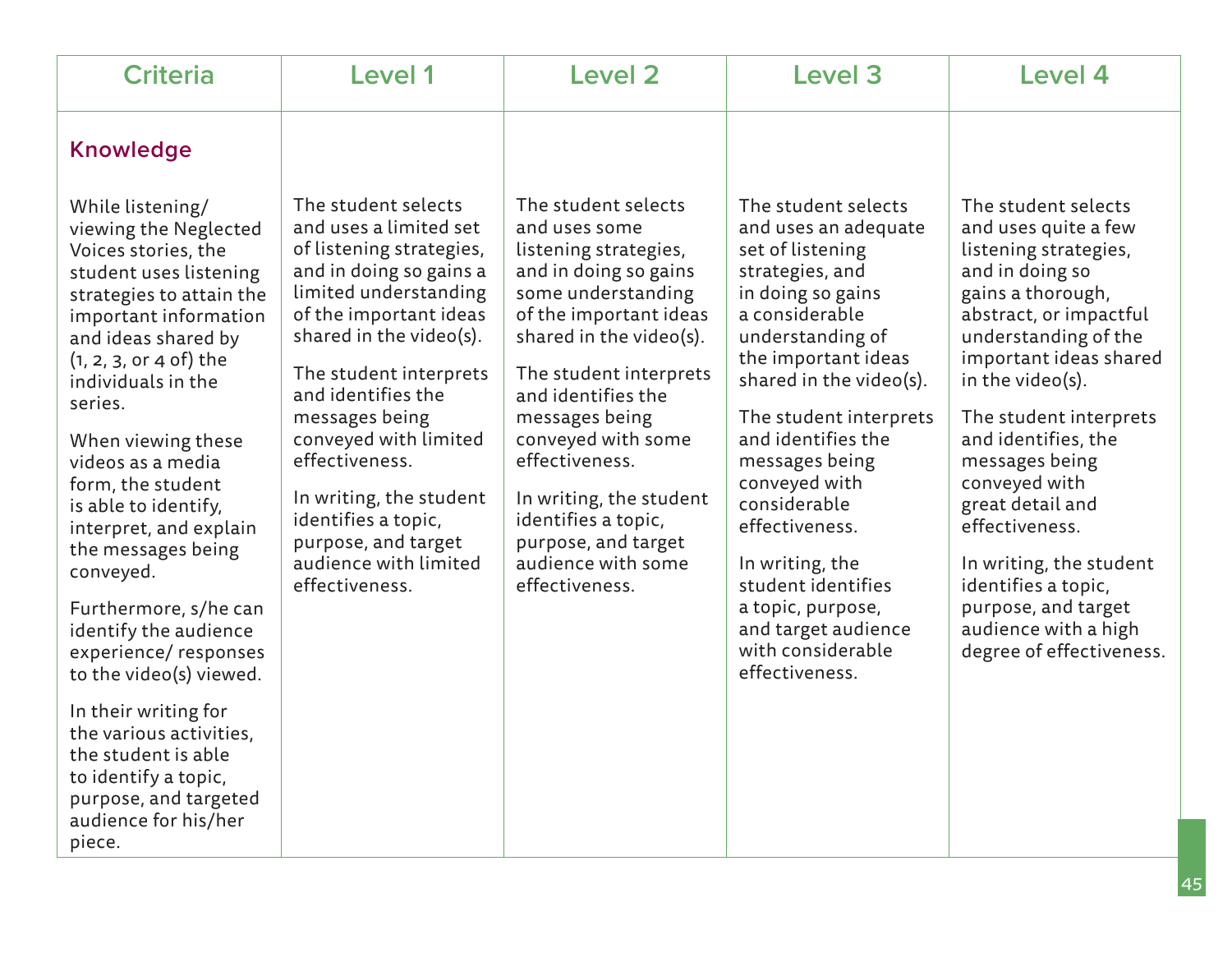| Criteria | Level 1 | Level 2 | Level 3 | Level 4 |
|---|---|---|---|---|
| **Knowledge** | | | | |
| While listening/ viewing the Neglected Voices stories, the student uses listening strategies to attain the important information and ideas shared by (1, 2, 3, or 4 of) the individuals in the series.<br><br>When viewing these videos as a media form, the student is able to identify, interpret, and explain the messages being conveyed.<br><br>Furthermore, s/he can identify the audience experience/ responses to the video(s) viewed.<br><br>In their writing for the various activities, the student is able to identify a topic, purpose, and targeted audience for his/her piece. | The student selects and uses a limited set of listening strategies, and in doing so gains a limited understanding of the important ideas shared in the video(s).<br><br>The student interprets and identifies the messages being conveyed with limited effectiveness.<br><br>In writing, the student identifies a topic, purpose, and target audience with limited effectiveness. | The student selects and uses some listening strategies, and in doing so gains some understanding of the important ideas shared in the video(s).<br><br>The student interprets and identifies the messages being conveyed with some effectiveness.<br><br>In writing, the student identifies a topic, purpose, and target audience with some effectiveness. | The student selects and uses an adequate set of listening strategies, and in doing so gains a considerable understanding of the important ideas shared in the video(s).<br><br>The student interprets and identifies the messages being conveyed with considerable effectiveness.<br><br>In writing, the student identifies a topic, purpose, and target audience with considerable effectiveness. | The student selects and uses quite a few listening strategies, and in doing so gains a thorough, abstract, or impactful understanding of the important ideas shared in the video(s).<br><br>The student interprets and identifies, the messages being conveyed with great detail and effectiveness.<br><br>In writing, the student identifies a topic, purpose, and target audience with a high degree of effectiveness. |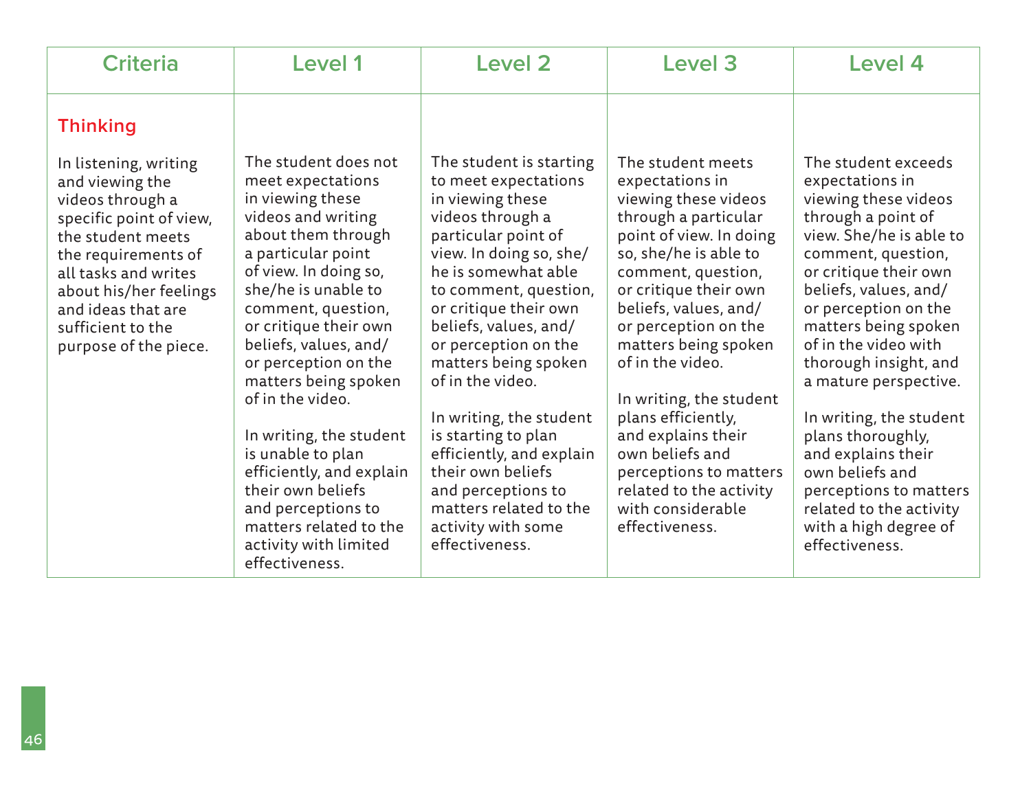| Criteria | Level 1 | Level 2 | Level 3 | Level 4 |
|---|---|---|---|---|
| **Thinking**<br><br>In listening, writing and viewing the videos through a specific point of view, the student meets the requirements of all tasks and writes about his/her feelings and ideas that are sufficient to the purpose of the piece. | The student does not meet expectations in viewing these videos and writing about them through a particular point of view. In doing so, she/he is unable to comment, question, or critique their own beliefs, values, and/ or perception on the matters being spoken of in the video.<br><br>In writing, the student is unable to plan efficiently, and explain their own beliefs and perceptions to matters related to the activity with limited effectiveness. | The student is starting to meet expectations in viewing these videos through a particular point of view. In doing so, she/ he is somewhat able to comment, question, or critique their own beliefs, values, and/ or perception on the matters being spoken of in the video.<br><br>In writing, the student is starting to plan efficiently, and explain their own beliefs and perceptions to matters related to the activity with some effectiveness. | The student meets expectations in viewing these videos through a particular point of view. In doing so, she/he is able to comment, question, or critique their own beliefs, values, and/ or perception on the matters being spoken of in the video.<br><br>In writing, the student plans efficiently, and explains their own beliefs and perceptions to matters related to the activity with considerable effectiveness. | The student exceeds expectations in viewing these videos through a point of view. She/he is able to comment, question, or critique their own beliefs, values, and/ or perception on the matters being spoken of in the video with thorough insight, and a mature perspective.<br><br>In writing, the student plans thoroughly, and explains their own beliefs and perceptions to matters related to the activity with a high degree of effectiveness. |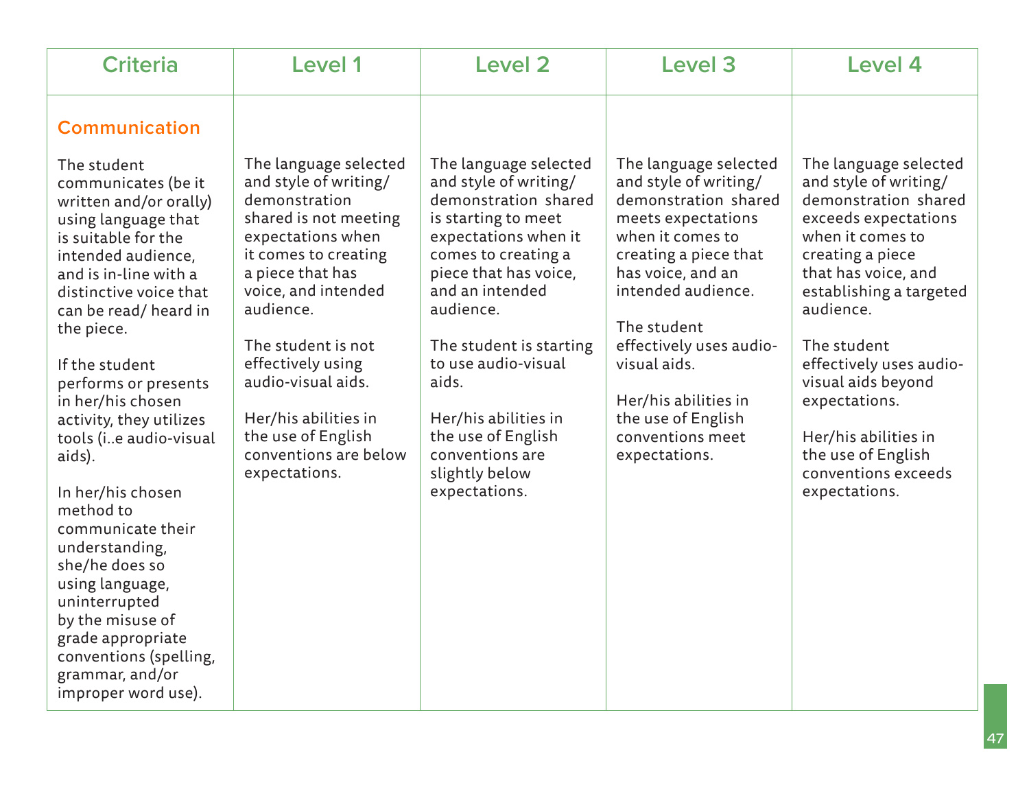| Criteria | Level 1 | Level 2 | Level 3 | Level 4 |
|---|---|---|---|---|
| **Communication**<br><br>The student communicates (be it written and/or orally) using language that is suitable for the intended audience, and is in-line with a distinctive voice that can be read/ heard in the piece.<br><br>If the student performs or presents in her/his chosen activity, they utilizes tools (i..e audio-visual aids).<br><br>In her/his chosen method to communicate their understanding, she/he does so using language, uninterrupted by the misuse of grade appropriate conventions (spelling, grammar, and/or improper word use). | The language selected and style of writing/ demonstration shared is not meeting expectations when it comes to creating a piece that has voice, and intended audience.<br><br>The student is not effectively using audio-visual aids.<br><br>Her/his abilities in the use of English conventions are below expectations. | The language selected and style of writing/ demonstration shared is starting to meet expectations when it comes to creating a piece that has voice, and an intended audience.<br><br>The student is starting to use audio-visual aids.<br><br>Her/his abilities in the use of English conventions are slightly below expectations. | The language selected and style of writing/ demonstration shared meets expectations when it comes to creating a piece that has voice, and an intended audience.<br><br>The student effectively uses audio-visual aids.<br><br>Her/his abilities in the use of English conventions meet expectations. | The language selected and style of writing/ demonstration shared exceeds expectations when it comes to creating a piece that has voice, and establishing a targeted audience.<br><br>The student effectively uses audio-visual aids beyond expectations.<br><br>Her/his abilities in the use of English conventions exceeds expectations. |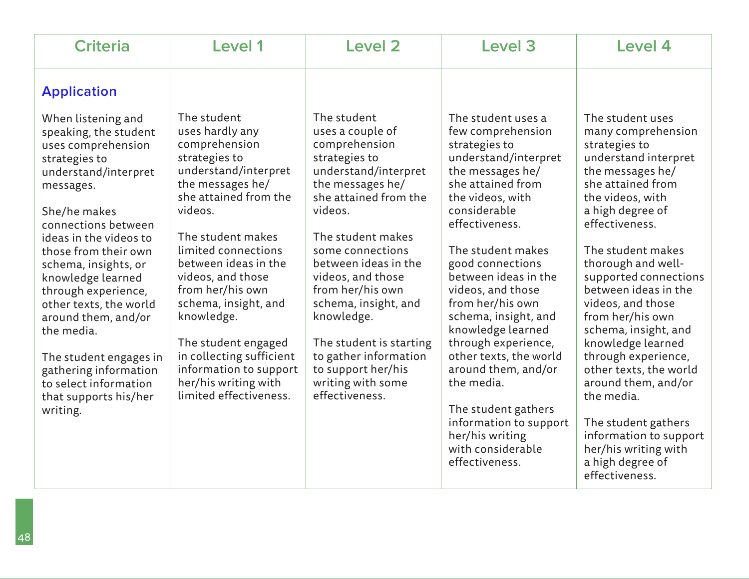| Criteria | Level 1 | Level 2 | Level 3 | Level 4 |
|---|---|---|---|---|
| **Application**<br><br>When listening and speaking, the student uses comprehension strategies to understand/interpret messages.<br><br>She/he makes connections between ideas in the videos to those from their own schema, insights, or knowledge learned through experience, other texts, the world around them, and/or the media.<br><br>The student engages in gathering information to select information that supports his/her writing. | The student uses hardly any comprehension strategies to understand/interpret the messages he/she attained from the videos.<br><br>The student makes limited connections between ideas in the videos, and those from her/his own schema, insight, and knowledge.<br><br>The student engaged in collecting sufficient information to support her/his writing with limited effectiveness. | The student uses a couple of comprehension strategies to understand/interpret the messages he/she attained from the videos.<br><br>The student makes some connections between ideas in the videos, and those from her/his own schema, insight, and knowledge.<br><br>The student is starting to gather information to support her/his writing with some effectiveness. | The student uses a few comprehension strategies to understand/interpret the messages he/she attained from the videos, with considerable effectiveness.<br><br>The student makes good connections between ideas in the videos, and those from her/his own schema, insight, and knowledge learned through experience, other texts, the world around them, and/or the media.<br><br>The student gathers information to support her/his writing with considerable effectiveness. | The student uses many comprehension strategies to understand interpret the messages he/she attained from the videos, with a high degree of effectiveness.<br><br>The student makes thorough and well-supported connections between ideas in the videos, and those from her/his own schema, insight, and knowledge learned through experience, other texts, the world around them, and/or the media.<br><br>The student gathers information to support her/his writing with a high degree of effectiveness. |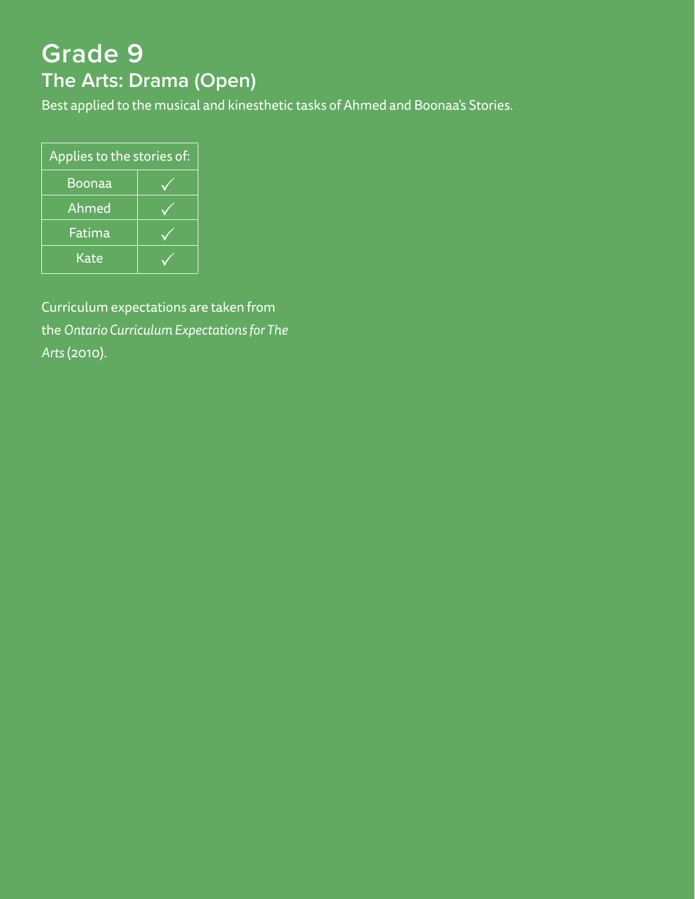# Grade 9

## The Arts: Drama (Open)

Best applied to the musical and kinesthetic tasks of Ahmed and Boonaa's Stories.

| Applies to the stories of: | |
|---|---|
| Boonaa | ✓ |
| Ahmed | ✓ |
| Fatima | ✓ |
| Kate | ✓ |

Curriculum expectations are taken from the *Ontario Curriculum Expectations for The Arts* (2010).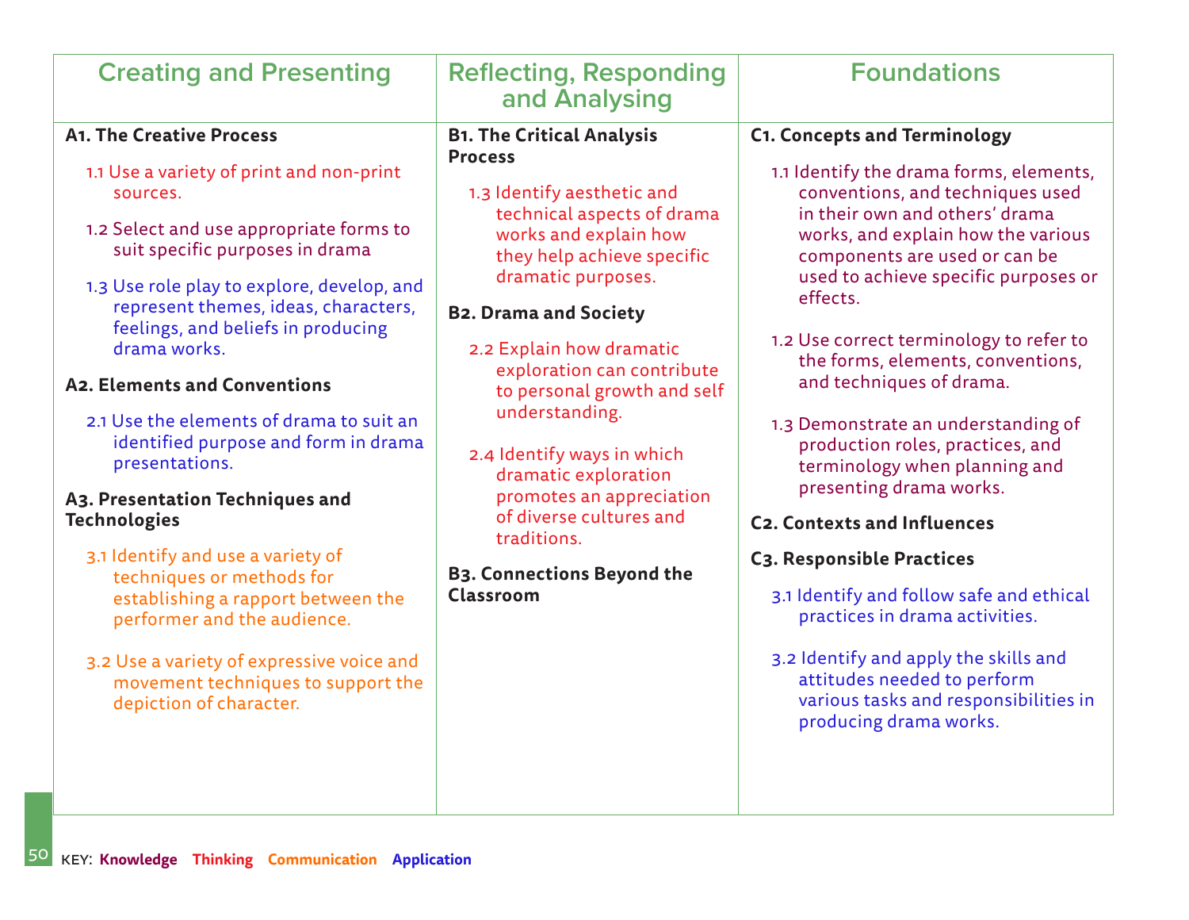| Creating and Presenting | Reflecting, Responding and Analysing | Foundations |
| --- | --- | --- |
| **A1. The Creative Process**<br><br>1.1 Use a variety of print and non-print sources.<br><br>1.2 Select and use appropriate forms to suit specific purposes in drama<br><br>1.3 Use role play to explore, develop, and represent themes, ideas, characters, feelings, and beliefs in producing drama works.<br><br>**A2. Elements and Conventions**<br><br>2.1 Use the elements of drama to suit an identified purpose and form in drama presentations.<br><br>**A3. Presentation Techniques and Technologies**<br><br>3.1 Identify and use a variety of techniques or methods for establishing a rapport between the performer and the audience.<br><br>3.2 Use a variety of expressive voice and movement techniques to support the depiction of character. | **B1. The Critical Analysis Process**<br><br>1.3 Identify aesthetic and technical aspects of drama works and explain how they help achieve specific dramatic purposes.<br><br>**B2. Drama and Society**<br><br>2.2 Explain how dramatic exploration can contribute to personal growth and self understanding.<br><br>2.4 Identify ways in which dramatic exploration promotes an appreciation of diverse cultures and traditions.<br><br>**B3. Connections Beyond the Classroom** | **C1. Concepts and Terminology**<br><br>1.1 Identify the drama forms, elements, conventions, and techniques used in their own and others' drama works, and explain how the various components are used or can be used to achieve specific purposes or effects.<br><br>1.2 Use correct terminology to refer to the forms, elements, conventions, and techniques of drama.<br><br>1.3 Demonstrate an understanding of production roles, practices, and terminology when planning and presenting drama works.<br><br>**C2. Contexts and Influences**<br><br>**C3. Responsible Practices**<br><br>3.1 Identify and follow safe and ethical practices in drama activities.<br><br>3.2 Identify and apply the skills and attitudes needed to perform various tasks and responsibilities in producing drama works. |

KEY: **Knowledge** **Thinking** **Communication** **Application**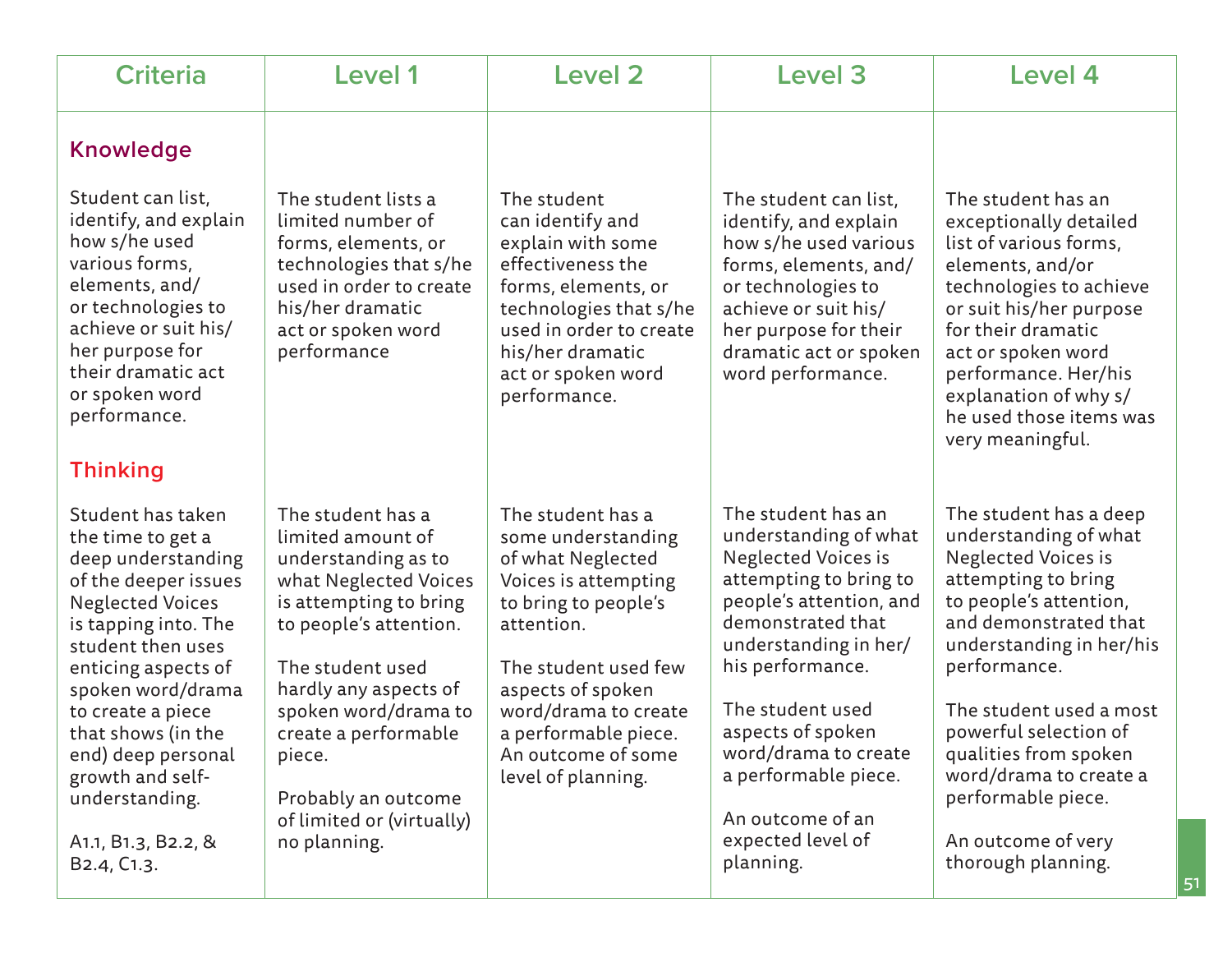| Criteria | Level 1 | Level 2 | Level 3 | Level 4 |
|---|---|---|---|---|
| **Knowledge**<br><br>Student can list, identify, and explain how s/he used various forms, elements, and/or technologies to achieve or suit his/her purpose for their dramatic act or spoken word performance. | The student lists a limited number of forms, elements, or technologies that s/he used in order to create his/her dramatic act or spoken word performance | The student can identify and explain with some effectiveness the forms, elements, or technologies that s/he used in order to create his/her dramatic act or spoken word performance. | The student can list, identify, and explain how s/he used various forms, elements, and/or technologies to achieve or suit his/her purpose for their dramatic act or spoken word performance. | The student has an exceptionally detailed list of various forms, elements, and/or technologies to achieve or suit his/her purpose for their dramatic act or spoken word performance. Her/his explanation of why s/he used those items was very meaningful. |
| **Thinking**<br><br>Student has taken the time to get a deep understanding of the deeper issues Neglected Voices is tapping into. The student then uses enticing aspects of spoken word/drama to create a piece that shows (in the end) deep personal growth and self-understanding.<br><br>A1.1, B1.3, B2.2, & B2.4, C1.3. | The student has a limited amount of understanding as to what Neglected Voices is attempting to bring to people's attention.<br><br>The student used hardly any aspects of spoken word/drama to create a performable piece.<br><br>Probably an outcome of limited or (virtually) no planning. | The student has a some understanding of what Neglected Voices is attempting to bring to people's attention.<br><br>The student used few aspects of spoken word/drama to create a performable piece. An outcome of some level of planning. | The student has an understanding of what Neglected Voices is attempting to bring to people's attention, and demonstrated that understanding in her/his performance.<br><br>The student used aspects of spoken word/drama to create a performable piece.<br><br>An outcome of an expected level of planning. | The student has a deep understanding of what Neglected Voices is attempting to bring to people's attention, and demonstrated that understanding in her/his performance.<br><br>The student used a most powerful selection of qualities from spoken word/drama to create a performable piece.<br><br>An outcome of very thorough planning. |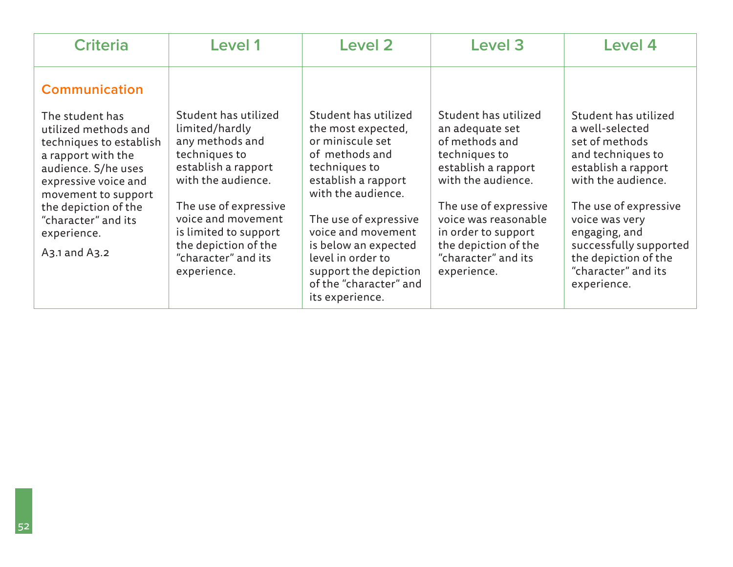| Criteria | Level 1 | Level 2 | Level 3 | Level 4 |
|---|---|---|---|---|
| **Communication**<br><br>The student has utilized methods and techniques to establish a rapport with the audience. S/he uses expressive voice and movement to support the depiction of the "character" and its experience.<br><br>A3.1 and A3.2 | Student has utilized limited/hardly any methods and techniques to establish a rapport with the audience.<br><br>The use of expressive voice and movement is limited to support the depiction of the "character" and its experience. | Student has utilized the most expected, or miniscule set of methods and techniques to establish a rapport with the audience.<br><br>The use of expressive voice and movement is below an expected level in order to support the depiction of the "character" and its experience. | Student has utilized an adequate set of methods and techniques to establish a rapport with the audience.<br><br>The use of expressive voice was reasonable in order to support the depiction of the "character" and its experience. | Student has utilized a well-selected set of methods and techniques to establish a rapport with the audience.<br><br>The use of expressive voice was very engaging, and successfully supported the depiction of the "character" and its experience. |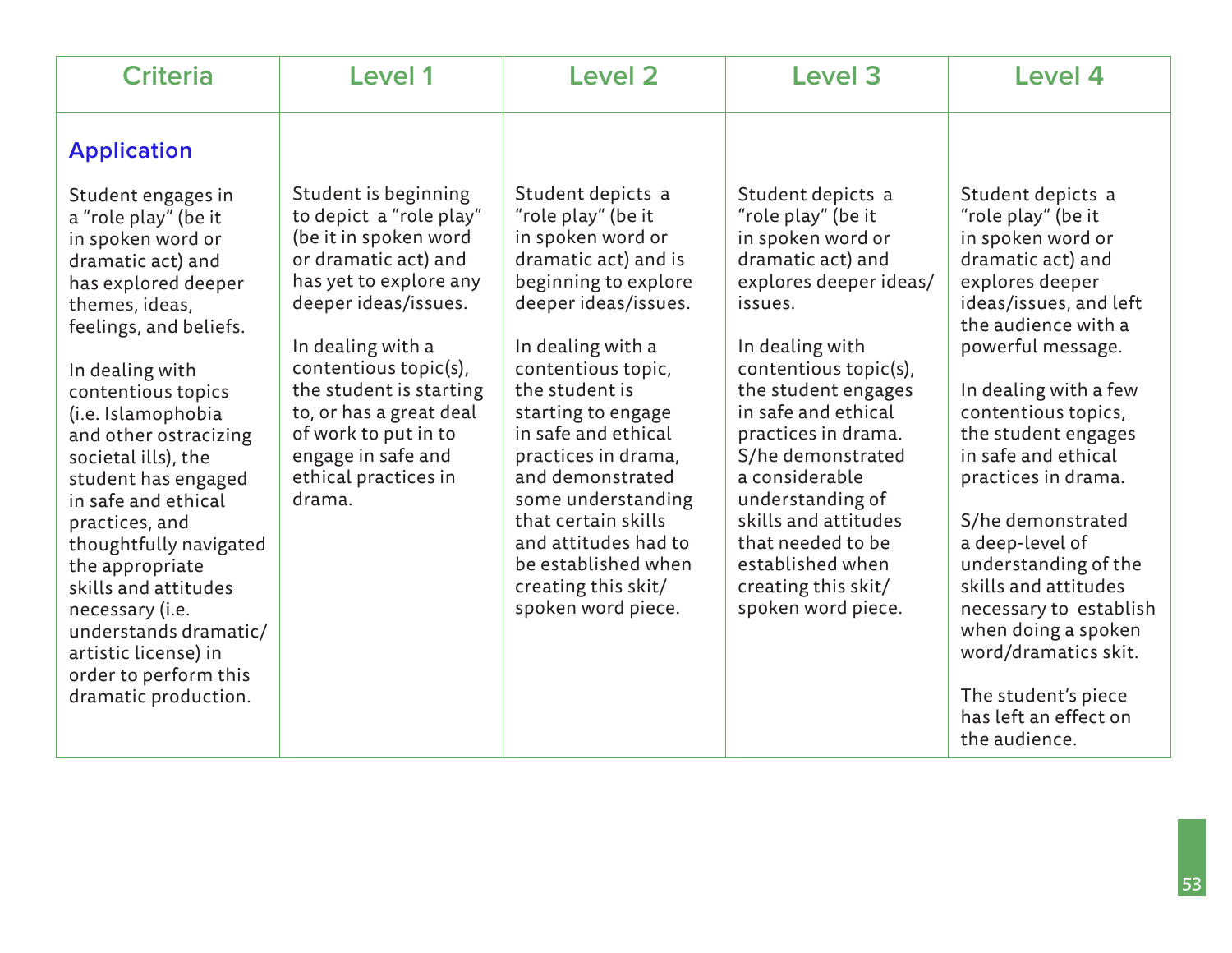| Criteria | Level 1 | Level 2 | Level 3 | Level 4 |
|---|---|---|---|---|
| **Application**<br><br>Student engages in a "role play" (be it in spoken word or dramatic act) and has explored deeper themes, ideas, feelings, and beliefs.<br><br>In dealing with contentious topics (i.e. Islamophobia and other ostracizing societal ills), the student has engaged in safe and ethical practices, and thoughtfully navigated the appropriate skills and attitudes necessary (i.e. understands dramatic/ artistic license) in order to perform this dramatic production. | Student is beginning to depict a "role play" (be it in spoken word or dramatic act) and has yet to explore any deeper ideas/issues.<br><br>In dealing with a contentious topic(s), the student is starting to, or has a great deal of work to put in to engage in safe and ethical practices in drama. | Student depicts a "role play" (be it in spoken word or dramatic act) and is beginning to explore deeper ideas/issues.<br><br>In dealing with a contentious topic, the student is starting to engage in safe and ethical practices in drama, and demonstrated some understanding that certain skills and attitudes had to be established when creating this skit/ spoken word piece. | Student depicts a "role play" (be it in spoken word or dramatic act) and explores deeper ideas/ issues.<br><br>In dealing with contentious topic(s), the student engages in safe and ethical practices in drama. S/he demonstrated a considerable understanding of skills and attitudes that needed to be established when creating this skit/ spoken word piece. | Student depicts a "role play" (be it in spoken word or dramatic act) and explores deeper ideas/issues, and left the audience with a powerful message.<br><br>In dealing with a few contentious topics, the student engages in safe and ethical practices in drama.<br><br>S/he demonstrated a deep-level of understanding of the skills and attitudes necessary to establish when doing a spoken word/dramatics skit.<br><br>The student's piece has left an effect on the audience. |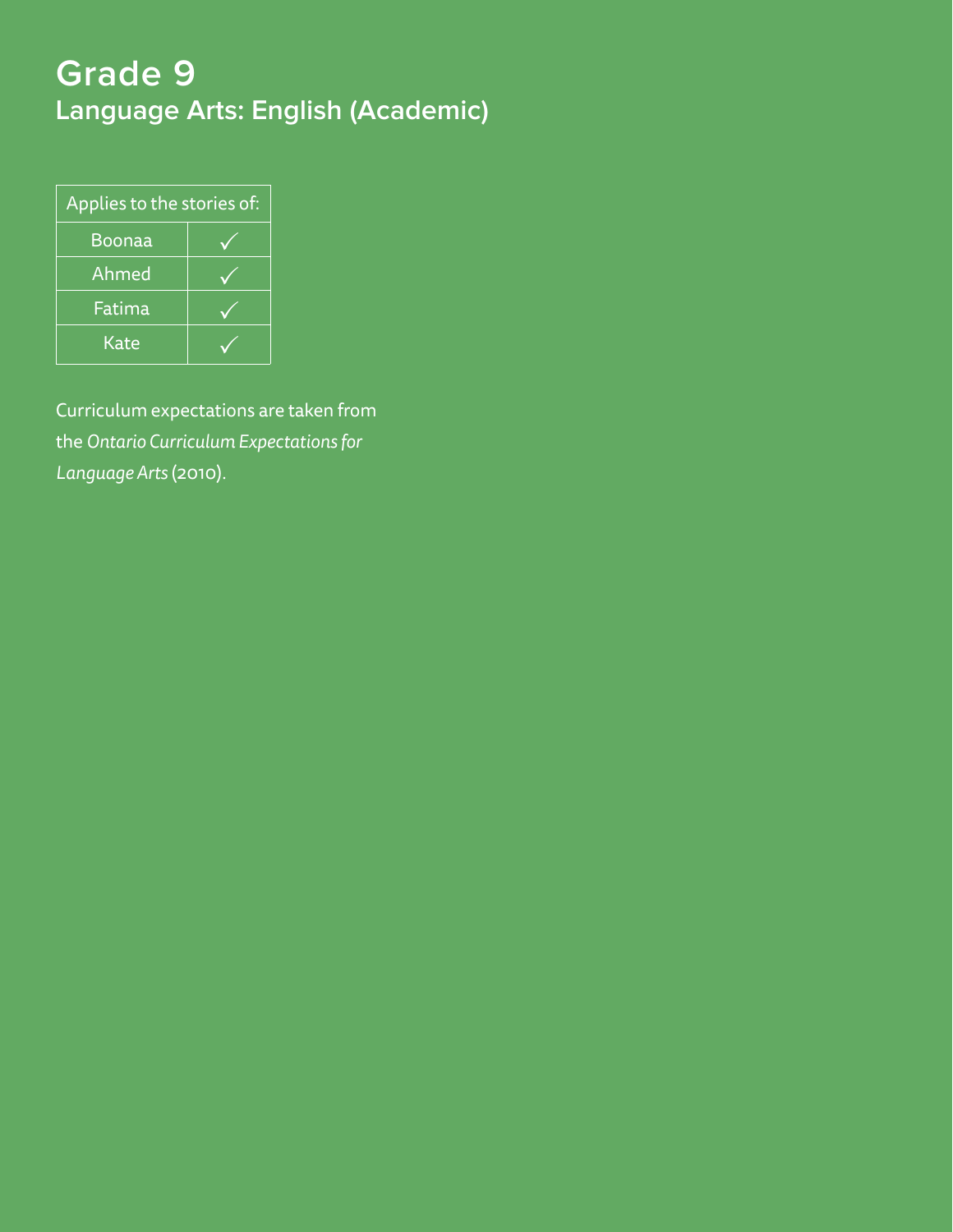# Grade 9

## Language Arts: English (Academic)

| Applies to the stories of: | |
|---|---|
| Boonaa | ✓ |
| Ahmed | ✓ |
| Fatima | ✓ |
| Kate | ✓ |

Curriculum expectations are taken from the *Ontario Curriculum Expectations for Language Arts* (2010).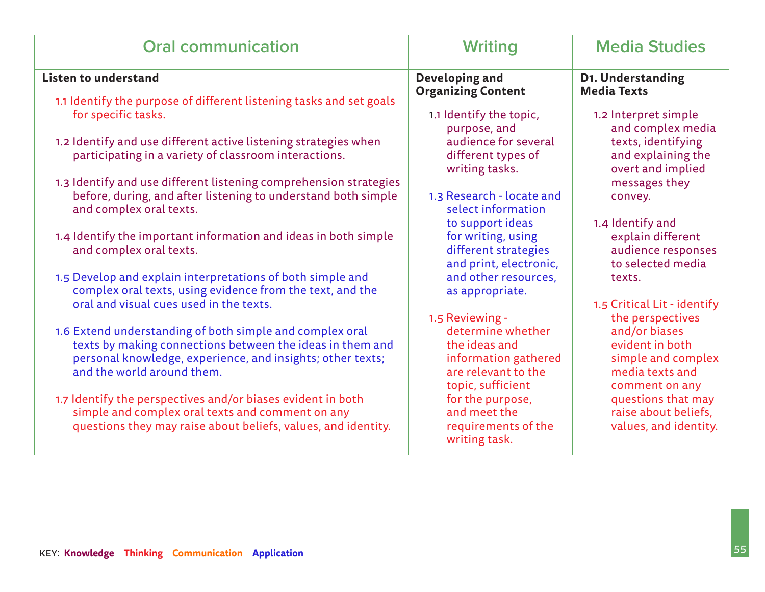| Oral communication | Writing | Media Studies |
|---|---|---|
| **Listen to understand**<br><br>1.1 Identify the purpose of different listening tasks and set goals for specific tasks.<br><br>1.2 Identify and use different active listening strategies when participating in a variety of classroom interactions.<br><br>1.3 Identify and use different listening comprehension strategies before, during, and after listening to understand both simple and complex oral texts.<br><br>1.4 Identify the important information and ideas in both simple and complex oral texts.<br><br>1.5 Develop and explain interpretations of both simple and complex oral texts, using evidence from the text, and the oral and visual cues used in the texts.<br><br>1.6 Extend understanding of both simple and complex oral texts by making connections between the ideas in them and personal knowledge, experience, and insights; other texts; and the world around them.<br><br>1.7 Identify the perspectives and/or biases evident in both simple and complex oral texts and comment on any questions they may raise about beliefs, values, and identity. | **Developing and Organizing Content**<br><br>1.1 Identify the topic, purpose, and audience for several different types of writing tasks.<br><br>1.3 Research - locate and select information to support ideas for writing, using different strategies and print, electronic, and other resources, as appropriate.<br><br>1.5 Reviewing - determine whether the ideas and information gathered are relevant to the topic, sufficient for the purpose, and meet the requirements of the writing task. | **D1. Understanding Media Texts**<br><br>1.2 Interpret simple and complex media texts, identifying and explaining the overt and implied messages they convey.<br><br>1.4 Identify and explain different audience responses to selected media texts.<br><br>1.5 Critical Lit - identify the perspectives and/or biases evident in both simple and complex media texts and comment on any questions that may raise about beliefs, values, and identity. |

KEY: **Knowledge** **Thinking** **Communication** **Application**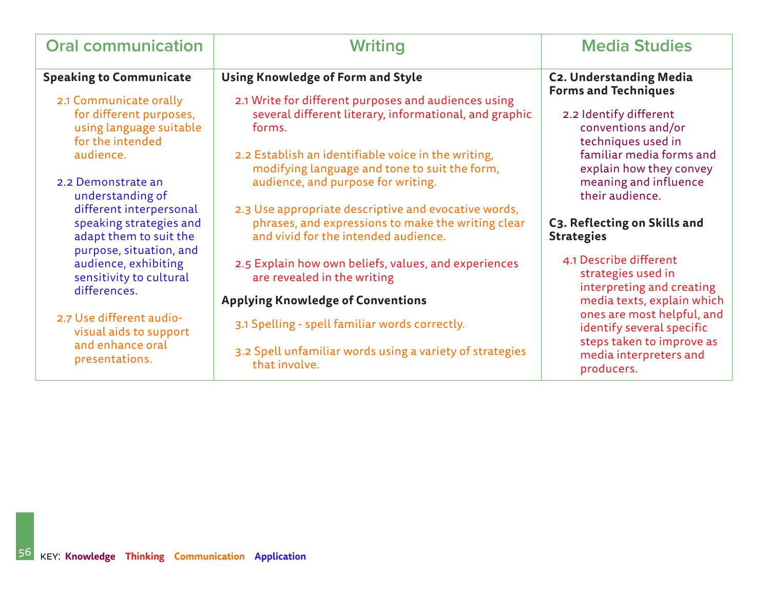| Oral communication | Writing | Media Studies |
|---|---|---|
| **Speaking to Communicate**<br><br>2.1 Communicate orally for different purposes, using language suitable for the intended audience.<br><br>2.2 Demonstrate an understanding of different interpersonal speaking strategies and adapt them to suit the purpose, situation, and audience, exhibiting sensitivity to cultural differences.<br><br>2.7 Use different audio-visual aids to support and enhance oral presentations. | **Using Knowledge of Form and Style**<br><br>2.1 Write for different purposes and audiences using several different literary, informational, and graphic forms.<br><br>2.2 Establish an identifiable voice in the writing, modifying language and tone to suit the form, audience, and purpose for writing.<br><br>2.3 Use appropriate descriptive and evocative words, phrases, and expressions to make the writing clear and vivid for the intended audience.<br><br>2.5 Explain how own beliefs, values, and experiences are revealed in the writing<br><br>**Applying Knowledge of Conventions**<br><br>3.1 Spelling - spell familiar words correctly.<br><br>3.2 Spell unfamiliar words using a variety of strategies that involve. | **C2. Understanding Media Forms and Techniques**<br><br>2.2 Identify different conventions and/or techniques used in familiar media forms and explain how they convey meaning and influence their audience.<br><br>**C3. Reflecting on Skills and Strategies**<br><br>4.1 Describe different strategies used in interpreting and creating media texts, explain which ones are most helpful, and identify several specific steps taken to improve as media interpreters and producers. |

KEY: **Knowledge** **Thinking** **Communication** **Application**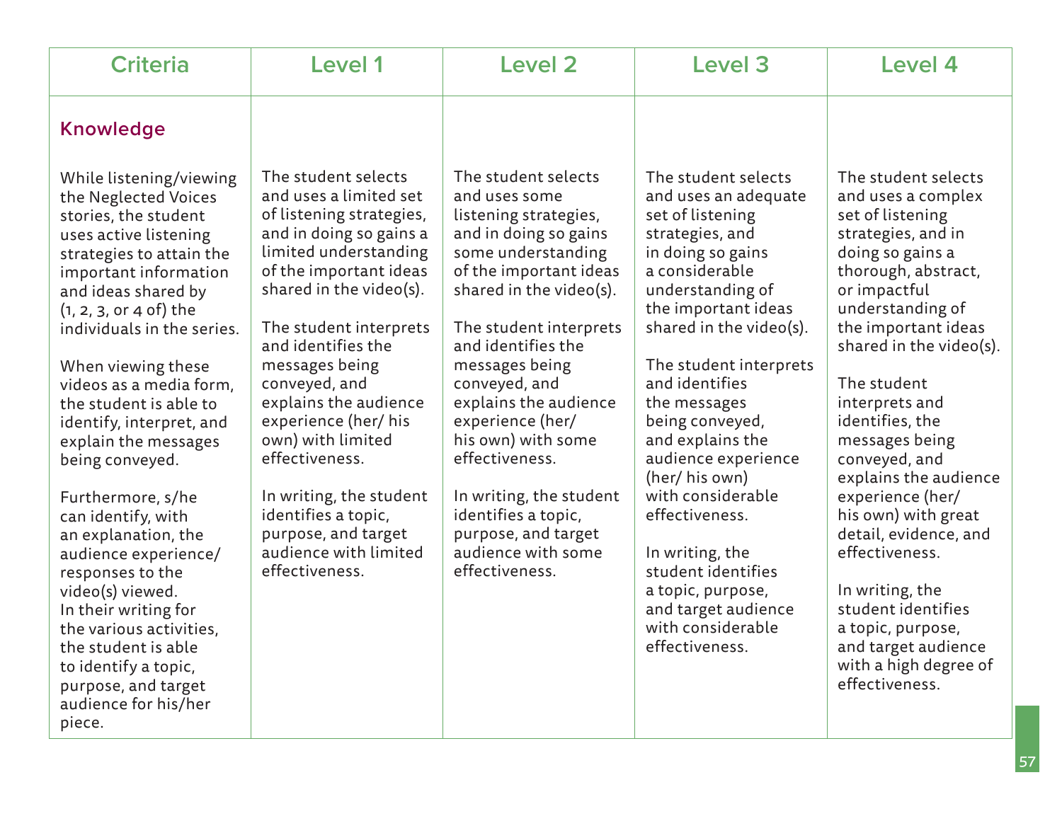| Criteria | Level 1 | Level 2 | Level 3 | Level 4 |
|---|---|---|---|---|
| **Knowledge**<br><br>While listening/viewing the Neglected Voices stories, the student uses active listening strategies to attain the important information and ideas shared by (1, 2, 3, or 4 of) the individuals in the series.<br><br>When viewing these videos as a media form, the student is able to identify, interpret, and explain the messages being conveyed.<br><br>Furthermore, s/he can identify, with an explanation, the audience experience/ responses to the video(s) viewed. In their writing for the various activities, the student is able to identify a topic, purpose, and target audience for his/her piece. | The student selects and uses a limited set of listening strategies, and in doing so gains a limited understanding of the important ideas shared in the video(s).<br><br>The student interprets and identifies the messages being conveyed, and explains the audience experience (her/ his own) with limited effectiveness.<br><br>In writing, the student identifies a topic, purpose, and target audience with limited effectiveness. | The student selects and uses some listening strategies, and in doing so gains some understanding of the important ideas shared in the video(s).<br><br>The student interprets and identifies the messages being conveyed, and explains the audience experience (her/ his own) with some effectiveness.<br><br>In writing, the student identifies a topic, purpose, and target audience with some effectiveness. | The student selects and uses an adequate set of listening strategies, and in doing so gains a considerable understanding of the important ideas shared in the video(s).<br><br>The student interprets and identifies the messages being conveyed, and explains the audience experience (her/ his own) with considerable effectiveness.<br><br>In writing, the student identifies a topic, purpose, and target audience with considerable effectiveness. | The student selects and uses a complex set of listening strategies, and in doing so gains a thorough, abstract, or impactful understanding of the important ideas shared in the video(s).<br><br>The student interprets and identifies, the messages being conveyed, and explains the audience experience (her/ his own) with great detail, evidence, and effectiveness.<br><br>In writing, the student identifies a topic, purpose, and target audience with a high degree of effectiveness. |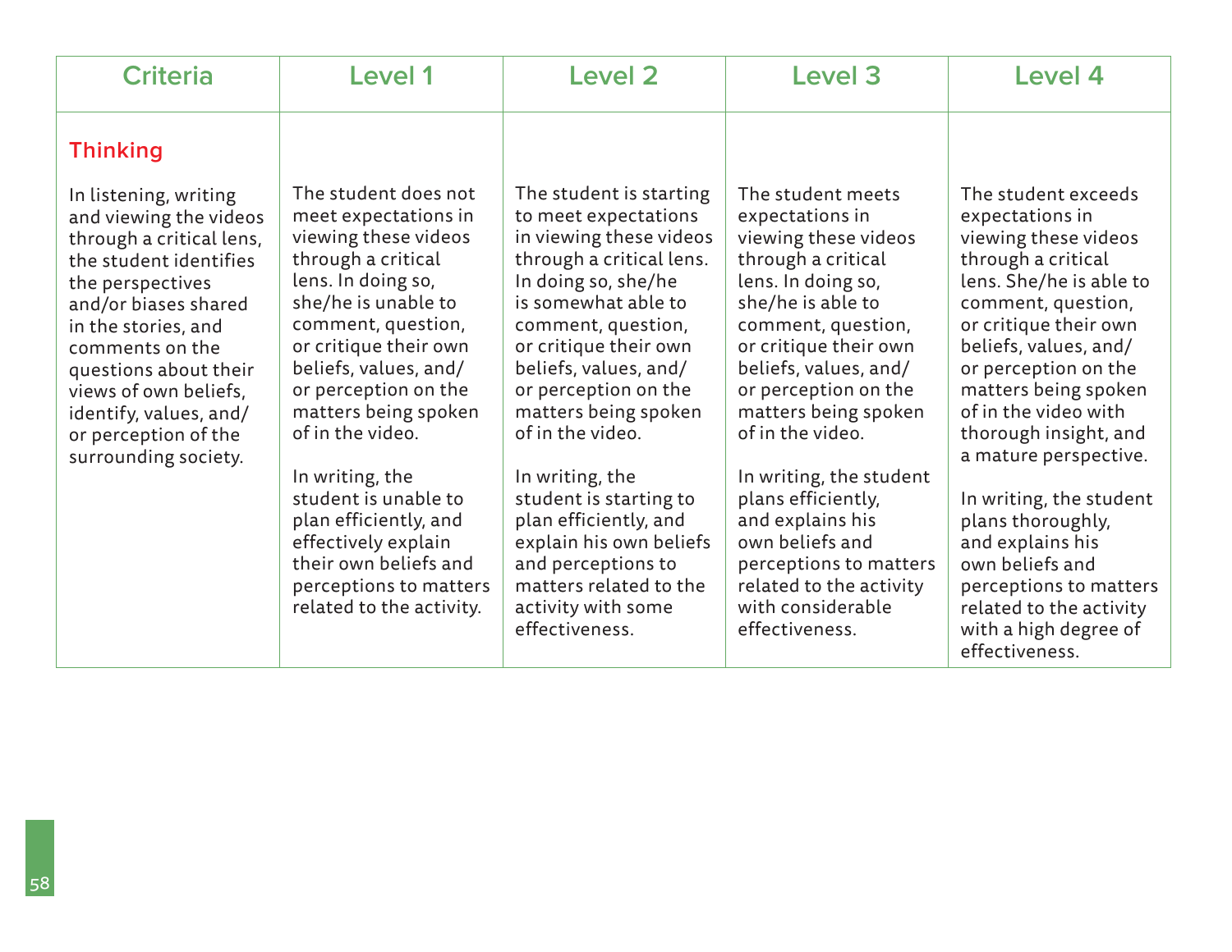| Criteria | Level 1 | Level 2 | Level 3 | Level 4 |
|---|---|---|---|---|
| **Thinking**<br><br>In listening, writing and viewing the videos through a critical lens, the student identifies the perspectives and/or biases shared in the stories, and comments on the questions about their views of own beliefs, identify, values, and/or perception of the surrounding society. | The student does not meet expectations in viewing these videos through a critical lens. In doing so, she/he is unable to comment, question, or critique their own beliefs, values, and/or perception on the matters being spoken of in the video.<br><br>In writing, the student is unable to plan efficiently, and effectively explain their own beliefs and perceptions to matters related to the activity. | The student is starting to meet expectations in viewing these videos through a critical lens. In doing so, she/he is somewhat able to comment, question, or critique their own beliefs, values, and/or perception on the matters being spoken of in the video.<br><br>In writing, the student is starting to plan efficiently, and explain his own beliefs and perceptions to matters related to the activity with some effectiveness. | The student meets expectations in viewing these videos through a critical lens. In doing so, she/he is able to comment, question, or critique their own beliefs, values, and/or perception on the matters being spoken of in the video.<br><br>In writing, the student plans efficiently, and explains his own beliefs and perceptions to matters related to the activity with considerable effectiveness. | The student exceeds expectations in viewing these videos through a critical lens. She/he is able to comment, question, or critique their own beliefs, values, and/or perception on the matters being spoken of in the video with thorough insight, and a mature perspective.<br><br>In writing, the student plans thoroughly, and explains his own beliefs and perceptions to matters related to the activity with a high degree of effectiveness. |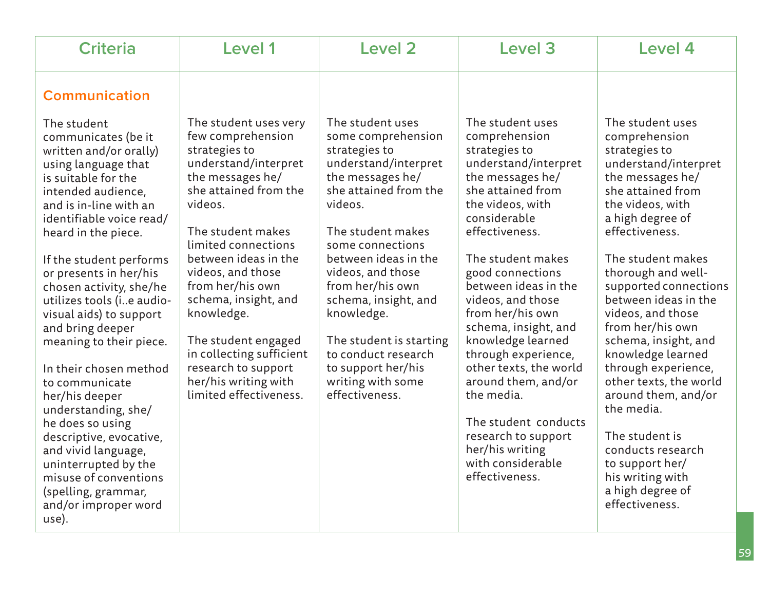| Criteria | Level 1 | Level 2 | Level 3 | Level 4 |
|---|---|---|---|---|
| **Communication**<br><br>The student communicates (be it written and/or orally) using language that is suitable for the intended audience, and is in-line with an identifiable voice read/ heard in the piece.<br><br>If the student performs or presents in her/his chosen activity, she/he utilizes tools (i..e audio-visual aids) to support and bring deeper meaning to their piece.<br><br>In their chosen method to communicate her/his deeper understanding, she/ he does so using descriptive, evocative, and vivid language, uninterrupted by the misuse of conventions (spelling, grammar, and/or improper word use). | The student uses very few comprehension strategies to understand/interpret the messages he/ she attained from the videos.<br><br>The student makes limited connections between ideas in the videos, and those from her/his own schema, insight, and knowledge.<br><br>The student engaged in collecting sufficient research to support her/his writing with limited effectiveness. | The student uses some comprehension strategies to understand/interpret the messages he/ she attained from the videos.<br><br>The student makes some connections between ideas in the videos, and those from her/his own schema, insight, and knowledge.<br><br>The student is starting to conduct research to support her/his writing with some effectiveness. | The student uses comprehension strategies to understand/interpret the messages he/ she attained from the videos, with considerable effectiveness.<br><br>The student makes good connections between ideas in the videos, and those from her/his own schema, insight, and knowledge learned through experience, other texts, the world around them, and/or the media.<br><br>The student conducts research to support her/his writing with considerable effectiveness. | The student uses comprehension strategies to understand/interpret the messages he/ she attained from the videos, with a high degree of effectiveness.<br><br>The student makes thorough and well-supported connections between ideas in the videos, and those from her/his own schema, insight, and knowledge learned through experience, other texts, the world around them, and/or the media.<br><br>The student is conducts research to support her/ his writing with a high degree of effectiveness. |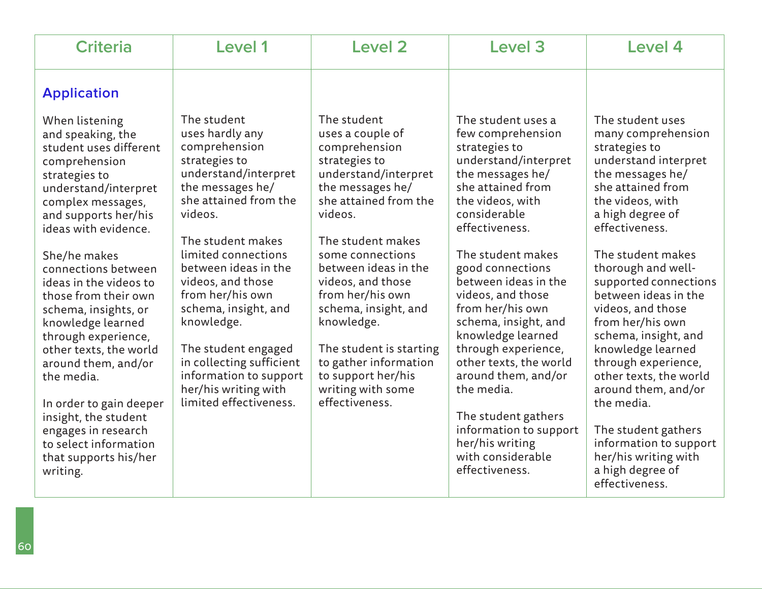| Criteria | Level 1 | Level 2 | Level 3 | Level 4 |
|---|---|---|---|---|
| **Application**<br><br>When listening and speaking, the student uses different comprehension strategies to understand/interpret complex messages, and supports her/his ideas with evidence.<br><br>She/he makes connections between ideas in the videos to those from their own schema, insights, or knowledge learned through experience, other texts, the world around them, and/or the media.<br><br>In order to gain deeper insight, the student engages in research to select information that supports his/her writing. | The student uses hardly any comprehension strategies to understand/interpret the messages he/she attained from the videos.<br><br>The student makes limited connections between ideas in the videos, and those from her/his own schema, insight, and knowledge.<br><br>The student engaged in collecting sufficient information to support her/his writing with limited effectiveness. | The student uses a couple of comprehension strategies to understand/interpret the messages he/she attained from the videos.<br><br>The student makes some connections between ideas in the videos, and those from her/his own schema, insight, and knowledge.<br><br>The student is starting to gather information to support her/his writing with some effectiveness. | The student uses a few comprehension strategies to understand/interpret the messages he/she attained from the videos, with considerable effectiveness.<br><br>The student makes good connections between ideas in the videos, and those from her/his own schema, insight, and knowledge learned through experience, other texts, the world around them, and/or the media.<br><br>The student gathers information to support her/his writing with considerable effectiveness. | The student uses many comprehension strategies to understand interpret the messages he/she attained from the videos, with a high degree of effectiveness.<br><br>The student makes thorough and well-supported connections between ideas in the videos, and those from her/his own schema, insight, and knowledge learned through experience, other texts, the world around them, and/or the media.<br><br>The student gathers information to support her/his writing with a high degree of effectiveness. |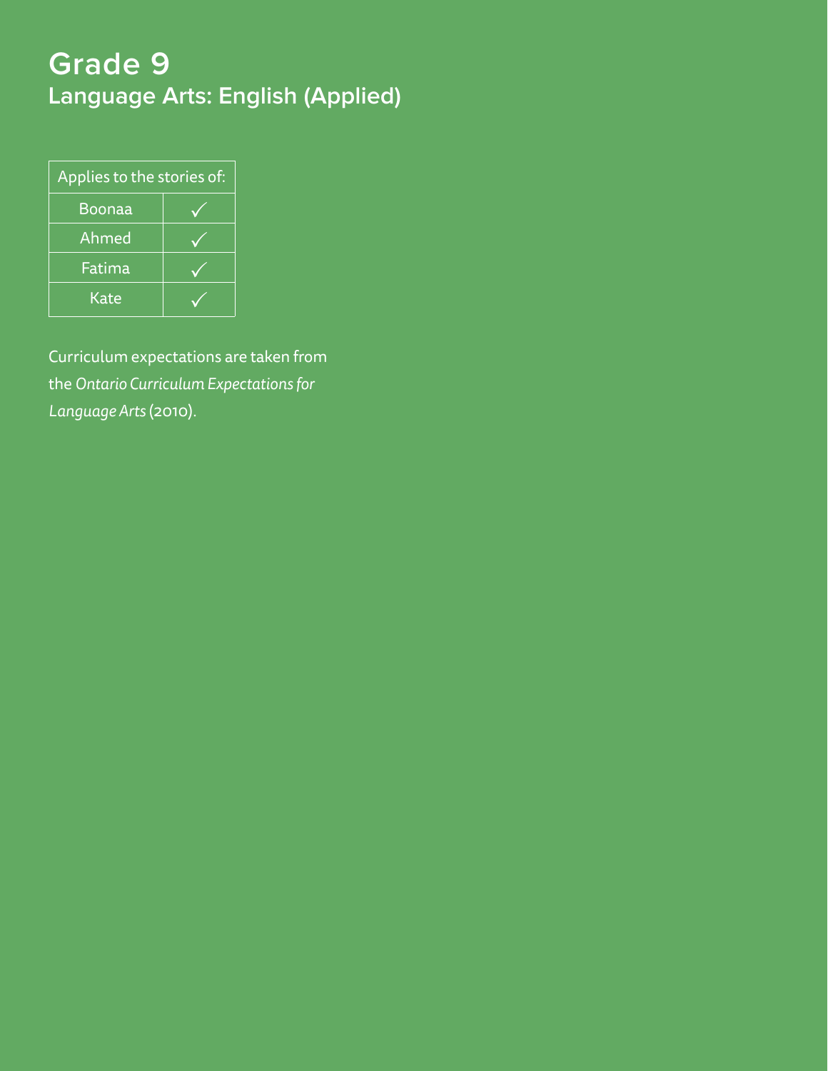# Grade 9
## Language Arts: English (Applied)

| Applies to the stories of: | |
|---|---|
| Boonaa | ✓ |
| Ahmed | ✓ |
| Fatima | ✓ |
| Kate | ✓ |

Curriculum expectations are taken from the *Ontario Curriculum Expectations for Language Arts* (2010).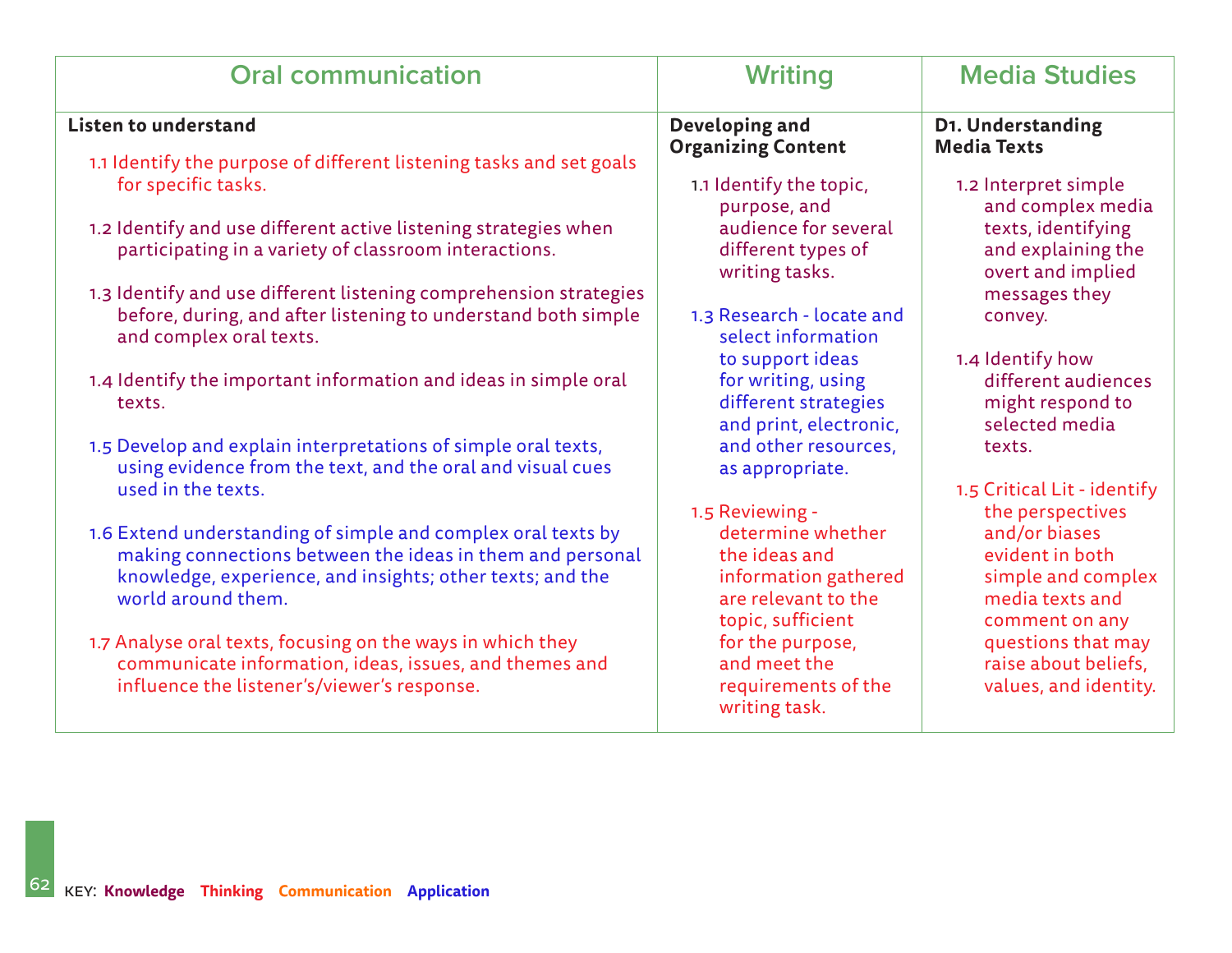| Oral communication | Writing | Media Studies |
|---|---|---|
| **Listen to understand**<br><br>1.1 Identify the purpose of different listening tasks and set goals for specific tasks.<br><br>1.2 Identify and use different active listening strategies when participating in a variety of classroom interactions.<br><br>1.3 Identify and use different listening comprehension strategies before, during, and after listening to understand both simple and complex oral texts.<br><br>1.4 Identify the important information and ideas in simple oral texts.<br><br>1.5 Develop and explain interpretations of simple oral texts, using evidence from the text, and the oral and visual cues used in the texts.<br><br>1.6 Extend understanding of simple and complex oral texts by making connections between the ideas in them and personal knowledge, experience, and insights; other texts; and the world around them.<br><br>1.7 Analyse oral texts, focusing on the ways in which they communicate information, ideas, issues, and themes and influence the listener's/viewer's response. | **Developing and Organizing Content**<br><br>1.1 Identify the topic, purpose, and audience for several different types of writing tasks.<br><br>1.3 Research - locate and select information to support ideas for writing, using different strategies and print, electronic, and other resources, as appropriate.<br><br>1.5 Reviewing - determine whether the ideas and information gathered are relevant to the topic, sufficient for the purpose, and meet the requirements of the writing task. | **D1. Understanding Media Texts**<br><br>1.2 Interpret simple and complex media texts, identifying and explaining the overt and implied messages they convey.<br><br>1.4 Identify how different audiences might respond to selected media texts.<br><br>1.5 Critical Lit - identify the perspectives and/or biases evident in both simple and complex media texts and comment on any questions that may raise about beliefs, values, and identity. |

KEY: **Knowledge** **Thinking** **Communication** **Application**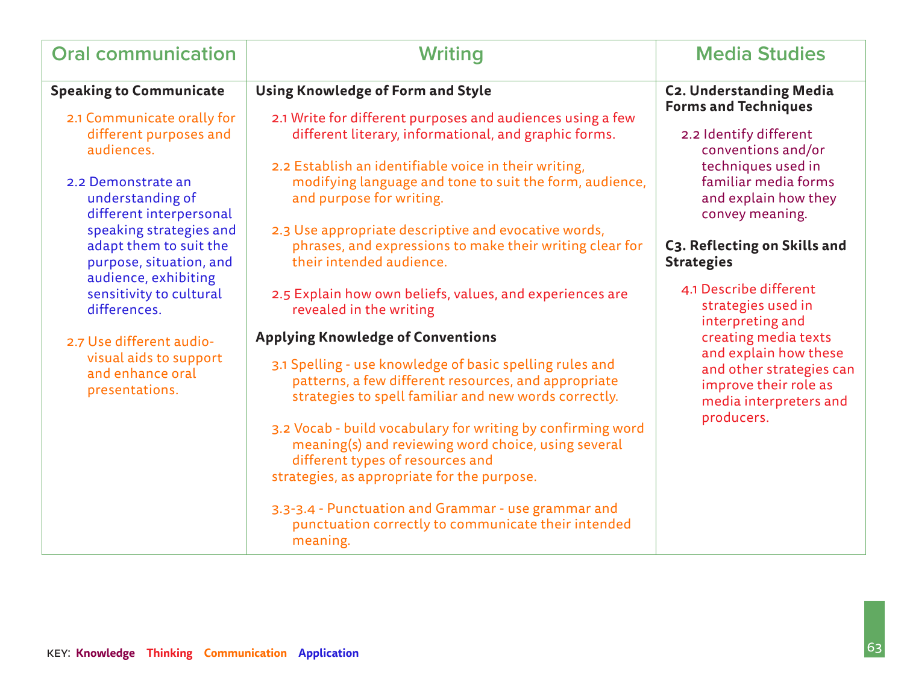| Oral communication | Writing | Media Studies |
|---|---|---|
| **Speaking to Communicate**<br><br>2.1 Communicate orally for different purposes and audiences.<br><br>2.2 Demonstrate an understanding of different interpersonal speaking strategies and adapt them to suit the purpose, situation, and audience, exhibiting sensitivity to cultural differences.<br><br>2.7 Use different audio-visual aids to support and enhance oral presentations. | **Using Knowledge of Form and Style**<br><br>2.1 Write for different purposes and audiences using a few different literary, informational, and graphic forms.<br><br>2.2 Establish an identifiable voice in their writing, modifying language and tone to suit the form, audience, and purpose for writing.<br><br>2.3 Use appropriate descriptive and evocative words, phrases, and expressions to make their writing clear for their intended audience.<br><br>2.5 Explain how own beliefs, values, and experiences are revealed in the writing<br><br>**Applying Knowledge of Conventions**<br><br>3.1 Spelling - use knowledge of basic spelling rules and patterns, a few different resources, and appropriate strategies to spell familiar and new words correctly.<br><br>3.2 Vocab - build vocabulary for writing by confirming word meaning(s) and reviewing word choice, using several different types of resources and strategies, as appropriate for the purpose.<br><br>3.3-3.4 - Punctuation and Grammar - use grammar and punctuation correctly to communicate their intended meaning. | **C2. Understanding Media Forms and Techniques**<br><br>2.2 Identify different conventions and/or techniques used in familiar media forms and explain how they convey meaning.<br><br>**C3. Reflecting on Skills and Strategies**<br><br>4.1 Describe different strategies used in interpreting and creating media texts and explain how these and other strategies can improve their role as media interpreters and producers. |

KEY: **Knowledge** **Thinking** **Communication** **Application**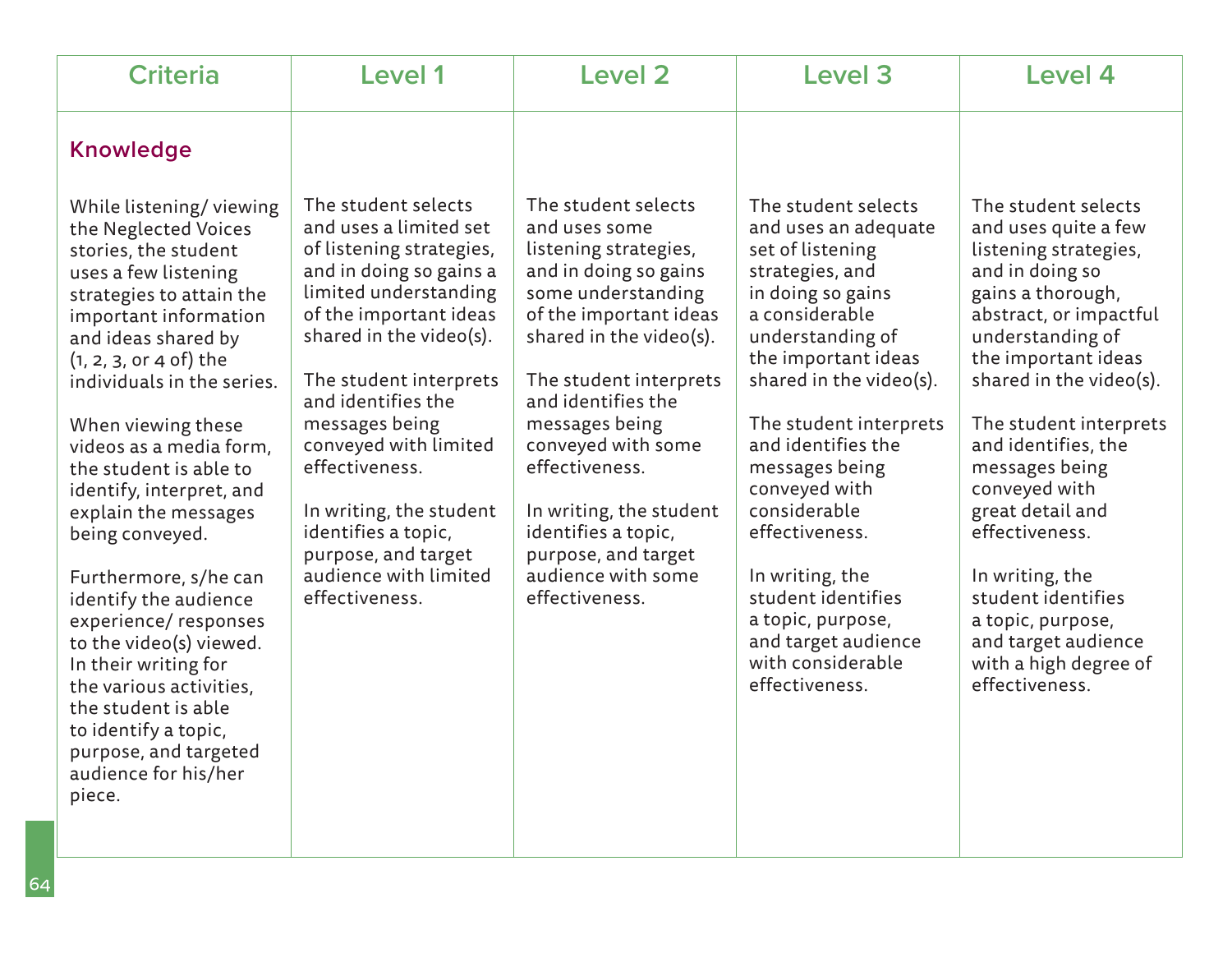| Criteria | Level 1 | Level 2 | Level 3 | Level 4 |
|---|---|---|---|---|
| **Knowledge**<br><br>While listening/ viewing the Neglected Voices stories, the student uses a few listening strategies to attain the important information and ideas shared by (1, 2, 3, or 4 of) the individuals in the series.<br><br>When viewing these videos as a media form, the student is able to identify, interpret, and explain the messages being conveyed.<br><br>Furthermore, s/he can identify the audience experience/ responses to the video(s) viewed. In their writing for the various activities, the student is able to identify a topic, purpose, and targeted audience for his/her piece. | The student selects and uses a limited set of listening strategies, and in doing so gains a limited understanding of the important ideas shared in the video(s).<br><br>The student interprets and identifies the messages being conveyed with limited effectiveness.<br><br>In writing, the student identifies a topic, purpose, and target audience with limited effectiveness. | The student selects and uses some listening strategies, and in doing so gains some understanding of the important ideas shared in the video(s).<br><br>The student interprets and identifies the messages being conveyed with some effectiveness.<br><br>In writing, the student identifies a topic, purpose, and target audience with some effectiveness. | The student selects and uses an adequate set of listening strategies, and in doing so gains a considerable understanding of the important ideas shared in the video(s).<br><br>The student interprets and identifies the messages being conveyed with considerable effectiveness.<br><br>In writing, the student identifies a topic, purpose, and target audience with considerable effectiveness. | The student selects and uses quite a few listening strategies, and in doing so gains a thorough, abstract, or impactful understanding of the important ideas shared in the video(s).<br><br>The student interprets and identifies, the messages being conveyed with great detail and effectiveness.<br><br>In writing, the student identifies a topic, purpose, and target audience with a high degree of effectiveness. |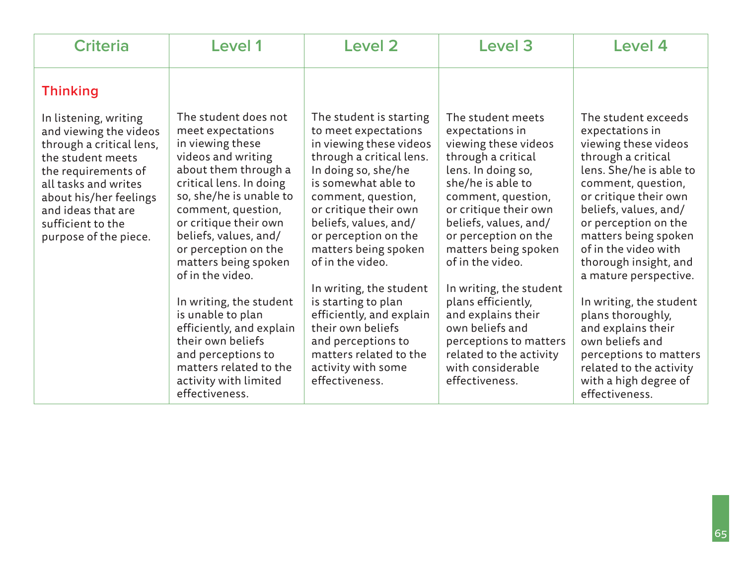| Criteria | Level 1 | Level 2 | Level 3 | Level 4 |
|---|---|---|---|---|
| **Thinking**<br><br>In listening, writing and viewing the videos through a critical lens, the student meets the requirements of all tasks and writes about his/her feelings and ideas that are sufficient to the purpose of the piece. | The student does not meet expectations in viewing these videos and writing about them through a critical lens. In doing so, she/he is unable to comment, question, or critique their own beliefs, values, and/or perception on the matters being spoken of in the video.<br><br>In writing, the student is unable to plan efficiently, and explain their own beliefs and perceptions to matters related to the activity with limited effectiveness. | The student is starting to meet expectations in viewing these videos through a critical lens. In doing so, she/he is somewhat able to comment, question, or critique their own beliefs, values, and/or perception on the matters being spoken of in the video.<br><br>In writing, the student is starting to plan efficiently, and explain their own beliefs and perceptions to matters related to the activity with some effectiveness. | The student meets expectations in viewing these videos through a critical lens. In doing so, she/he is able to comment, question, or critique their own beliefs, values, and/or perception on the matters being spoken of in the video.<br><br>In writing, the student plans efficiently, and explains their own beliefs and perceptions to matters related to the activity with considerable effectiveness. | The student exceeds expectations in viewing these videos through a critical lens. She/he is able to comment, question, or critique their own beliefs, values, and/or perception on the matters being spoken of in the video with thorough insight, and a mature perspective.<br><br>In writing, the student plans thoroughly, and explains their own beliefs and perceptions to matters related to the activity with a high degree of effectiveness. |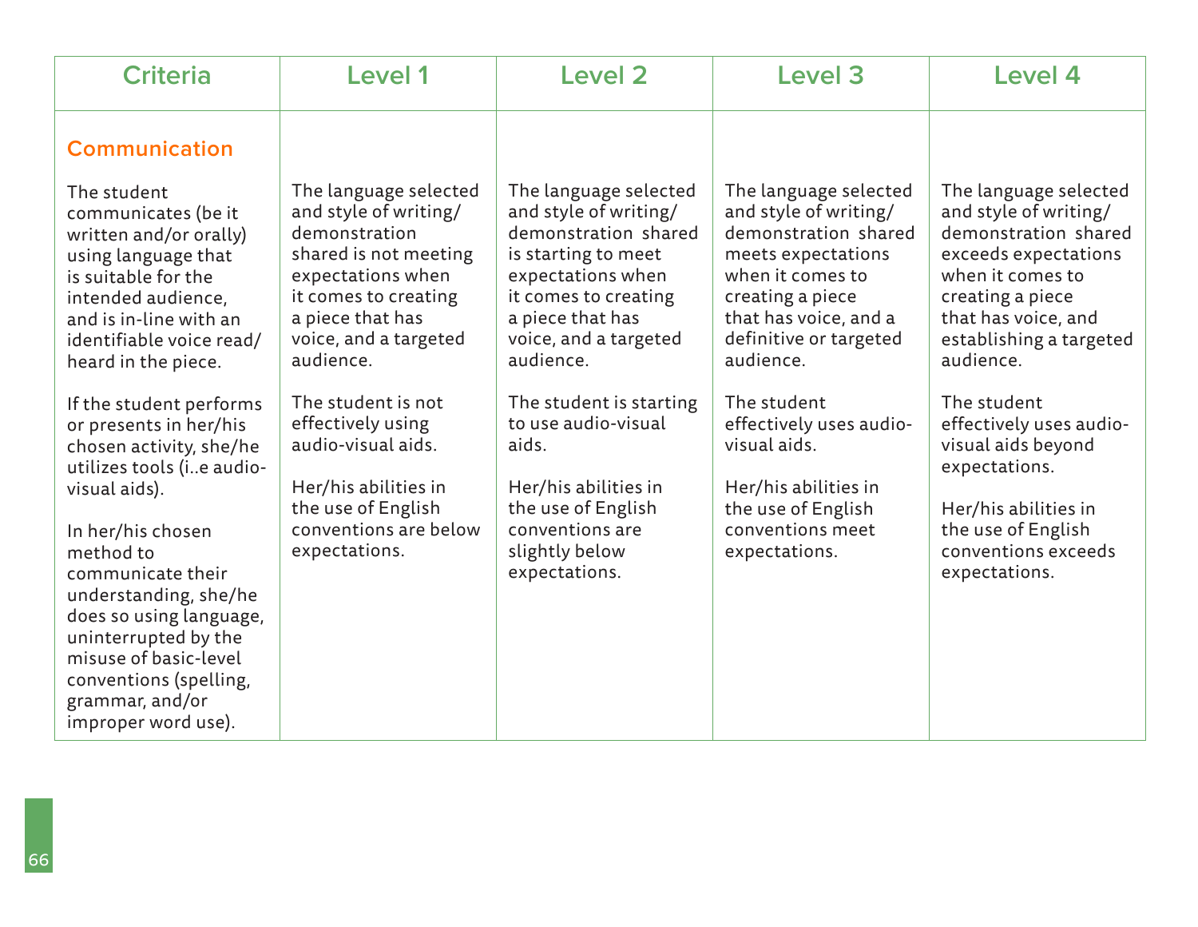| Criteria | Level 1 | Level 2 | Level 3 | Level 4 |
|---|---|---|---|---|
| **Communication**<br><br>The student communicates (be it written and/or orally) using language that is suitable for the intended audience, and is in-line with an identifiable voice read/heard in the piece.<br><br>If the student performs or presents in her/his chosen activity, she/he utilizes tools (i..e audio-visual aids).<br><br>In her/his chosen method to communicate their understanding, she/he does so using language, uninterrupted by the misuse of basic-level conventions (spelling, grammar, and/or improper word use). | The language selected and style of writing/demonstration shared is not meeting expectations when it comes to creating a piece that has voice, and a targeted audience.<br><br>The student is not effectively using audio-visual aids.<br><br>Her/his abilities in the use of English conventions are below expectations. | The language selected and style of writing/demonstration shared is starting to meet expectations when it comes to creating a piece that has voice, and a targeted audience.<br><br>The student is starting to use audio-visual aids.<br><br>Her/his abilities in the use of English conventions are slightly below expectations. | The language selected and style of writing/demonstration shared meets expectations when it comes to creating a piece that has voice, and a definitive or targeted audience.<br><br>The student effectively uses audio-visual aids.<br><br>Her/his abilities in the use of English conventions meet expectations. | The language selected and style of writing/demonstration shared exceeds expectations when it comes to creating a piece that has voice, and establishing a targeted audience.<br><br>The student effectively uses audio-visual aids beyond expectations.<br><br>Her/his abilities in the use of English conventions exceeds expectations. |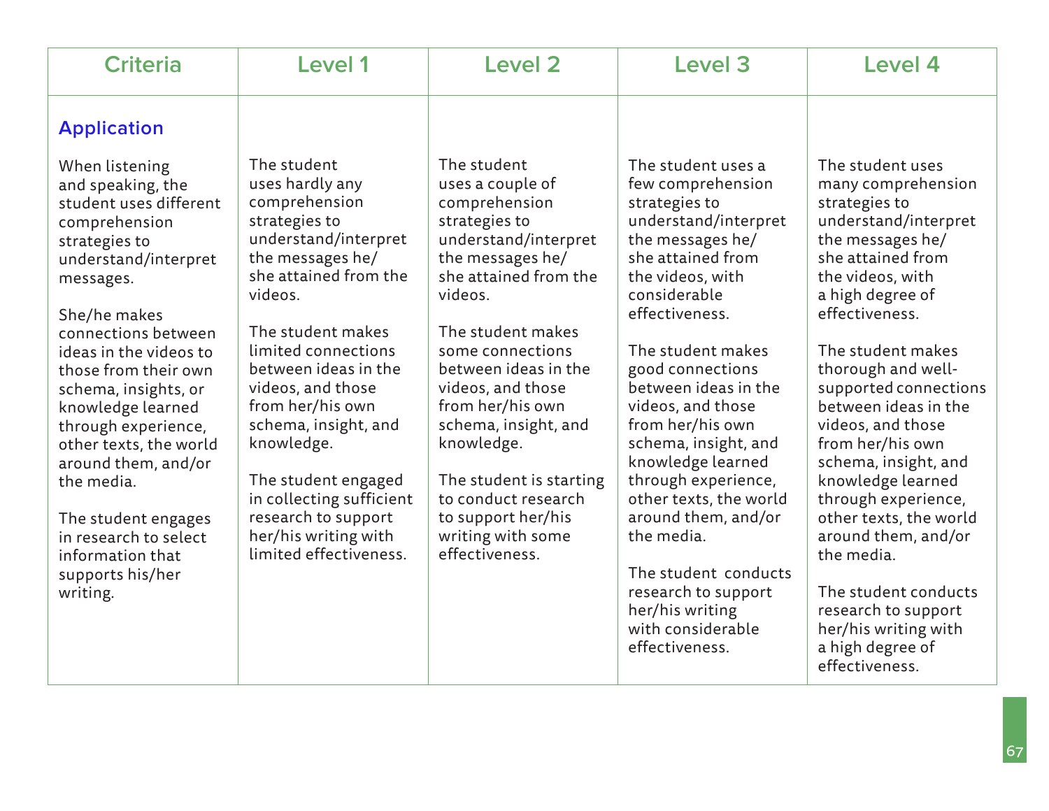| Criteria | Level 1 | Level 2 | Level 3 | Level 4 |
|---|---|---|---|---|
| **Application**<br><br>When listening and speaking, the student uses different comprehension strategies to understand/interpret messages.<br><br>She/he makes connections between ideas in the videos to those from their own schema, insights, or knowledge learned through experience, other texts, the world around them, and/or the media.<br><br>The student engages in research to select information that supports his/her writing. | The student uses hardly any comprehension strategies to understand/interpret the messages he/she attained from the videos.<br><br>The student makes limited connections between ideas in the videos, and those from her/his own schema, insight, and knowledge.<br><br>The student engaged in collecting sufficient research to support her/his writing with limited effectiveness. | The student uses a couple of comprehension strategies to understand/interpret the messages he/she attained from the videos.<br><br>The student makes some connections between ideas in the videos, and those from her/his own schema, insight, and knowledge.<br><br>The student is starting to conduct research to support her/his writing with some effectiveness. | The student uses a few comprehension strategies to understand/interpret the messages he/she attained from the videos, with considerable effectiveness.<br><br>The student makes good connections between ideas in the videos, and those from her/his own schema, insight, and knowledge learned through experience, other texts, the world around them, and/or the media.<br><br>The student conducts research to support her/his writing with considerable effectiveness. | The student uses many comprehension strategies to understand/interpret the messages he/she attained from the videos, with a high degree of effectiveness.<br><br>The student makes thorough and well-supported connections between ideas in the videos, and those from her/his own schema, insight, and knowledge learned through experience, other texts, the world around them, and/or the media.<br><br>The student conducts research to support her/his writing with a high degree of effectiveness. |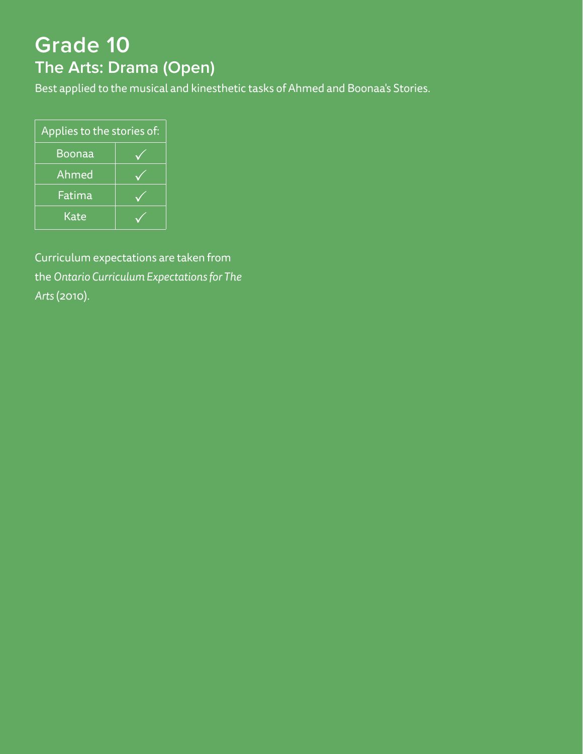# Grade 10

## The Arts: Drama (Open)

Best applied to the musical and kinesthetic tasks of Ahmed and Boonaa's Stories.

| Applies to the stories of: | |
|---|---|
| Boonaa | ✓ |
| Ahmed | ✓ |
| Fatima | ✓ |
| Kate | ✓ |

Curriculum expectations are taken from the *Ontario Curriculum Expectations for The Arts* (2010).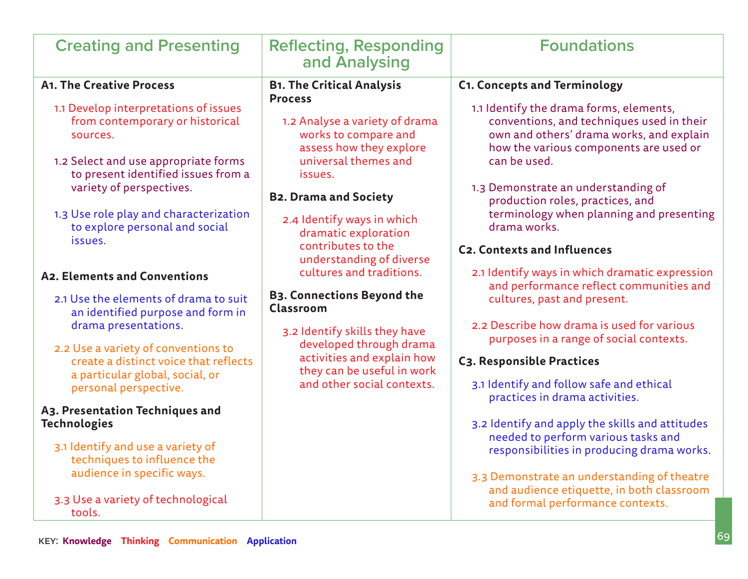| Creating and Presenting | Reflecting, Responding and Analysing | Foundations |
|---|---|---|
| **A1. The Creative Process**<br><br>1.1 Develop interpretations of issues from contemporary or historical sources.<br><br>1.2 Select and use appropriate forms to present identified issues from a variety of perspectives.<br><br>1.3 Use role play and characterization to explore personal and social issues.<br><br>**A2. Elements and Conventions**<br><br>2.1 Use the elements of drama to suit an identified purpose and form in drama presentations.<br><br>2.2 Use a variety of conventions to create a distinct voice that reflects a particular global, social, or personal perspective.<br><br>**A3. Presentation Techniques and Technologies**<br><br>3.1 Identify and use a variety of techniques to influence the audience in specific ways.<br><br>3.3 Use a variety of technological tools. | **B1. The Critical Analysis Process**<br><br>1.2 Analyse a variety of drama works to compare and assess how they explore universal themes and issues.<br><br>**B2. Drama and Society**<br><br>2.4 Identify ways in which dramatic exploration contributes to the understanding of diverse cultures and traditions.<br><br>**B3. Connections Beyond the Classroom**<br><br>3.2 Identify skills they have developed through drama activities and explain how they can be useful in work and other social contexts. | **C1. Concepts and Terminology**<br><br>1.1 Identify the drama forms, elements, conventions, and techniques used in their own and others' drama works, and explain how the various components are used or can be used.<br><br>1.3 Demonstrate an understanding of production roles, practices, and terminology when planning and presenting drama works.<br><br>**C2. Contexts and Influences**<br><br>2.1 Identify ways in which dramatic expression and performance reflect communities and cultures, past and present.<br><br>2.2 Describe how drama is used for various purposes in a range of social contexts.<br><br>**C3. Responsible Practices**<br><br>3.1 Identify and follow safe and ethical practices in drama activities.<br><br>3.2 Identify and apply the skills and attitudes needed to perform various tasks and responsibilities in producing drama works.<br><br>3.3 Demonstrate an understanding of theatre and audience etiquette, in both classroom and formal performance contexts. |

KEY: **Knowledge** **Thinking** **Communication** **Application**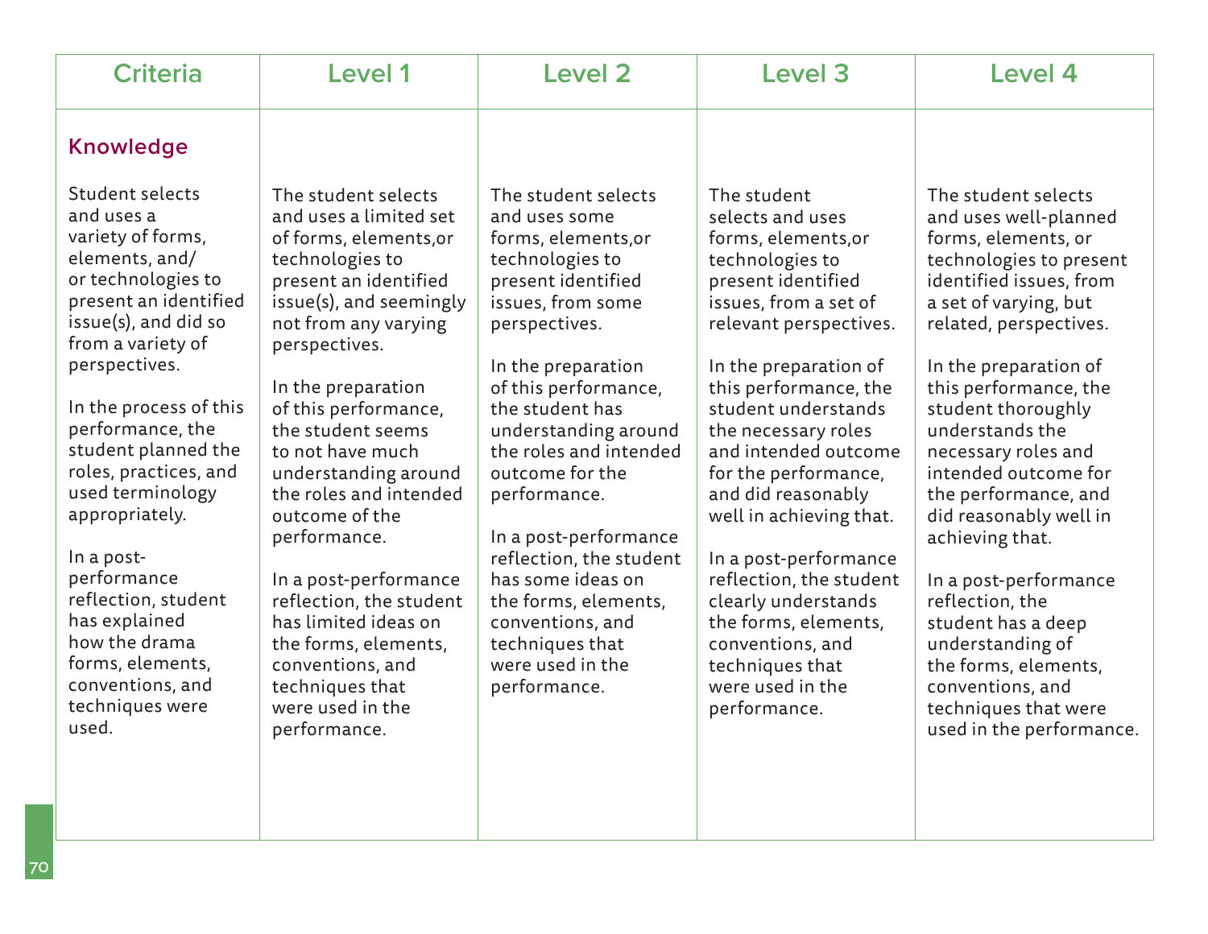| Criteria | Level 1 | Level 2 | Level 3 | Level 4 |
|---|---|---|---|---|
| **Knowledge**<br><br>Student selects and uses a variety of forms, elements, and/or technologies to present an identified issue(s), and did so from a variety of perspectives.<br><br>In the process of this performance, the student planned the roles, practices, and used terminology appropriately.<br><br>In a post-performance reflection, student has explained how the drama forms, elements, conventions, and techniques were used. | The student selects and uses a limited set of forms, elements,or technologies to present an identified issue(s), and seemingly not from any varying perspectives.<br><br>In the preparation of this performance, the student seems to not have much understanding around the roles and intended outcome of the performance.<br><br>In a post-performance reflection, the student has limited ideas on the forms, elements, conventions, and techniques that were used in the performance. | The student selects and uses some forms, elements,or technologies to present identified issues, from some perspectives.<br><br>In the preparation of this performance, the student has understanding around the roles and intended outcome for the performance.<br><br>In a post-performance reflection, the student has some ideas on the forms, elements, conventions, and techniques that were used in the performance. | The student selects and uses forms, elements,or technologies to present identified issues, from a set of relevant perspectives.<br><br>In the preparation of this performance, the student understands the necessary roles and intended outcome for the performance, and did reasonably well in achieving that.<br><br>In a post-performance reflection, the student clearly understands the forms, elements, conventions, and techniques that were used in the performance. | The student selects and uses well-planned forms, elements, or technologies to present identified issues, from a set of varying, but related, perspectives.<br><br>In the preparation of this performance, the student thoroughly understands the necessary roles and intended outcome for the performance, and did reasonably well in achieving that.<br><br>In a post-performance reflection, the student has a deep understanding of the forms, elements, conventions, and techniques that were used in the performance. |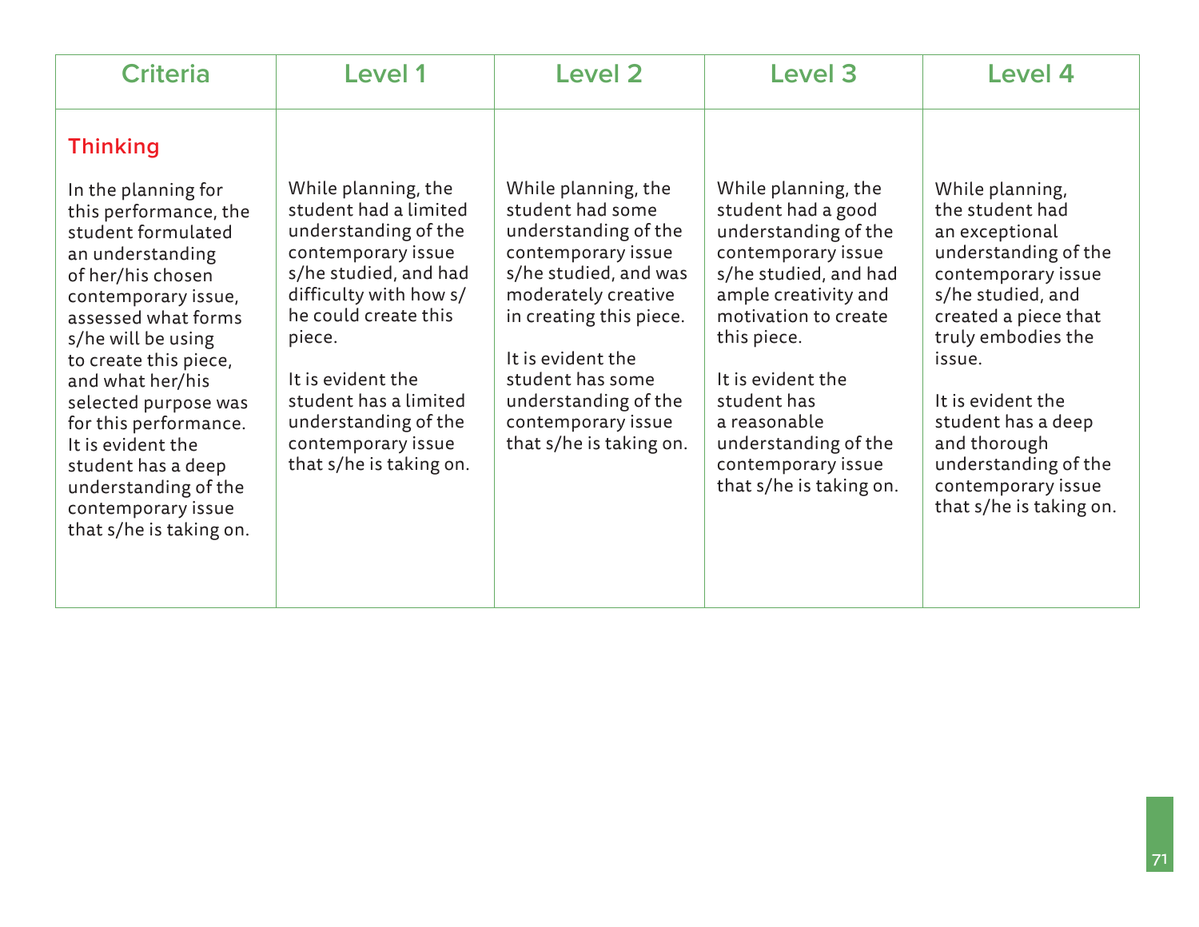| Criteria | Level 1 | Level 2 | Level 3 | Level 4 |
|---|---|---|---|---|
| **Thinking**<br><br>In the planning for this performance, the student formulated an understanding of her/his chosen contemporary issue, assessed what forms s/he will be using to create this piece, and what her/his selected purpose was for this performance. It is evident the student has a deep understanding of the contemporary issue that s/he is taking on. | While planning, the student had a limited understanding of the contemporary issue s/he studied, and had difficulty with how s/he could create this piece.<br><br>It is evident the student has a limited understanding of the contemporary issue that s/he is taking on. | While planning, the student had some understanding of the contemporary issue s/he studied, and was moderately creative in creating this piece.<br><br>It is evident the student has some understanding of the contemporary issue that s/he is taking on. | While planning, the student had a good understanding of the contemporary issue s/he studied, and had ample creativity and motivation to create this piece.<br><br>It is evident the student has a reasonable understanding of the contemporary issue that s/he is taking on. | While planning, the student had an exceptional understanding of the contemporary issue s/he studied, and created a piece that truly embodies the issue.<br><br>It is evident the student has a deep and thorough understanding of the contemporary issue that s/he is taking on. |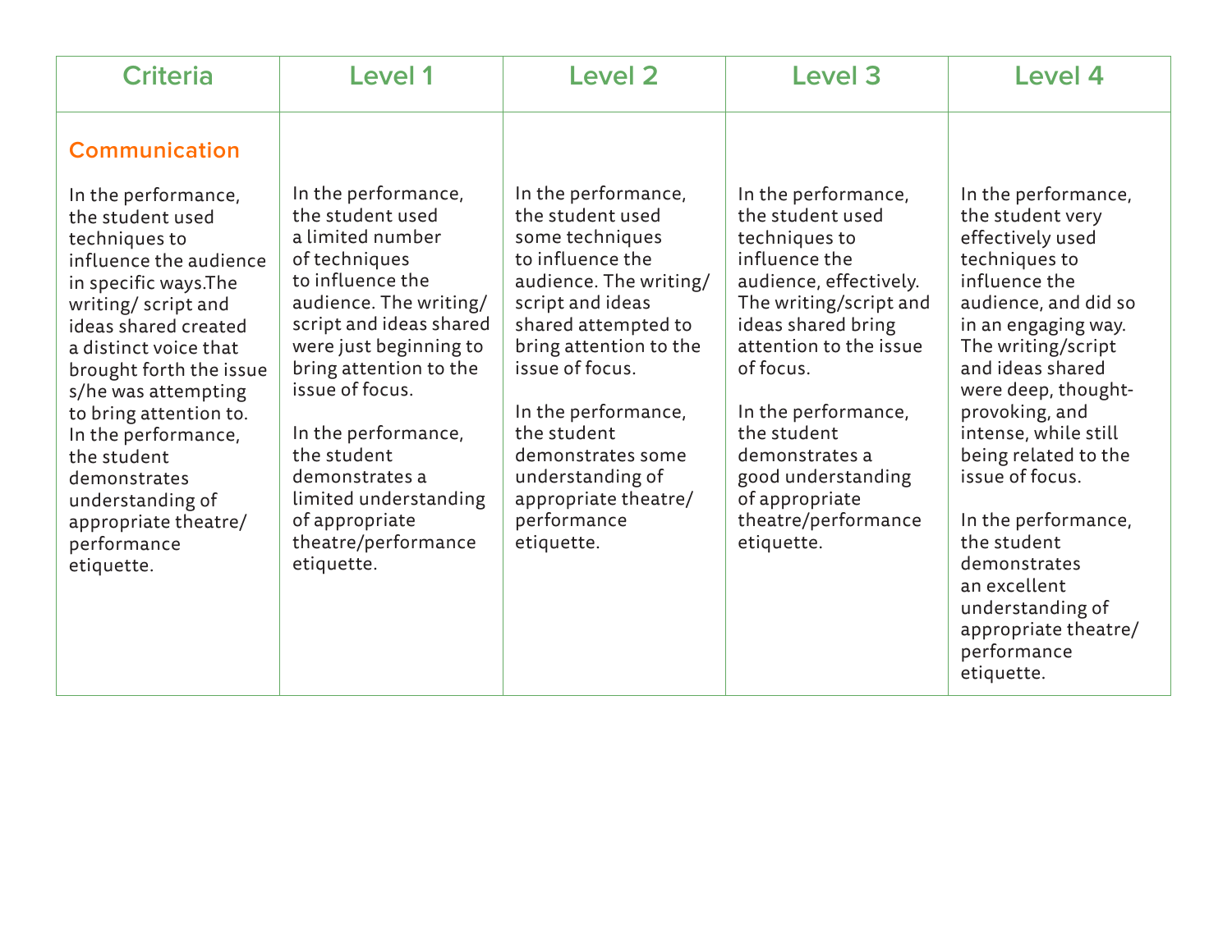| Criteria | Level 1 | Level 2 | Level 3 | Level 4 |
|---|---|---|---|---|
| **Communication**<br><br>In the performance, the student used techniques to influence the audience in specific ways.The writing/ script and ideas shared created a distinct voice that brought forth the issue s/he was attempting to bring attention to. In the performance, the student demonstrates understanding of appropriate theatre/ performance etiquette. | In the performance, the student used a limited number of techniques to influence the audience. The writing/ script and ideas shared were just beginning to bring attention to the issue of focus.<br><br>In the performance, the student demonstrates a limited understanding of appropriate theatre/performance etiquette. | In the performance, the student used some techniques to influence the audience. The writing/ script and ideas shared attempted to bring attention to the issue of focus.<br><br>In the performance, the student demonstrates some understanding of appropriate theatre/ performance etiquette. | In the performance, the student used techniques to influence the audience, effectively. The writing/script and ideas shared bring attention to the issue of focus.<br><br>In the performance, the student demonstrates a good understanding of appropriate theatre/performance etiquette. | In the performance, the student very effectively used techniques to influence the audience, and did so in an engaging way. The writing/script and ideas shared were deep, thought-provoking, and intense, while still being related to the issue of focus.<br><br>In the performance, the student demonstrates an excellent understanding of appropriate theatre/ performance etiquette. |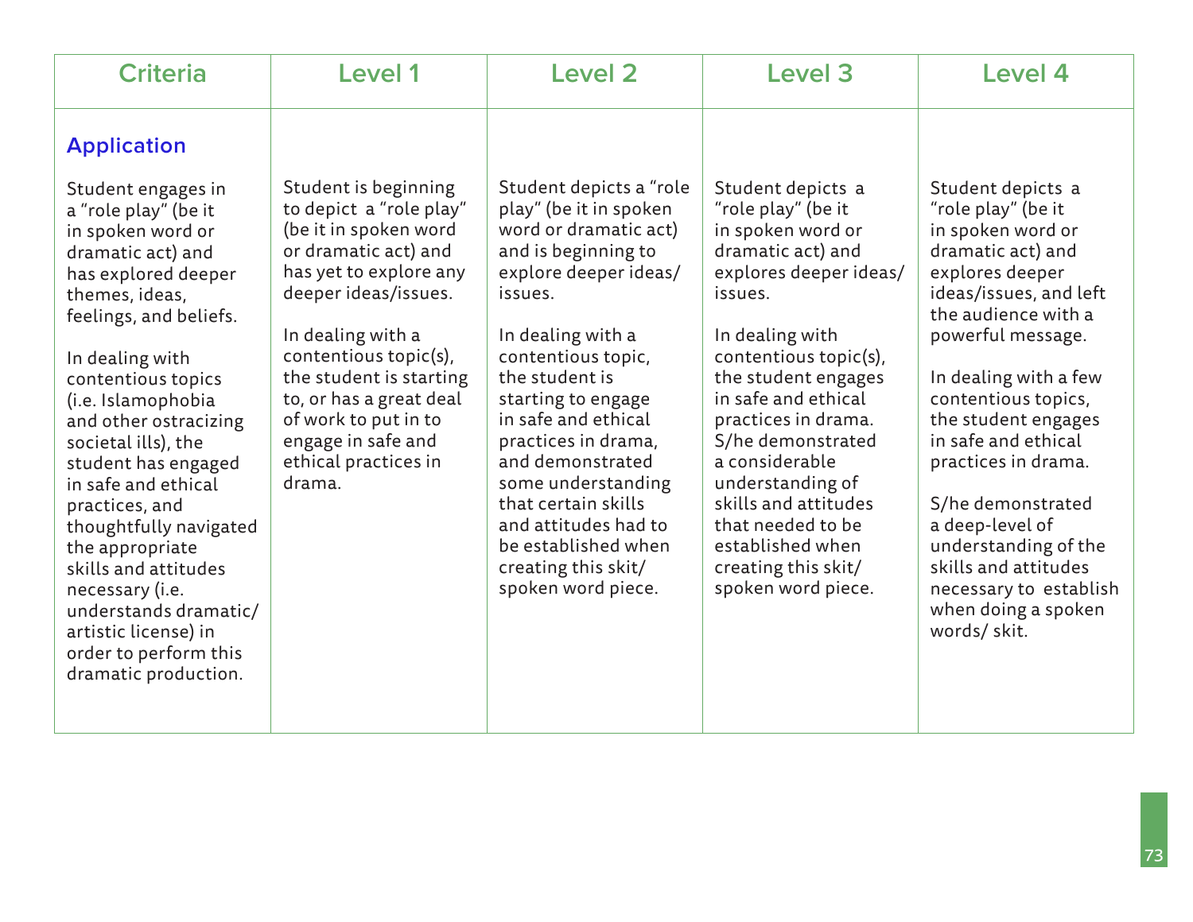| Criteria | Level 1 | Level 2 | Level 3 | Level 4 |
|---|---|---|---|---|
| **Application**<br><br>Student engages in a "role play" (be it in spoken word or dramatic act) and has explored deeper themes, ideas, feelings, and beliefs.<br><br>In dealing with contentious topics (i.e. Islamophobia and other ostracizing societal ills), the student has engaged in safe and ethical practices, and thoughtfully navigated the appropriate skills and attitudes necessary (i.e. understands dramatic/ artistic license) in order to perform this dramatic production. | Student is beginning to depict a "role play" (be it in spoken word or dramatic act) and has yet to explore any deeper ideas/issues.<br><br>In dealing with a contentious topic(s), the student is starting to, or has a great deal of work to put in to engage in safe and ethical practices in drama. | Student depicts a "role play" (be it in spoken word or dramatic act) and is beginning to explore deeper ideas/ issues.<br><br>In dealing with a contentious topic, the student is starting to engage in safe and ethical practices in drama, and demonstrated some understanding that certain skills and attitudes had to be established when creating this skit/ spoken word piece. | Student depicts a "role play" (be it in spoken word or dramatic act) and explores deeper ideas/ issues.<br><br>In dealing with contentious topic(s), the student engages in safe and ethical practices in drama. S/he demonstrated a considerable understanding of skills and attitudes that needed to be established when creating this skit/ spoken word piece. | Student depicts a "role play" (be it in spoken word or dramatic act) and explores deeper ideas/issues, and left the audience with a powerful message.<br><br>In dealing with a few contentious topics, the student engages in safe and ethical practices in drama.<br><br>S/he demonstrated a deep-level of understanding of the skills and attitudes necessary to establish when doing a spoken words/ skit. |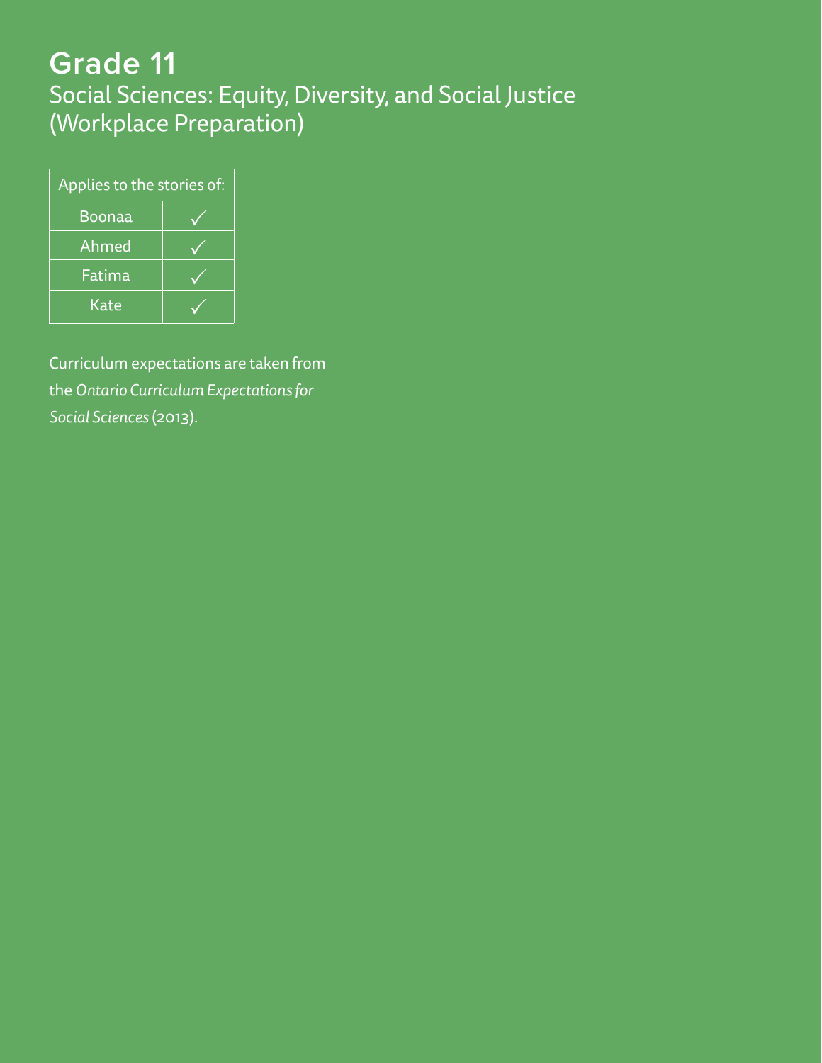# Grade 11

## Social Sciences: Equity, Diversity, and Social Justice (Workplace Preparation)

| Applies to the stories of: | |
|---|---|
| Boonaa | ✓ |
| Ahmed | ✓ |
| Fatima | ✓ |
| Kate | ✓ |

Curriculum expectations are taken from the *Ontario Curriculum Expectations for Social Sciences* (2013).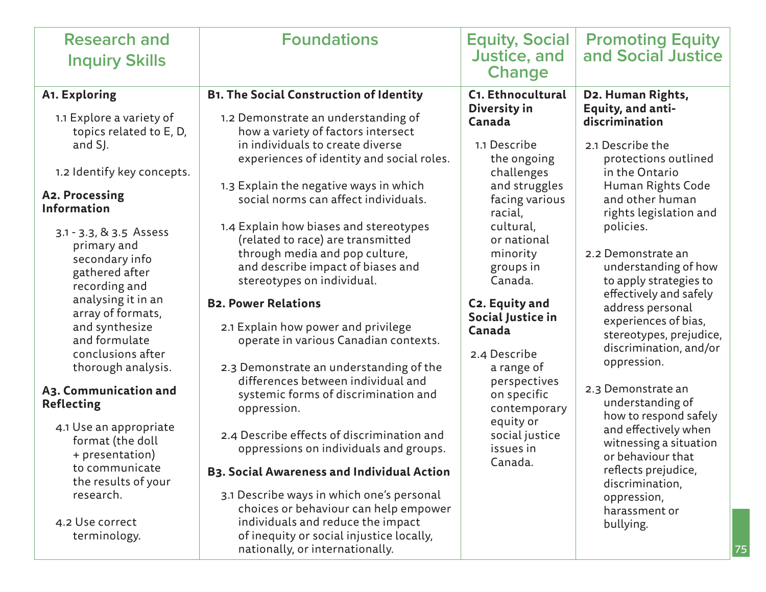| Research and Inquiry Skills | Foundations | Equity, Social Justice, and Change | Promoting Equity and Social Justice |
|---|---|---|---|
| **A1. Exploring**<br><br>1.1 Explore a variety of topics related to E, D, and SJ.<br><br>1.2 Identify key concepts.<br><br>**A2. Processing Information**<br><br>3.1 - 3.3, & 3.5 Assess primary and secondary info gathered after recording and analysing it in an array of formats, and synthesize and formulate conclusions after thorough analysis.<br><br>**A3. Communication and Reflecting**<br><br>4.1 Use an appropriate format (the doll + presentation) to communicate the results of your research.<br><br>4.2 Use correct terminology. | **B1. The Social Construction of Identity**<br><br>1.2 Demonstrate an understanding of how a variety of factors intersect in individuals to create diverse experiences of identity and social roles.<br><br>1.3 Explain the negative ways in which social norms can affect individuals.<br><br>1.4 Explain how biases and stereotypes (related to race) are transmitted through media and pop culture, and describe impact of biases and stereotypes on individual.<br><br>**B2. Power Relations**<br><br>2.1 Explain how power and privilege operate in various Canadian contexts.<br><br>2.3 Demonstrate an understanding of the differences between individual and systemic forms of discrimination and oppression.<br><br>2.4 Describe effects of discrimination and oppressions on individuals and groups.<br><br>**B3. Social Awareness and Individual Action**<br><br>3.1 Describe ways in which one's personal choices or behaviour can help empower individuals and reduce the impact of inequity or social injustice locally, nationally, or internationally. | **C1. Ethnocultural Diversity in Canada**<br><br>1.1 Describe the ongoing challenges and struggles facing various racial, cultural, or national minority groups in Canada.<br><br>**C2. Equity and Social Justice in Canada**<br><br>2.4 Describe a range of perspectives on specific contemporary equity or social justice issues in Canada. | **D2. Human Rights, Equity, and anti-discrimination**<br><br>2.1 Describe the protections outlined in the Ontario Human Rights Code and other human rights legislation and policies.<br><br>2.2 Demonstrate an understanding of how to apply strategies to effectively and safely address personal experiences of bias, stereotypes, prejudice, discrimination, and/or oppression.<br><br>2.3 Demonstrate an understanding of how to respond safely and effectively when witnessing a situation or behaviour that reflects prejudice, discrimination, oppression, harassment or bullying. |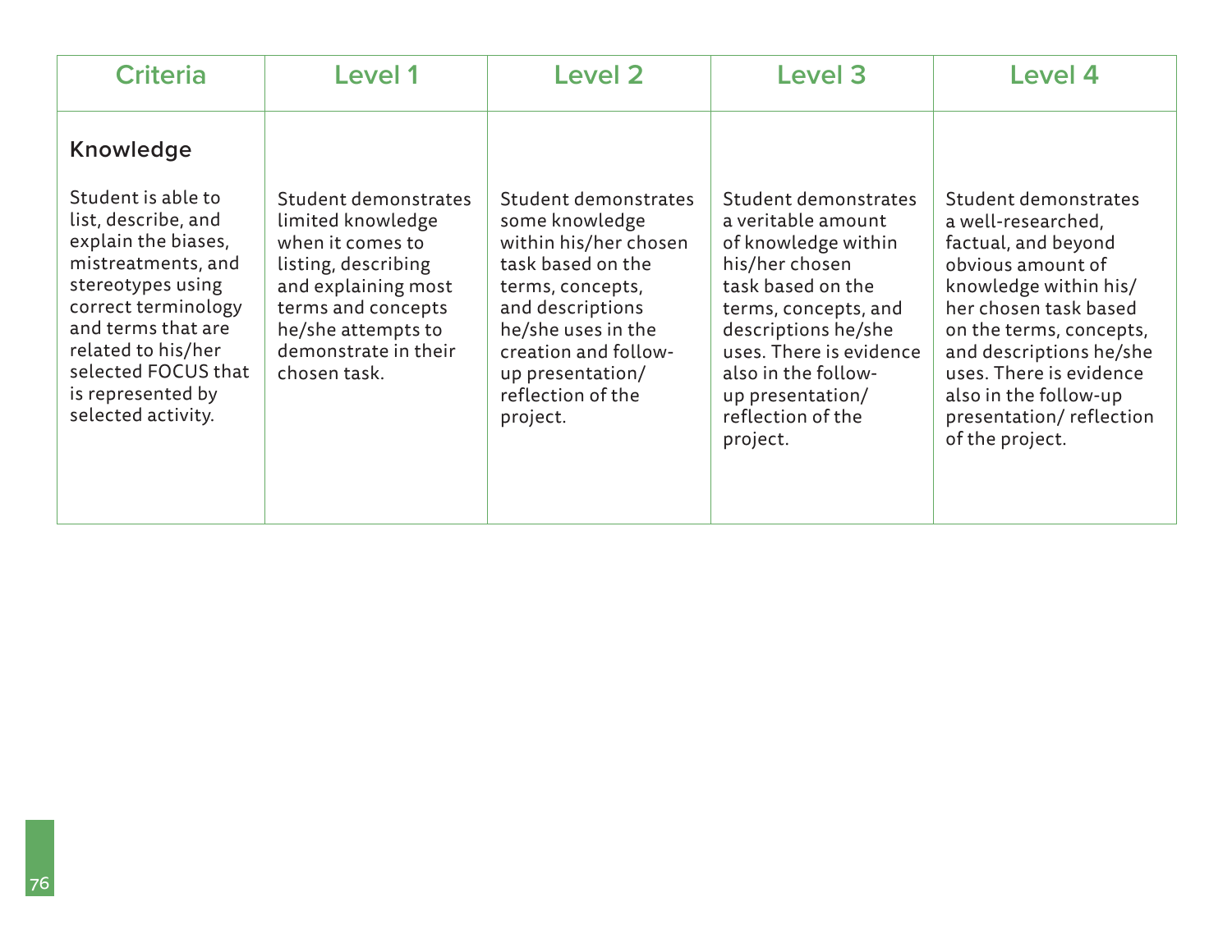| Criteria | Level 1 | Level 2 | Level 3 | Level 4 |
|---|---|---|---|---|
| **Knowledge**<br><br>Student is able to list, describe, and explain the biases, mistreatments, and stereotypes using correct terminology and terms that are related to his/her selected FOCUS that is represented by selected activity. | Student demonstrates limited knowledge when it comes to listing, describing and explaining most terms and concepts he/she attempts to demonstrate in their chosen task. | Student demonstrates some knowledge within his/her chosen task based on the terms, concepts, and descriptions he/she uses in the creation and follow-up presentation/ reflection of the project. | Student demonstrates a veritable amount of knowledge within his/her chosen task based on the terms, concepts, and descriptions he/she uses. There is evidence also in the follow-up presentation/ reflection of the project. | Student demonstrates a well-researched, factual, and beyond obvious amount of knowledge within his/ her chosen task based on the terms, concepts, and descriptions he/she uses. There is evidence also in the follow-up presentation/ reflection of the project. |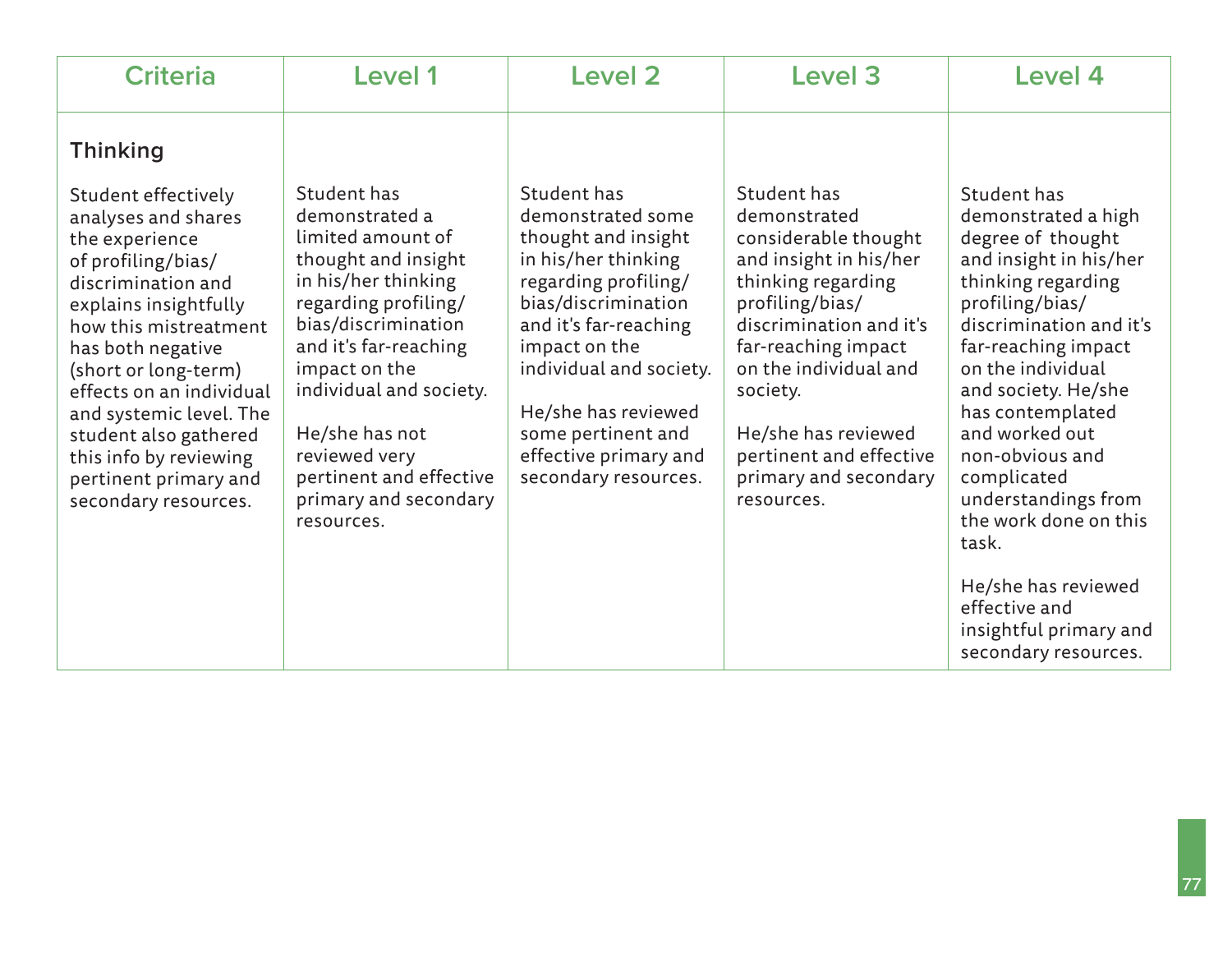| Criteria | Level 1 | Level 2 | Level 3 | Level 4 |
|---|---|---|---|---|
| **Thinking**<br><br>Student effectively analyses and shares the experience of profiling/bias/ discrimination and explains insightfully how this mistreatment has both negative (short or long-term) effects on an individual and systemic level. The student also gathered this info by reviewing pertinent primary and secondary resources. | Student has demonstrated a limited amount of thought and insight in his/her thinking regarding profiling/ bias/discrimination and it's far-reaching impact on the individual and society.<br><br>He/she has not reviewed very pertinent and effective primary and secondary resources. | Student has demonstrated some thought and insight in his/her thinking regarding profiling/ bias/discrimination and it's far-reaching impact on the individual and society.<br><br>He/she has reviewed some pertinent and effective primary and secondary resources. | Student has demonstrated considerable thought and insight in his/her thinking regarding profiling/bias/ discrimination and it's far-reaching impact on the individual and society.<br><br>He/she has reviewed pertinent and effective primary and secondary resources. | Student has demonstrated a high degree of thought and insight in his/her thinking regarding profiling/bias/ discrimination and it's far-reaching impact on the individual and society. He/she has contemplated and worked out non-obvious and complicated understandings from the work done on this task.<br><br>He/she has reviewed effective and insightful primary and secondary resources. |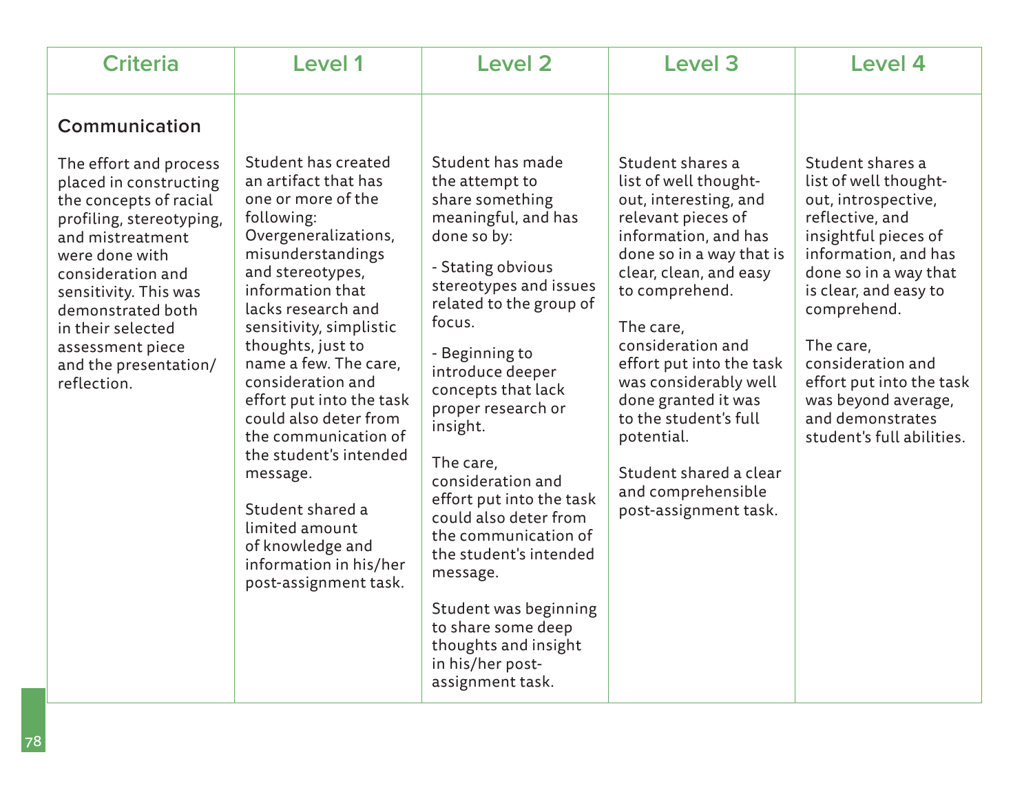| Criteria | Level 1 | Level 2 | Level 3 | Level 4 |
|---|---|---|---|---|
| **Communication**<br><br>The effort and process placed in constructing the concepts of racial profiling, stereotyping, and mistreatment were done with consideration and sensitivity. This was demonstrated both in their selected assessment piece and the presentation/ reflection. | Student has created an artifact that has one or more of the following: Overgeneralizations, misunderstandings and stereotypes, information that lacks research and sensitivity, simplistic thoughts, just to name a few. The care, consideration and effort put into the task could also deter from the communication of the student's intended message.<br><br>Student shared a limited amount of knowledge and information in his/her post-assignment task. | Student has made the attempt to share something meaningful, and has done so by:<br><br>- Stating obvious stereotypes and issues related to the group of focus.<br><br>- Beginning to introduce deeper concepts that lack proper research or insight.<br><br>The care, consideration and effort put into the task could also deter from the communication of the student's intended message.<br><br>Student was beginning to share some deep thoughts and insight in his/her post-assignment task. | Student shares a list of well thought-out, interesting, and relevant pieces of information, and has done so in a way that is clear, clean, and easy to comprehend.<br><br>The care, consideration and effort put into the task was considerably well done granted it was to the student's full potential.<br><br>Student shared a clear and comprehensible post-assignment task. | Student shares a list of well thought-out, introspective, reflective, and insightful pieces of information, and has done so in a way that is clear, and easy to comprehend.<br><br>The care, consideration and effort put into the task was beyond average, and demonstrates student's full abilities. |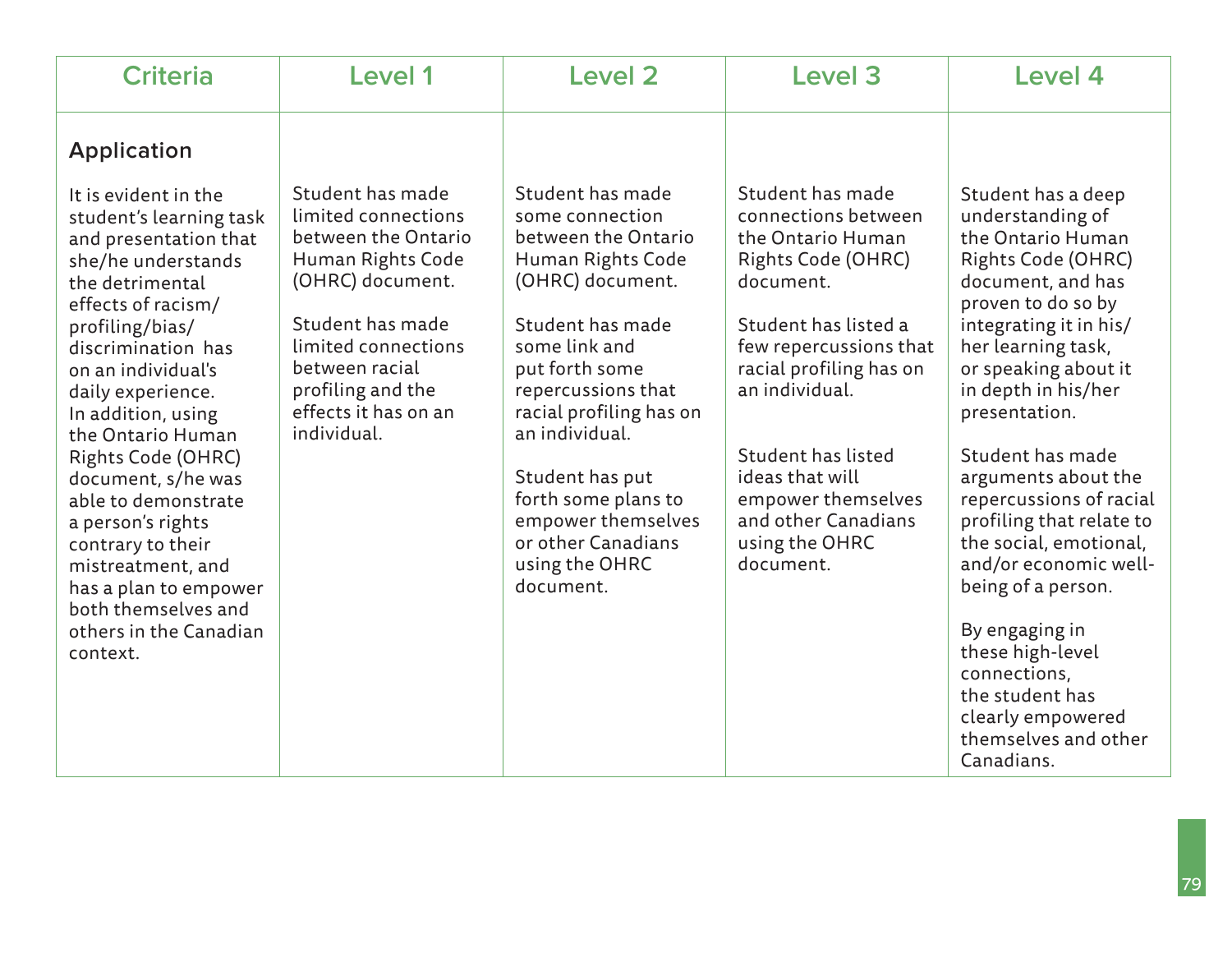| Criteria | Level 1 | Level 2 | Level 3 | Level 4 |
|---|---|---|---|---|
| **Application**<br><br>It is evident in the student's learning task and presentation that she/he understands the detrimental effects of racism/ profiling/bias/ discrimination has on an individual's daily experience. In addition, using the Ontario Human Rights Code (OHRC) document, s/he was able to demonstrate a person's rights contrary to their mistreatment, and has a plan to empower both themselves and others in the Canadian context. | Student has made limited connections between the Ontario Human Rights Code (OHRC) document.<br><br>Student has made limited connections between racial profiling and the effects it has on an individual. | Student has made some connection between the Ontario Human Rights Code (OHRC) document.<br><br>Student has made some link and put forth some repercussions that racial profiling has on an individual.<br><br>Student has put forth some plans to empower themselves or other Canadians using the OHRC document. | Student has made connections between the Ontario Human Rights Code (OHRC) document.<br><br>Student has listed a few repercussions that racial profiling has on an individual.<br><br>Student has listed ideas that will empower themselves and other Canadians using the OHRC document. | Student has a deep understanding of the Ontario Human Rights Code (OHRC) document, and has proven to do so by integrating it in his/ her learning task, or speaking about it in depth in his/her presentation.<br><br>Student has made arguments about the repercussions of racial profiling that relate to the social, emotional, and/or economic well-being of a person.<br><br>By engaging in these high-level connections, the student has clearly empowered themselves and other Canadians. |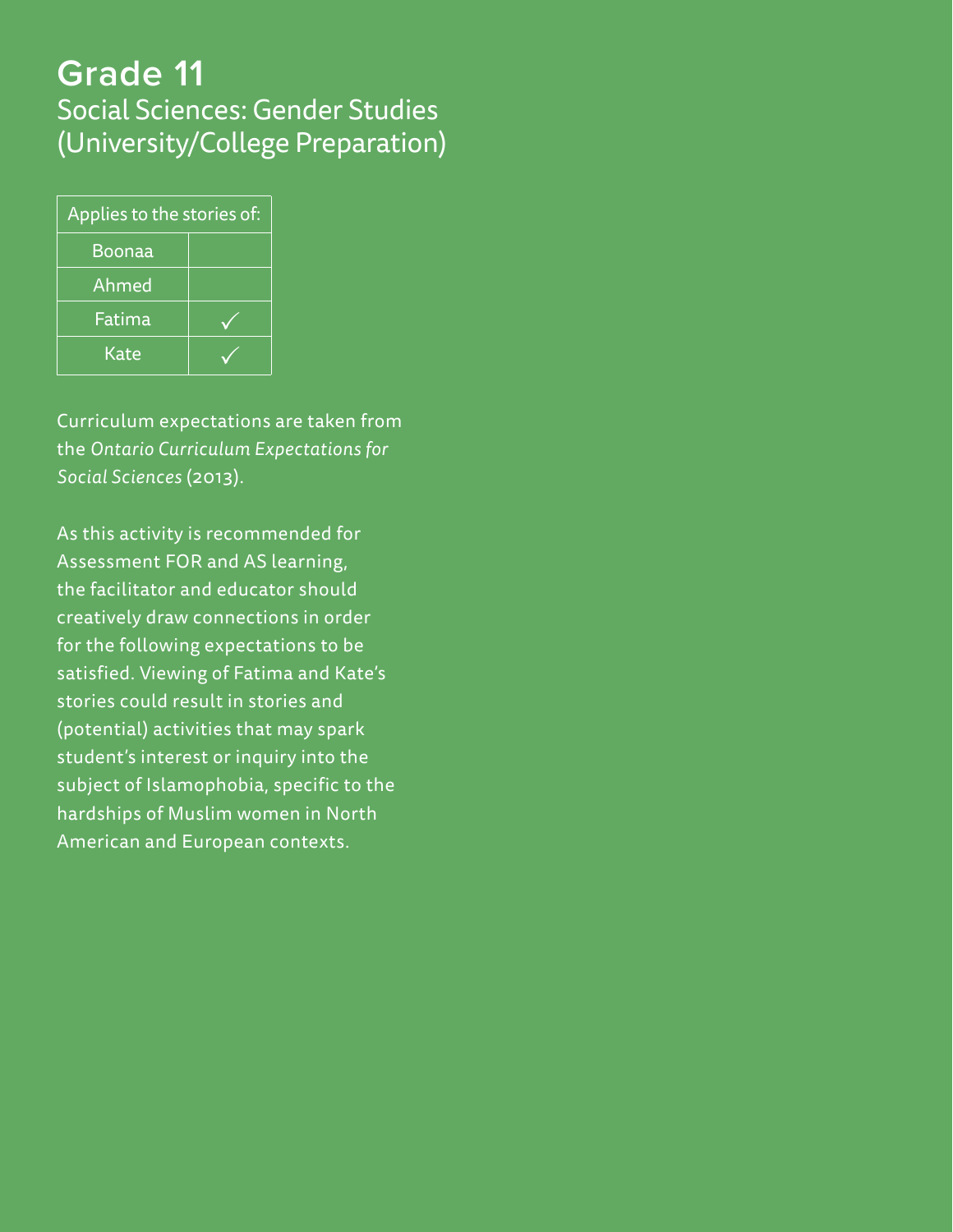# Grade 11

## Social Sciences: Gender Studies (University/College Preparation)

| Applies to the stories of: | |
|---|---|
| Boonaa | |
| Ahmed | |
| Fatima | ✓ |
| Kate | ✓ |

Curriculum expectations are taken from the *Ontario Curriculum Expectations for Social Sciences* (2013).

As this activity is recommended for Assessment FOR and AS learning, the facilitator and educator should creatively draw connections in order for the following expectations to be satisfied. Viewing of Fatima and Kate's stories could result in stories and (potential) activities that may spark student's interest or inquiry into the subject of Islamophobia, specific to the hardships of Muslim women in North American and European contexts.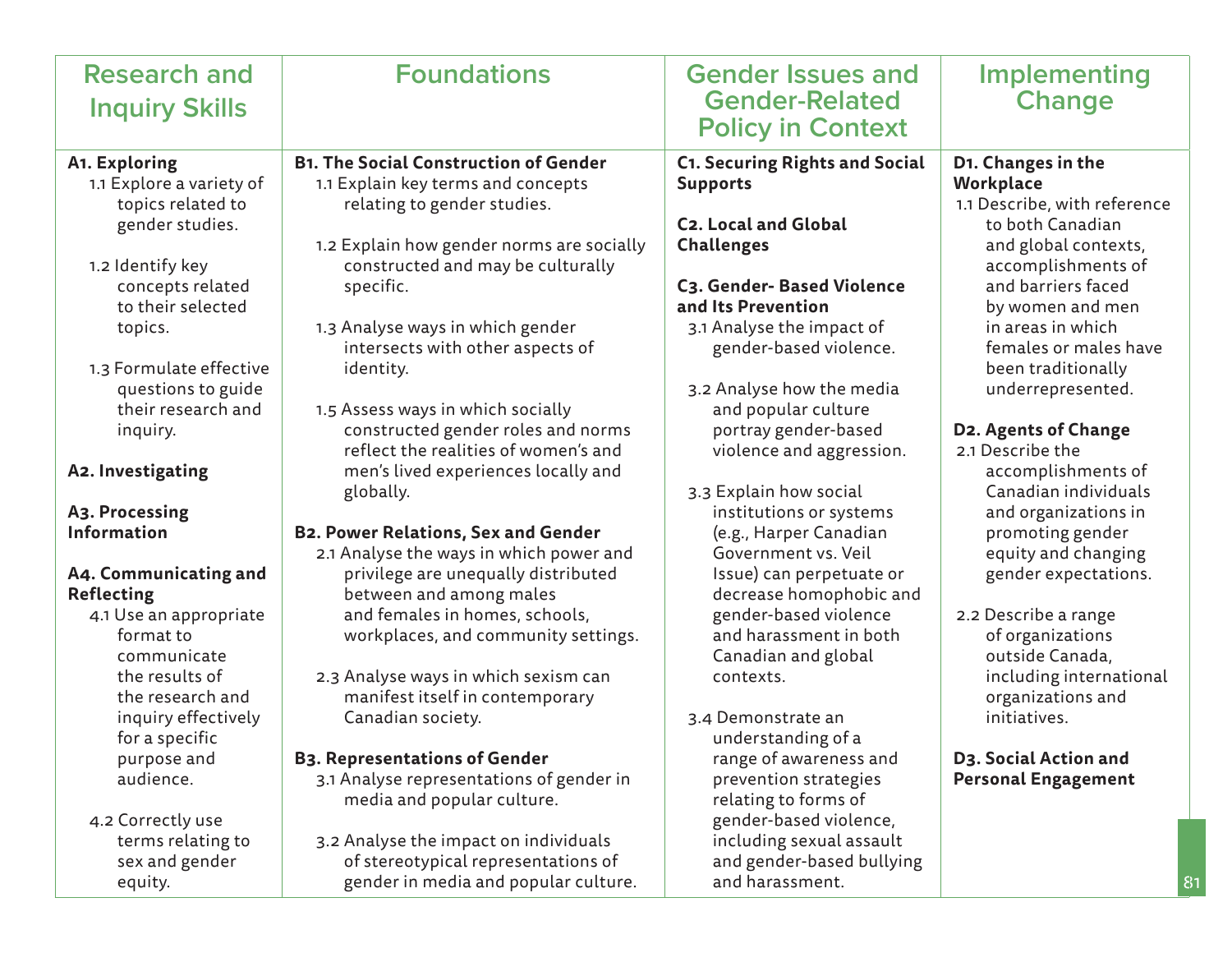| Research and Inquiry Skills | Foundations | Gender Issues and Gender-Related Policy in Context | Implementing Change |
|---|---|---|---|
| **A1. Exploring**<br>1.1 Explore a variety of topics related to gender studies.<br><br>1.2 Identify key concepts related to their selected topics.<br><br>1.3 Formulate effective questions to guide their research and inquiry.<br><br>**A2. Investigating**<br><br>**A3. Processing Information**<br><br>**A4. Communicating and Reflecting**<br>4.1 Use an appropriate format to communicate the results of the research and inquiry effectively for a specific purpose and audience.<br><br>4.2 Correctly use terms relating to sex and gender equity. | **B1. The Social Construction of Gender**<br>1.1 Explain key terms and concepts relating to gender studies.<br><br>1.2 Explain how gender norms are socially constructed and may be culturally specific.<br><br>1.3 Analyse ways in which gender intersects with other aspects of identity.<br><br>1.5 Assess ways in which socially constructed gender roles and norms reflect the realities of women's and men's lived experiences locally and globally.<br><br>**B2. Power Relations, Sex and Gender**<br>2.1 Analyse the ways in which power and privilege are unequally distributed between and among males and females in homes, schools, workplaces, and community settings.<br><br>2.3 Analyse ways in which sexism can manifest itself in contemporary Canadian society.<br><br>**B3. Representations of Gender**<br>3.1 Analyse representations of gender in media and popular culture.<br><br>3.2 Analyse the impact on individuals of stereotypical representations of gender in media and popular culture. | **C1. Securing Rights and Social Supports**<br><br>**C2. Local and Global Challenges**<br><br>**C3. Gender- Based Violence and Its Prevention**<br>3.1 Analyse the impact of gender-based violence.<br><br>3.2 Analyse how the media and popular culture portray gender-based violence and aggression.<br><br>3.3 Explain how social institutions or systems (e.g., Harper Canadian Government vs. Veil Issue) can perpetuate or decrease homophobic and gender-based violence and harassment in both Canadian and global contexts.<br><br>3.4 Demonstrate an understanding of a range of awareness and prevention strategies relating to forms of gender-based violence, including sexual assault and gender-based bullying and harassment. | **D1. Changes in the Workplace**<br>1.1 Describe, with reference to both Canadian and global contexts, accomplishments of and barriers faced by women and men in areas in which females or males have been traditionally underrepresented.<br><br>**D2. Agents of Change**<br>2.1 Describe the accomplishments of Canadian individuals and organizations in promoting gender equity and changing gender expectations.<br><br>2.2 Describe a range of organizations outside Canada, including international organizations and initiatives.<br><br>**D3. Social Action and Personal Engagement** |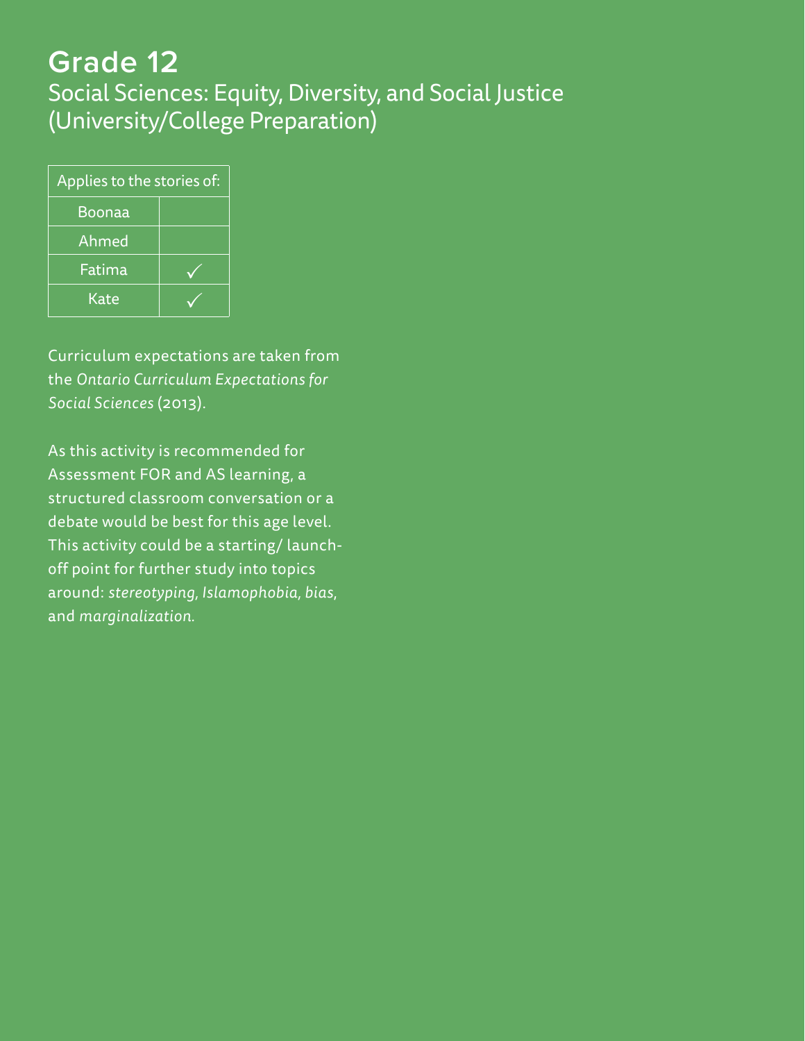# Grade 12

## Social Sciences: Equity, Diversity, and Social Justice (University/College Preparation)

| Applies to the stories of: | |
|---|---|
| Boonaa | |
| Ahmed | |
| Fatima | ✓ |
| Kate | ✓ |

Curriculum expectations are taken from the *Ontario Curriculum Expectations for Social Sciences* (2013).

As this activity is recommended for Assessment FOR and AS learning, a structured classroom conversation or a debate would be best for this age level. This activity could be a starting/ launch-off point for further study into topics around: *stereotyping*, *Islamophobia*, *bias*, and *marginalization*.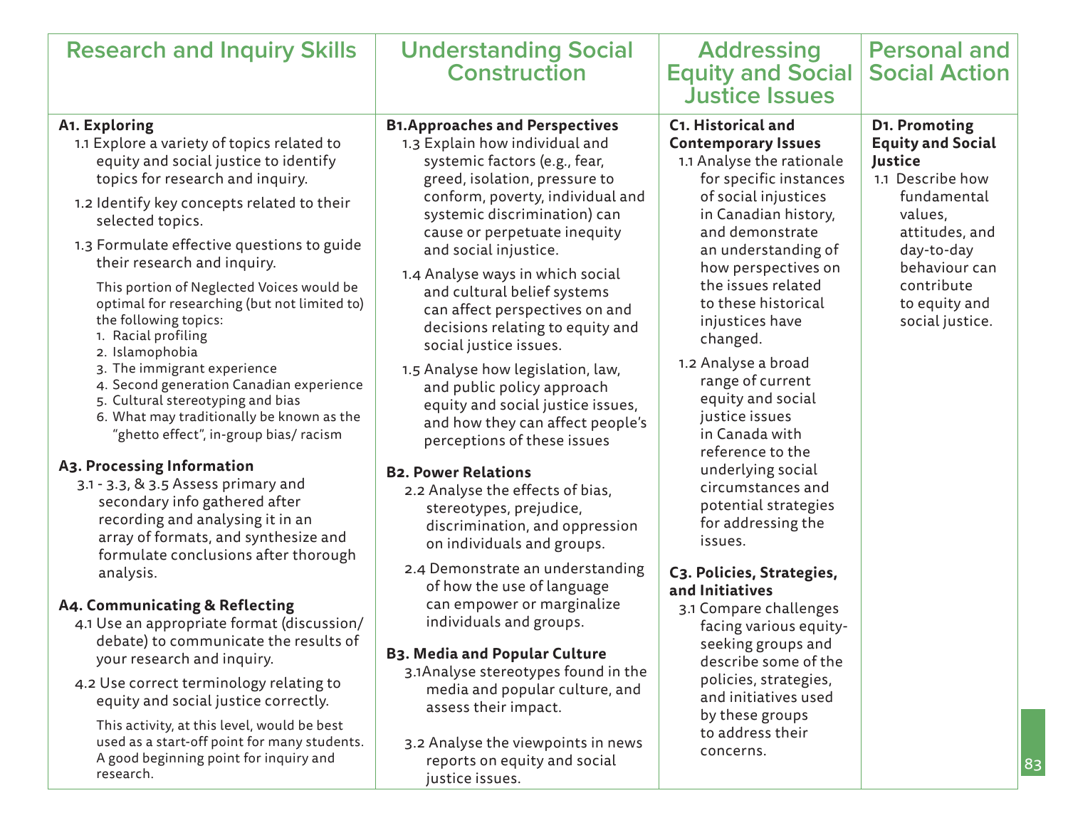| Research and Inquiry Skills | Understanding Social Construction | Addressing Equity and Social Justice Issues | Personal and Social Action |
|---|---|---|---|
| **A1. Exploring**<br>1.1 Explore a variety of topics related to equity and social justice to identify topics for research and inquiry.<br>1.2 Identify key concepts related to their selected topics.<br>1.3 Formulate effective questions to guide their research and inquiry.<br>This portion of Neglected Voices would be optimal for researching (but not limited to) the following topics:<br>1. Racial profiling<br>2. Islamophobia<br>3. The immigrant experience<br>4. Second generation Canadian experience<br>5. Cultural stereotyping and bias<br>6. What may traditionally be known as the "ghetto effect", in-group bias/ racism<br><br>**A3. Processing Information**<br>3.1 - 3.3, & 3.5 Assess primary and secondary info gathered after recording and analysing it in an array of formats, and synthesize and formulate conclusions after thorough analysis.<br><br>**A4. Communicating & Reflecting**<br>4.1 Use an appropriate format (discussion/ debate) to communicate the results of your research and inquiry.<br>4.2 Use correct terminology relating to equity and social justice correctly.<br>This activity, at this level, would be best used as a start-off point for many students. A good beginning point for inquiry and research. | **B1.Approaches and Perspectives**<br>1.3 Explain how individual and systemic factors (e.g., fear, greed, isolation, pressure to conform, poverty, individual and systemic discrimination) can cause or perpetuate inequity and social injustice.<br>1.4 Analyse ways in which social and cultural belief systems can affect perspectives on and decisions relating to equity and social justice issues.<br>1.5 Analyse how legislation, law, and public policy approach equity and social justice issues, and how they can affect people's perceptions of these issues<br><br>**B2. Power Relations**<br>2.2 Analyse the effects of bias, stereotypes, prejudice, discrimination, and oppression on individuals and groups.<br>2.4 Demonstrate an understanding of how the use of language can empower or marginalize individuals and groups.<br><br>**B3. Media and Popular Culture**<br>3.1Analyse stereotypes found in the media and popular culture, and assess their impact.<br>3.2 Analyse the viewpoints in news reports on equity and social justice issues. | **C1. Historical and Contemporary Issues**<br>1.1 Analyse the rationale for specific instances of social injustices in Canadian history, and demonstrate an understanding of how perspectives on the issues related to these historical injustices have changed.<br>1.2 Analyse a broad range of current equity and social justice issues in Canada with reference to the underlying social circumstances and potential strategies for addressing the issues.<br><br>**C3. Policies, Strategies, and Initiatives**<br>3.1 Compare challenges facing various equity-seeking groups and describe some of the policies, strategies, and initiatives used by these groups to address their concerns. | **D1. Promoting Equity and Social Justice**<br>1.1 Describe how fundamental values, attitudes, and day-to-day behaviour can contribute to equity and social justice. |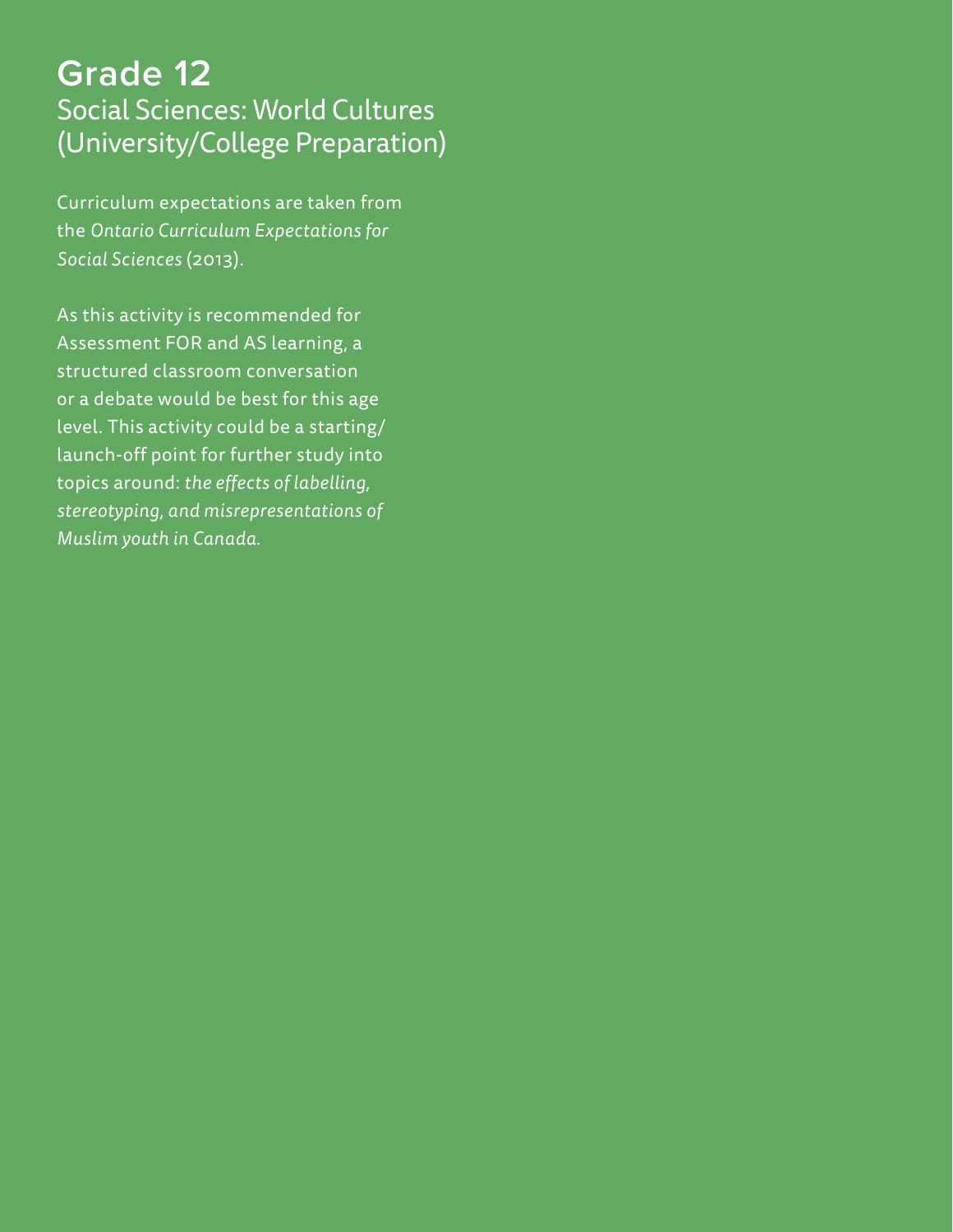# Grade 12

## Social Sciences: World Cultures (University/College Preparation)

Curriculum expectations are taken from the *Ontario Curriculum Expectations for Social Sciences* (2013).

As this activity is recommended for Assessment FOR and AS learning, a structured classroom conversation or a debate would be best for this age level. This activity could be a starting/launch-off point for further study into topics around: *the effects of labelling, stereotyping, and misrepresentations of Muslim youth in Canada.*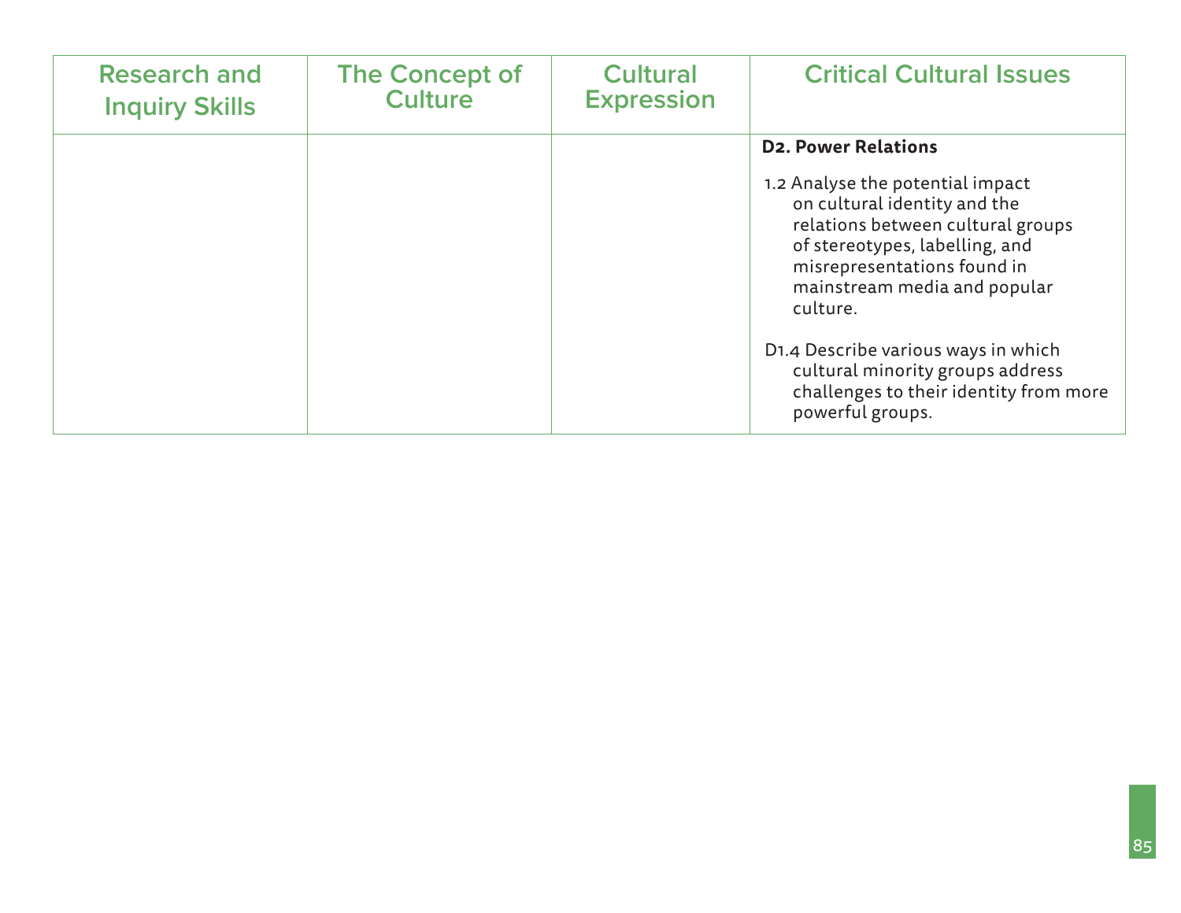| Research and Inquiry Skills | The Concept of Culture | Cultural Expression | Critical Cultural Issues |
| --- | --- | --- | --- |
| | | | **D2. Power Relations**<br><br>1.2 Analyse the potential impact on cultural identity and the relations between cultural groups of stereotypes, labelling, and misrepresentations found in mainstream media and popular culture.<br><br>D1.4 Describe various ways in which cultural minority groups address challenges to their identity from more powerful groups. |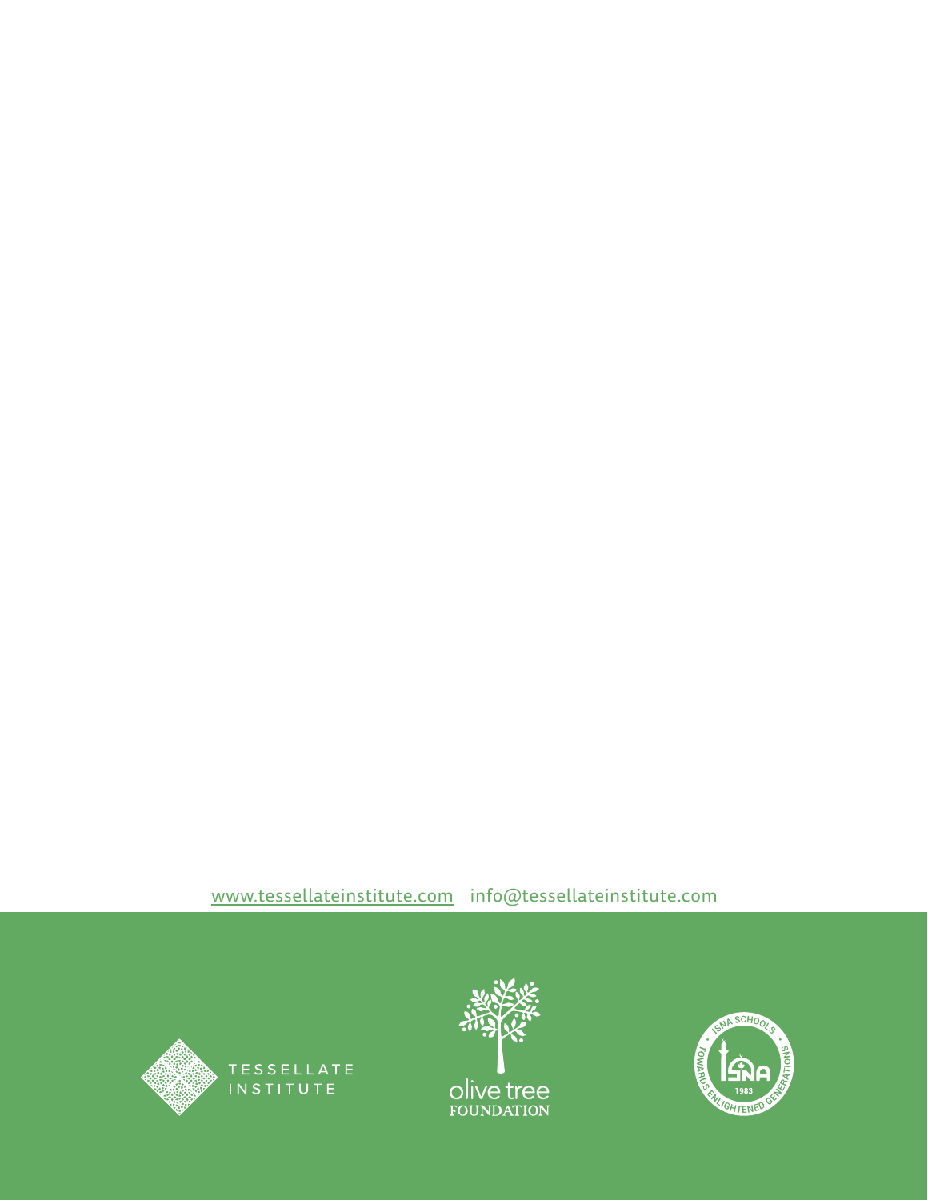www.tessellateinstitute.com info@tessellateinstitute.com

TESSELLATE INSTITUTE

olive tree FOUNDATION

ISNA SCHOOLS • TOWARDS ENLIGHTENED GENERATIONS • 1983